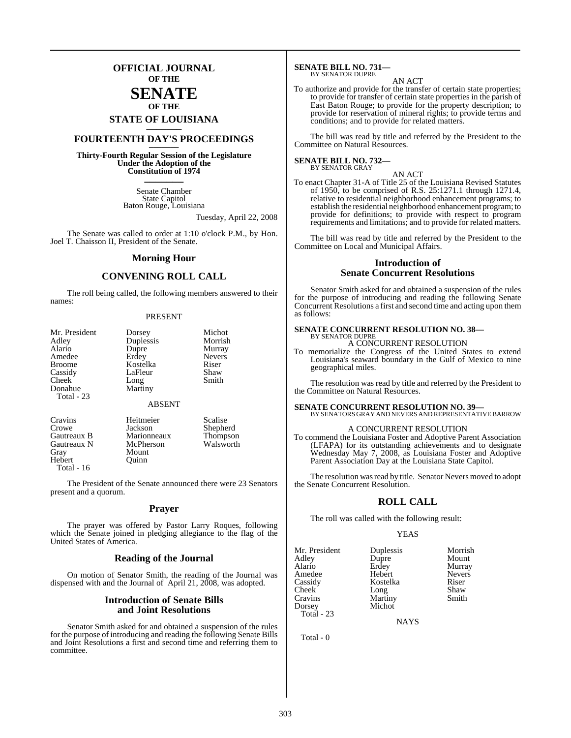# OFFICIAL JOURNAL OF THE SENATE OF THE STATE OF LOUISIANA

## FOURTEENTH DAY'S PROCEEDINGS

**Thirty-Fourth Regular Session of the Legislature Under the Adoption of the Constitution of 1974**

Senate Chamber
State Capitol
Baton Rouge, Louisiana

Tuesday, April 22, 2008

The Senate was called to order at 1:10 o'clock P.M., by Hon. Joel T. Chaisson II, President of the Senate.

## Morning Hour

## CONVENING ROLL CALL

The roll being called, the following members answered to their names:

PRESENT

| | | |
|---|---|---|
| Mr. President | Dorsey | Michot |
| Adley | Duplessis | Morrish |
| Alario | Dupre | Murray |
| Amedee | Erdey | Nevers |
| Broome | Kostelka | Riser |
| Cassidy | LaFleur | Shaw |
| Cheek | Long | Smith |
| Donahue | Martiny | |

Total - 23

ABSENT

| | | |
|---|---|---|
| Cravins | Heitmeier | Scalise |
| Crowe | Jackson | Shepherd |
| Gautreaux B | Marionneaux | Thompson |
| Gautreaux N | McPherson | Walsworth |
| Gray | Mount | |
| Hebert | Quinn | |

Total - 16

The President of the Senate announced there were 23 Senators present and a quorum.

## Prayer

The prayer was offered by Pastor Larry Roques, following which the Senate joined in pledging allegiance to the flag of the United States of America.

## Reading of the Journal

On motion of Senator Smith, the reading of the Journal was dispensed with and the Journal of April 21, 2008, was adopted.

## Introduction of Senate Bills and Joint Resolutions

Senator Smith asked for and obtained a suspension of the rules for the purpose of introducing and reading the following Senate Bills and Joint Resolutions a first and second time and referring them to committee.

**SENATE BILL NO. 731—**
BY SENATOR DUPRE

AN ACT

To authorize and provide for the transfer of certain state properties; to provide for transfer of certain state properties in the parish of East Baton Rouge; to provide for the property description; to provide for reservation of mineral rights; to provide terms and conditions; and to provide for related matters.

The bill was read by title and referred by the President to the Committee on Natural Resources.

**SENATE BILL NO. 732—**
BY SENATOR GRAY

AN ACT

To enact Chapter 31-A of Title 25 of the Louisiana Revised Statutes of 1950, to be comprised of R.S. 25:1271.1 through 1271.4, relative to residential neighborhood enhancement programs; to establish the residential neighborhood enhancement program; to provide for definitions; to provide with respect to program requirements and limitations; and to provide for related matters.

The bill was read by title and referred by the President to the Committee on Local and Municipal Affairs.

## Introduction of Senate Concurrent Resolutions

Senator Smith asked for and obtained a suspension of the rules for the purpose of introducing and reading the following Senate Concurrent Resolutions a first and second time and acting upon them as follows:

**SENATE CONCURRENT RESOLUTION NO. 38—**
BY SENATOR DUPRE

A CONCURRENT RESOLUTION

To memorialize the Congress of the United States to extend Louisiana's seaward boundary in the Gulf of Mexico to nine geographical miles.

The resolution was read by title and referred by the President to the Committee on Natural Resources.

**SENATE CONCURRENT RESOLUTION NO. 39—**
BY SENATORS GRAY AND NEVERS AND REPRESENTATIVE BARROW

A CONCURRENT RESOLUTION

To commend the Louisiana Foster and Adoptive Parent Association (LFAPA) for its outstanding achievements and to designate Wednesday May 7, 2008, as Louisiana Foster and Adoptive Parent Association Day at the Louisiana State Capitol.

The resolution was read by title. Senator Nevers moved to adopt the Senate Concurrent Resolution.

## ROLL CALL

The roll was called with the following result:

YEAS

| | | |
|---|---|---|
| Mr. President | Duplessis | Morrish |
| Adley | Dupre | Mount |
| Alario | Erdey | Murray |
| Amedee | Hebert | Nevers |
| Cassidy | Kostelka | Riser |
| Cheek | Long | Shaw |
| Cravins | Martiny | Smith |
| Dorsey | Michot | |

Total - 23

NAYS

Total - 0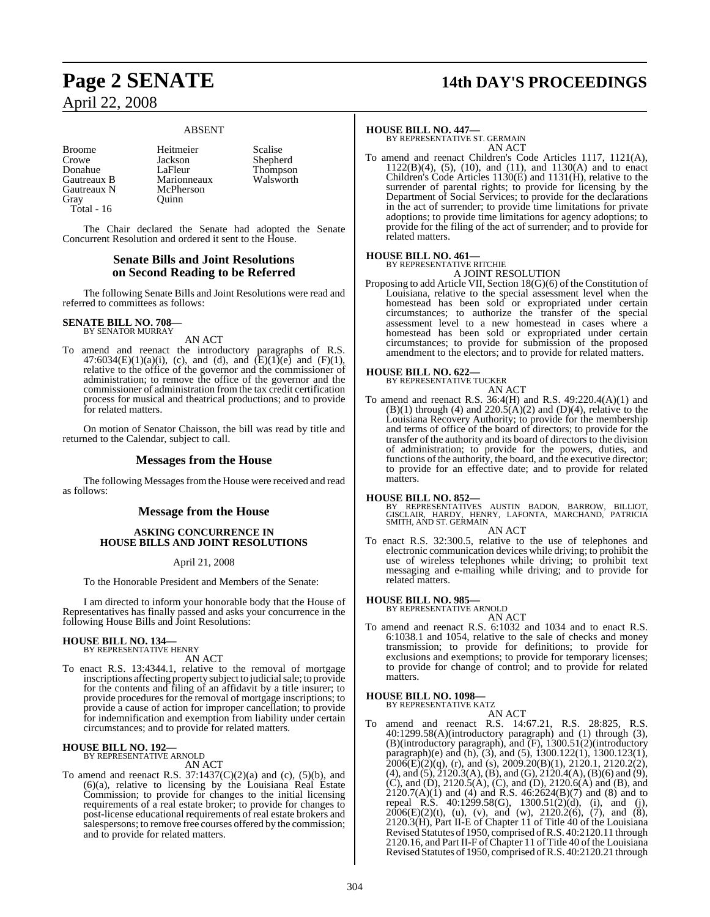ABSENT

| | | |
|---|---|---|
| Broome | Heitmeier | Scalise |
| Crowe | Jackson | Shepherd |
| Donahue | LaFleur | Thompson |
| Gautreaux B | Marionneaux | Walsworth |
| Gautreaux N | McPherson | |
| Gray | Quinn | |

Total - 16

The Chair declared the Senate had adopted the Senate Concurrent Resolution and ordered it sent to the House.

## Senate Bills and Joint Resolutions on Second Reading to be Referred

The following Senate Bills and Joint Resolutions were read and referred to committees as follows:

**SENATE BILL NO. 708—**
BY SENATOR MURRAY

AN ACT

To amend and reenact the introductory paragraphs of R.S. 47:6034(E)(1)(a)(i), (c), and (d), and (E)(1)(e) and (F)(1), relative to the office of the governor and the commissioner of administration; to remove the office of the governor and the commissioner of administration from the tax credit certification process for musical and theatrical productions; and to provide for related matters.

On motion of Senator Chaisson, the bill was read by title and returned to the Calendar, subject to call.

## Messages from the House

The following Messages from the House were received and read as follows:

## Message from the House

### ASKING CONCURRENCE IN HOUSE BILLS AND JOINT RESOLUTIONS

April 21, 2008

To the Honorable President and Members of the Senate:

I am directed to inform your honorable body that the House of Representatives has finally passed and asks your concurrence in the following House Bills and Joint Resolutions:

**HOUSE BILL NO. 134—**
BY REPRESENTATIVE HENRY

AN ACT

To enact R.S. 13:4344.1, relative to the removal of mortgage inscriptions affecting property subject to judicial sale; to provide for the contents and filing of an affidavit by a title insurer; to provide procedures for the removal of mortgage inscriptions; to provide a cause of action for improper cancellation; to provide for indemnification and exemption from liability under certain circumstances; and to provide for related matters.

**HOUSE BILL NO. 192—**
BY REPRESENTATIVE ARNOLD

AN ACT

To amend and reenact R.S. 37:1437(C)(2)(a) and (c), (5)(b), and (6)(a), relative to licensing by the Louisiana Real Estate Commission; to provide for changes to the initial licensing requirements of a real estate broker; to provide for changes to post-license educational requirements of real estate brokers and salespersons; to remove free courses offered by the commission; and to provide for related matters.

**HOUSE BILL NO. 447—**
BY REPRESENTATIVE ST. GERMAIN

AN ACT

To amend and reenact Children's Code Articles 1117, 1121(A), 1122(B)(4), (5), (10), and (11), and 1130(A) and to enact Children's Code Articles 1130(E) and 1131(H), relative to the surrender of parental rights; to provide for licensing by the Department of Social Services; to provide for the declarations in the act of surrender; to provide time limitations for private adoptions; to provide time limitations for agency adoptions; to provide for the filing of the act of surrender; and to provide for related matters.

**HOUSE BILL NO. 461—**
BY REPRESENTATIVE RITCHIE

A JOINT RESOLUTION

Proposing to add Article VII, Section 18(G)(6) of the Constitution of Louisiana, relative to the special assessment level when the homestead has been sold or expropriated under certain circumstances; to authorize the transfer of the special assessment level to a new homestead in cases where a homestead has been sold or expropriated under certain circumstances; to provide for submission of the proposed amendment to the electors; and to provide for related matters.

**HOUSE BILL NO. 622—**
BY REPRESENTATIVE TUCKER

AN ACT

To amend and reenact R.S. 36:4(H) and R.S. 49:220.4(A)(1) and (B)(1) through (4) and 220.5(A)(2) and (D)(4), relative to the Louisiana Recovery Authority; to provide for the membership and terms of office of the board of directors; to provide for the transfer of the authority and its board of directors to the division of administration; to provide for the powers, duties, and functions of the authority, the board, and the executive director; to provide for an effective date; and to provide for related matters.

**HOUSE BILL NO. 852—**
BY REPRESENTATIVES AUSTIN BADON, BARROW, BILLIOT, GISCLAIR, HARDY, HENRY, LAFONTA, MARCHAND, PATRICIA SMITH, AND ST. GERMAIN

AN ACT

To enact R.S. 32:300.5, relative to the use of telephones and electronic communication devices while driving; to prohibit the use of wireless telephones while driving; to prohibit text messaging and e-mailing while driving; and to provide for related matters.

**HOUSE BILL NO. 985—**
BY REPRESENTATIVE ARNOLD

AN ACT

To amend and reenact R.S. 6:1032 and 1034 and to enact R.S. 6:1038.1 and 1054, relative to the sale of checks and money transmission; to provide for definitions; to provide for exclusions and exemptions; to provide for temporary licenses; to provide for change of control; and to provide for related matters.

**HOUSE BILL NO. 1098—**
BY REPRESENTATIVE KATZ

AN ACT

To amend and reenact R.S. 14:67.21, R.S. 28:825, R.S. 40:1299.58(A)(introductory paragraph) and (1) through (3), (B)(introductory paragraph), and (F), 1300.51(2)(introductory paragraph)(e) and (h), (3), and (5), 1300.122(1), 1300.123(1), 2006(E)(2)(q), (r), and (s), 2009.20(B)(1), 2120.1, 2120.2(2), (4), and (5), 2120.3(A), (B), and (G), 2120.4(A), (B)(6) and (9), (C), and (D), 2120.5(A), (C), and (D), 2120.6(A) and (B), and 2120.7(A)(1) and (4) and R.S. 46:2624(B)(7) and (8) and to repeal R.S. 40:1299.58(G), 1300.51(2)(d), (i), and (j), 2006(E)(2)(t), (u), (v), and (w), 2120.2(6), (7), and (8), 2120.3(H), Part II-E of Chapter 11 of Title 40 of the Louisiana Revised Statutes of 1950, comprised of R.S. 40:2120.11 through 2120.16, and Part II-F of Chapter 11 of Title 40 of the Louisiana Revised Statutes of 1950, comprised of R.S. 40:2120.21 through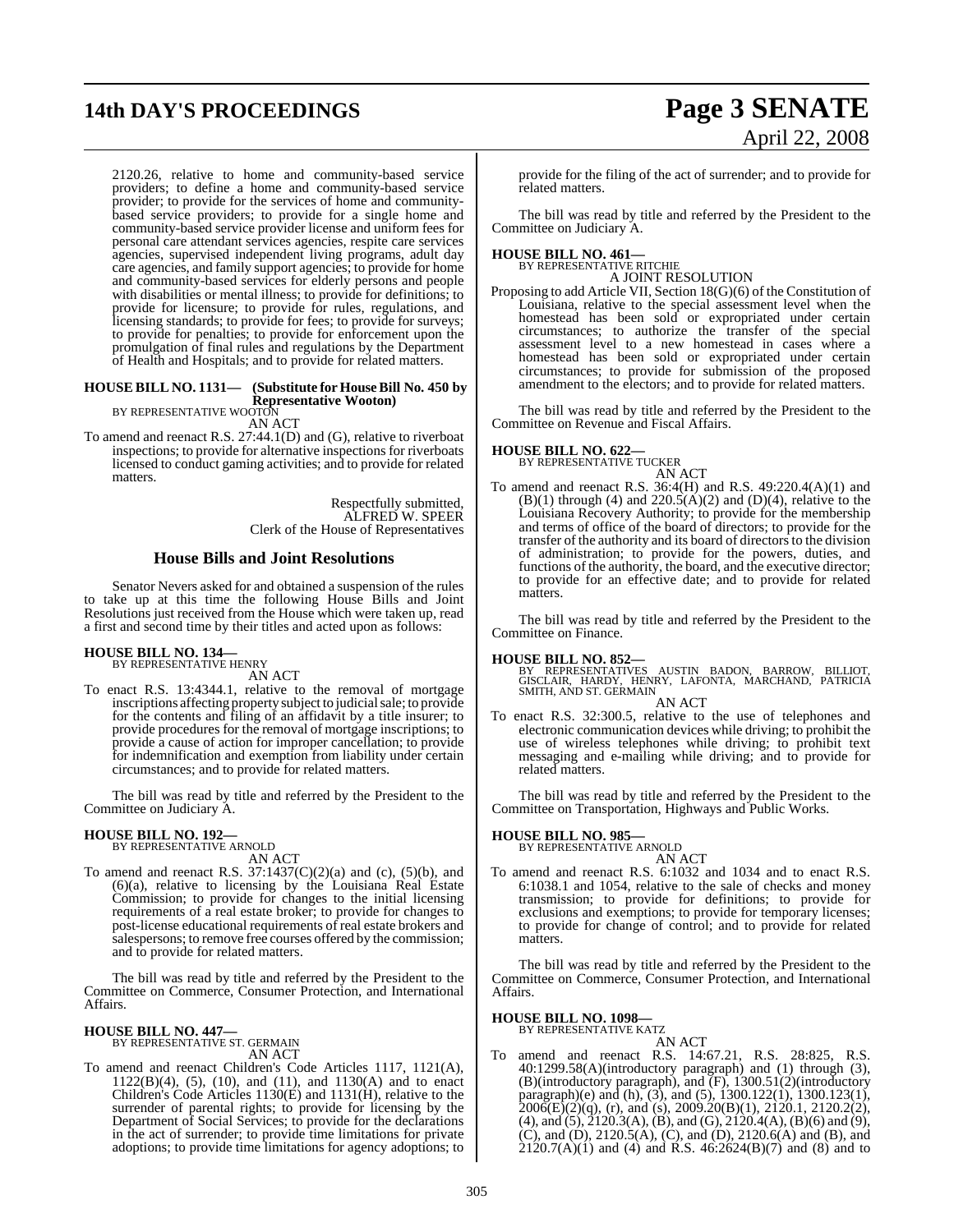2120.26, relative to home and community-based service providers; to define a home and community-based service provider; to provide for the services of home and community-based service providers; to provide for a single home and community-based service provider license and uniform fees for personal care attendant services agencies, respite care services agencies, supervised independent living programs, adult day care agencies, and family support agencies; to provide for home and community-based services for elderly persons and people with disabilities or mental illness; to provide for definitions; to provide for licensure; to provide for rules, regulations, and licensing standards; to provide for fees; to provide for surveys; to provide for penalties; to provide for enforcement upon the promulgation of final rules and regulations by the Department of Health and Hospitals; and to provide for related matters.

**HOUSE BILL NO. 1131— (Substitute for House Bill No. 450 by Representative Wooton)**
BY REPRESENTATIVE WOOTON
AN ACT
To amend and reenact R.S. 27:44.1(D) and (G), relative to riverboat inspections; to provide for alternative inspections for riverboats licensed to conduct gaming activities; and to provide for related matters.

Respectfully submitted,
ALFRED W. SPEER
Clerk of the House of Representatives

## House Bills and Joint Resolutions

Senator Nevers asked for and obtained a suspension of the rules to take up at this time the following House Bills and Joint Resolutions just received from the House which were taken up, read a first and second time by their titles and acted upon as follows:

**HOUSE BILL NO. 134—**
BY REPRESENTATIVE HENRY
AN ACT
To enact R.S. 13:4344.1, relative to the removal of mortgage inscriptions affecting property subject to judicial sale; to provide for the contents and filing of an affidavit by a title insurer; to provide procedures for the removal of mortgage inscriptions; to provide a cause of action for improper cancellation; to provide for indemnification and exemption from liability under certain circumstances; and to provide for related matters.

The bill was read by title and referred by the President to the Committee on Judiciary A.

**HOUSE BILL NO. 192—**
BY REPRESENTATIVE ARNOLD
AN ACT
To amend and reenact R.S. 37:1437(C)(2)(a) and (c), (5)(b), and (6)(a), relative to licensing by the Louisiana Real Estate Commission; to provide for changes to the initial licensing requirements of a real estate broker; to provide for changes to post-license educational requirements of real estate brokers and salespersons; to remove free courses offered by the commission; and to provide for related matters.

The bill was read by title and referred by the President to the Committee on Commerce, Consumer Protection, and International Affairs.

**HOUSE BILL NO. 447—**
BY REPRESENTATIVE ST. GERMAIN
AN ACT
To amend and reenact Children's Code Articles 1117, 1121(A), 1122(B)(4), (5), (10), and (11), and 1130(A) and to enact Children's Code Articles 1130(E) and 1131(H), relative to the surrender of parental rights; to provide for licensing by the Department of Social Services; to provide for the declarations in the act of surrender; to provide time limitations for private adoptions; to provide time limitations for agency adoptions; to provide for the filing of the act of surrender; and to provide for related matters.

The bill was read by title and referred by the President to the Committee on Judiciary A.

**HOUSE BILL NO. 461—**
BY REPRESENTATIVE RITCHIE
A JOINT RESOLUTION
Proposing to add Article VII, Section 18(G)(6) of the Constitution of Louisiana, relative to the special assessment level when the homestead has been sold or expropriated under certain circumstances; to authorize the transfer of the special assessment level to a new homestead in cases where a homestead has been sold or expropriated under certain circumstances; to provide for submission of the proposed amendment to the electors; and to provide for related matters.

The bill was read by title and referred by the President to the Committee on Revenue and Fiscal Affairs.

**HOUSE BILL NO. 622—**
BY REPRESENTATIVE TUCKER
AN ACT
To amend and reenact R.S. 36:4(H) and R.S. 49:220.4(A)(1) and (B)(1) through (4) and 220.5(A)(2) and (D)(4), relative to the Louisiana Recovery Authority; to provide for the membership and terms of office of the board of directors; to provide for the transfer of the authority and its board of directors to the division of administration; to provide for the powers, duties, and functions of the authority, the board, and the executive director; to provide for an effective date; and to provide for related matters.

The bill was read by title and referred by the President to the Committee on Finance.

**HOUSE BILL NO. 852—**
BY REPRESENTATIVES AUSTIN BADON, BARROW, BILLIOT, GISCLAIR, HARDY, HENRY, LAFONTA, MARCHAND, PATRICIA SMITH, AND ST. GERMAIN
AN ACT
To enact R.S. 32:300.5, relative to the use of telephones and electronic communication devices while driving; to prohibit the use of wireless telephones while driving; to prohibit text messaging and e-mailing while driving; and to provide for related matters.

The bill was read by title and referred by the President to the Committee on Transportation, Highways and Public Works.

**HOUSE BILL NO. 985—**
BY REPRESENTATIVE ARNOLD
AN ACT
To amend and reenact R.S. 6:1032 and 1034 and to enact R.S. 6:1038.1 and 1054, relative to the sale of checks and money transmission; to provide for definitions; to provide for exclusions and exemptions; to provide for temporary licenses; to provide for change of control; and to provide for related matters.

The bill was read by title and referred by the President to the Committee on Commerce, Consumer Protection, and International Affairs.

**HOUSE BILL NO. 1098—**
BY REPRESENTATIVE KATZ
AN ACT
To amend and reenact R.S. 14:67.21, R.S. 28:825, R.S. 40:1299.58(A)(introductory paragraph) and (1) through (3), (B)(introductory paragraph), and (F), 1300.51(2)(introductory paragraph)(e) and (h), (3), and (5), 1300.122(1), 1300.123(1), 2006(E)(2)(q), (r), and (s), 2009.20(B)(1), 2120.1, 2120.2(2), (4), and (5), 2120.3(A), (B), and (G), 2120.4(A), (B)(6) and (9), (C), and (D), 2120.5(A), (C), and (D), 2120.6(A) and (B), and 2120.7(A)(1) and (4) and R.S. 46:2624(B)(7) and (8) and to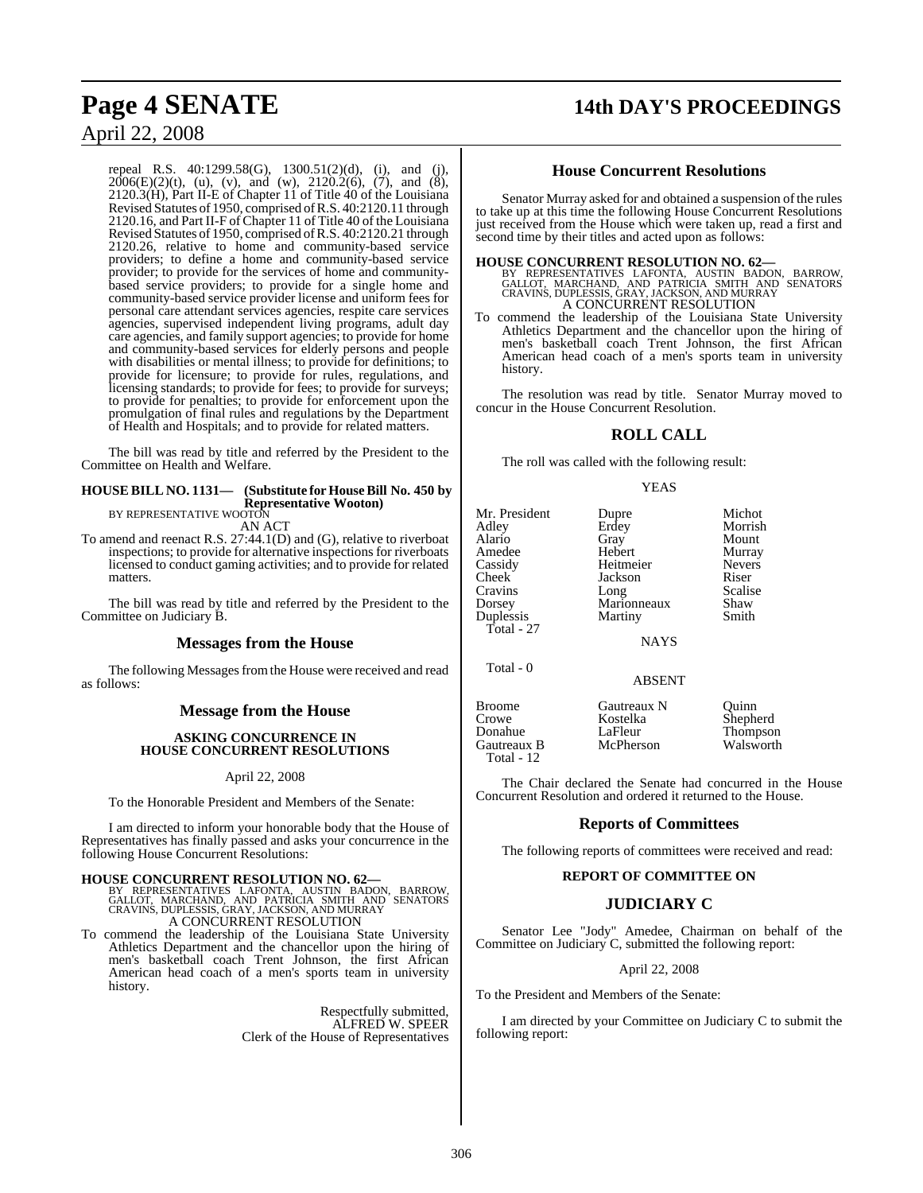repeal R.S. 40:1299.58(G), 1300.51(2)(d), (i), and (j), 2006(E)(2)(t), (u), (v), and (w), 2120.2(6), (7), and (8), 2120.3(H), Part II-E of Chapter 11 of Title 40 of the Louisiana Revised Statutes of 1950, comprised of R.S. 40:2120.11 through 2120.16, and Part II-F of Chapter 11 of Title 40 of the Louisiana Revised Statutes of 1950, comprised of R.S. 40:2120.21 through 2120.26, relative to home and community-based service providers; to define a home and community-based service provider; to provide for the services of home and community-based service providers; to provide for a single home and community-based service provider license and uniform fees for personal care attendant services agencies, respite care services agencies, supervised independent living programs, adult day care agencies, and family support agencies; to provide for home and community-based services for elderly persons and people with disabilities or mental illness; to provide for definitions; to provide for licensure; to provide for rules, regulations, and licensing standards; to provide for fees; to provide for surveys; to provide for penalties; to provide for enforcement upon the promulgation of final rules and regulations by the Department of Health and Hospitals; and to provide for related matters.

The bill was read by title and referred by the President to the Committee on Health and Welfare.

**HOUSE BILL NO. 1131— (Substitute for House Bill No. 450 by Representative Wooton)**
BY REPRESENTATIVE WOOTON
AN ACT

To amend and reenact R.S. 27:44.1(D) and (G), relative to riverboat inspections; to provide for alternative inspections for riverboats licensed to conduct gaming activities; and to provide for related matters.

The bill was read by title and referred by the President to the Committee on Judiciary B.

## Messages from the House

The following Messages from the House were received and read as follows:

## Message from the House

### ASKING CONCURRENCE IN HOUSE CONCURRENT RESOLUTIONS

April 22, 2008

To the Honorable President and Members of the Senate:

I am directed to inform your honorable body that the House of Representatives has finally passed and asks your concurrence in the following House Concurrent Resolutions:

**HOUSE CONCURRENT RESOLUTION NO. 62—**
BY REPRESENTATIVES LAFONTA, AUSTIN BADON, BARROW, GALLOT, MARCHAND, AND PATRICIA SMITH AND SENATORS CRAVINS, DUPLESSIS, GRAY, JACKSON, AND MURRAY
A CONCURRENT RESOLUTION

To commend the leadership of the Louisiana State University Athletics Department and the chancellor upon the hiring of men's basketball coach Trent Johnson, the first African American head coach of a men's sports team in university history.

Respectfully submitted,
ALFRED W. SPEER
Clerk of the House of Representatives

## House Concurrent Resolutions

Senator Murray asked for and obtained a suspension of the rules to take up at this time the following House Concurrent Resolutions just received from the House which were taken up, read a first and second time by their titles and acted upon as follows:

**HOUSE CONCURRENT RESOLUTION NO. 62—**
BY REPRESENTATIVES LAFONTA, AUSTIN BADON, BARROW, GALLOT, MARCHAND, AND PATRICIA SMITH AND SENATORS CRAVINS, DUPLESSIS, GRAY, JACKSON, AND MURRAY
A CONCURRENT RESOLUTION

To commend the leadership of the Louisiana State University Athletics Department and the chancellor upon the hiring of men's basketball coach Trent Johnson, the first African American head coach of a men's sports team in university history.

The resolution was read by title. Senator Murray moved to concur in the House Concurrent Resolution.

## ROLL CALL

The roll was called with the following result:

YEAS

| | | |
|---|---|---|
| Mr. President | Dupre | Michot |
| Adley | Erdey | Morrish |
| Alario | Gray | Mount |
| Amedee | Hebert | Murray |
| Cassidy | Heitmeier | Nevers |
| Cheek | Jackson | Riser |
| Cravins | Long | Scalise |
| Dorsey | Marionneaux | Shaw |
| Duplessis | Martiny | Smith |

Total - 27

NAYS

Total - 0

ABSENT

| | | |
|---|---|---|
| Broome | Gautreaux N | Quinn |
| Crowe | Kostelka | Shepherd |
| Donahue | LaFleur | Thompson |
| Gautreaux B | McPherson | Walsworth |

Total - 12

The Chair declared the Senate had concurred in the House Concurrent Resolution and ordered it returned to the House.

## Reports of Committees

The following reports of committees were received and read:

### REPORT OF COMMITTEE ON

## JUDICIARY C

Senator Lee "Jody" Amedee, Chairman on behalf of the Committee on Judiciary C, submitted the following report:

April 22, 2008

To the President and Members of the Senate:

I am directed by your Committee on Judiciary C to submit the following report: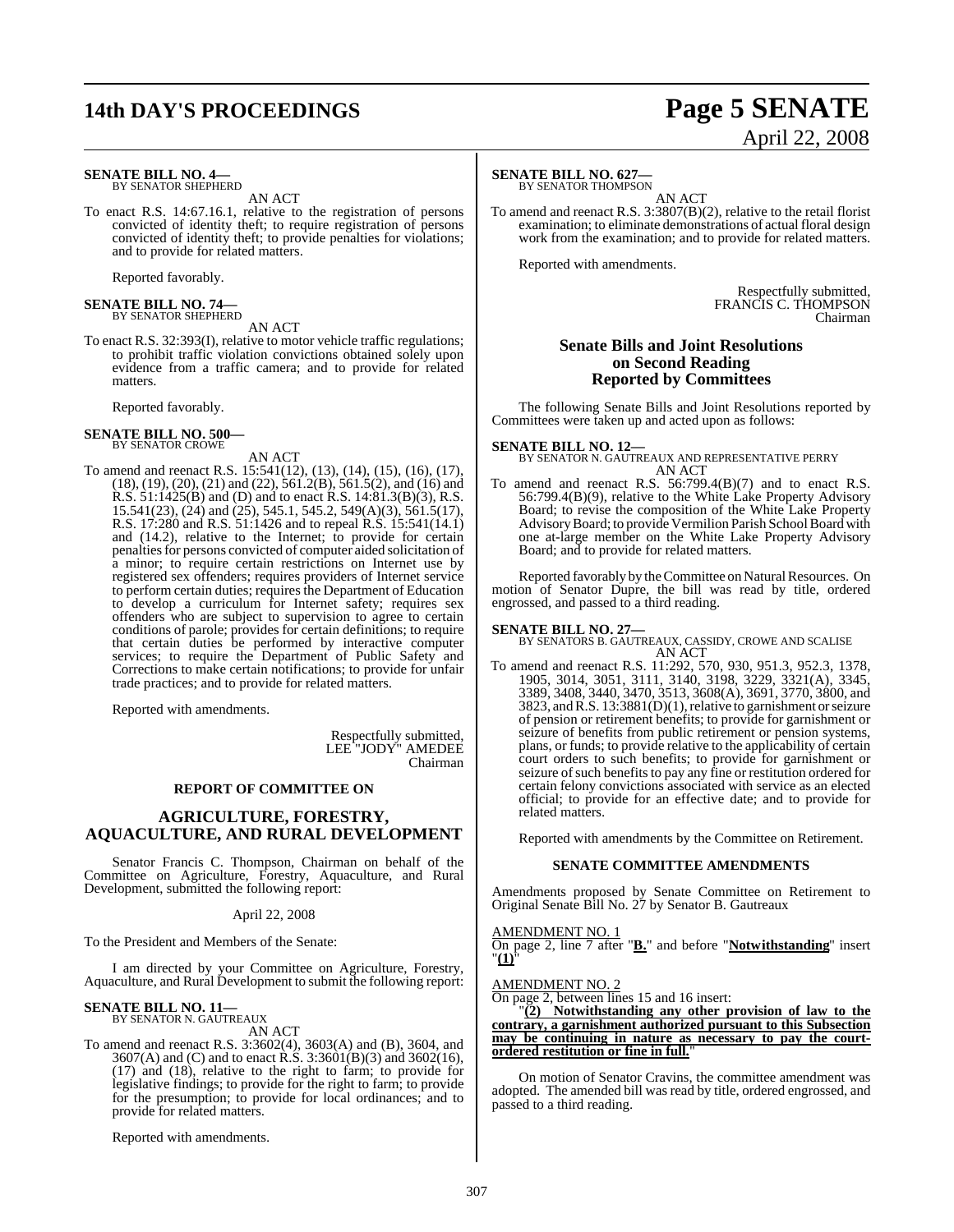**SENATE BILL NO. 4—**
BY SENATOR SHEPHERD

AN ACT

To enact R.S. 14:67.16.1, relative to the registration of persons convicted of identity theft; to require registration of persons convicted of identity theft; to provide penalties for violations; and to provide for related matters.

Reported favorably.

**SENATE BILL NO. 74—**
BY SENATOR SHEPHERD

AN ACT

To enact R.S. 32:393(I), relative to motor vehicle traffic regulations; to prohibit traffic violation convictions obtained solely upon evidence from a traffic camera; and to provide for related matters.

Reported favorably.

**SENATE BILL NO. 500—**
BY SENATOR CROWE

AN ACT

To amend and reenact R.S. 15:541(12), (13), (14), (15), (16), (17), (18), (19), (20), (21) and (22), 561.2(B), 561.5(2), and (16) and R.S. 51:1425(B) and (D) and to enact R.S. 14:81.3(B)(3), R.S. 15.541(23), (24) and (25), 545.1, 545.2, 549(A)(3), 561.5(17), R.S. 17:280 and R.S. 51:1426 and to repeal R.S. 15:541(14.1) and (14.2), relative to the Internet; to provide for certain penalties for persons convicted of computer aided solicitation of a minor; to require certain restrictions on Internet use by registered sex offenders; requires providers of Internet service to perform certain duties; requires the Department of Education to develop a curriculum for Internet safety; requires sex offenders who are subject to supervision to agree to certain conditions of parole; provides for certain definitions; to require that certain duties be performed by interactive computer services; to require the Department of Public Safety and Corrections to make certain notifications; to provide for unfair trade practices; and to provide for related matters.

Reported with amendments.

Respectfully submitted,
LEE "JODY" AMEDEE
Chairman

### REPORT OF COMMITTEE ON

## AGRICULTURE, FORESTRY, AQUACULTURE, AND RURAL DEVELOPMENT

Senator Francis C. Thompson, Chairman on behalf of the Committee on Agriculture, Forestry, Aquaculture, and Rural Development, submitted the following report:

April 22, 2008

To the President and Members of the Senate:

I am directed by your Committee on Agriculture, Forestry, Aquaculture, and Rural Development to submit the following report:

**SENATE BILL NO. 11—**
BY SENATOR N. GAUTREAUX

AN ACT

To amend and reenact R.S. 3:3602(4), 3603(A) and (B), 3604, and 3607(A) and (C) and to enact R.S. 3:3601(B)(3) and 3602(16), (17) and (18), relative to the right to farm; to provide for legislative findings; to provide for the right to farm; to provide for the presumption; to provide for local ordinances; and to provide for related matters.

Reported with amendments.

**SENATE BILL NO. 627—**
BY SENATOR THOMPSON

AN ACT

To amend and reenact R.S. 3:3807(B)(2), relative to the retail florist examination; to eliminate demonstrations of actual floral design work from the examination; and to provide for related matters.

Reported with amendments.

Respectfully submitted,
FRANCIS C. THOMPSON
Chairman

## Senate Bills and Joint Resolutions on Second Reading Reported by Committees

The following Senate Bills and Joint Resolutions reported by Committees were taken up and acted upon as follows:

**SENATE BILL NO. 12—**
BY SENATOR N. GAUTREAUX AND REPRESENTATIVE PERRY

AN ACT

To amend and reenact R.S. 56:799.4(B)(7) and to enact R.S. 56:799.4(B)(9), relative to the White Lake Property Advisory Board; to revise the composition of the White Lake Property Advisory Board; to provide Vermilion Parish School Board with one at-large member on the White Lake Property Advisory Board; and to provide for related matters.

Reported favorably by the Committee on Natural Resources. On motion of Senator Dupre, the bill was read by title, ordered engrossed, and passed to a third reading.

**SENATE BILL NO. 27—**
BY SENATORS B. GAUTREAUX, CASSIDY, CROWE AND SCALISE

AN ACT

To amend and reenact R.S. 11:292, 570, 930, 951.3, 952.3, 1378, 1905, 3014, 3051, 3111, 3140, 3198, 3229, 3321(A), 3345, 3389, 3408, 3440, 3470, 3513, 3608(A), 3691, 3770, 3800, and 3823, and R.S. 13:3881(D)(1), relative to garnishment or seizure of pension or retirement benefits; to provide for garnishment or seizure of benefits from public retirement or pension systems, plans, or funds; to provide relative to the applicability of certain court orders to such benefits; to provide for garnishment or seizure of such benefits to pay any fine or restitution ordered for certain felony convictions associated with service as an elected official; to provide for an effective date; and to provide for related matters.

Reported with amendments by the Committee on Retirement.

### SENATE COMMITTEE AMENDMENTS

Amendments proposed by Senate Committee on Retirement to Original Senate Bill No. 27 by Senator B. Gautreaux

AMENDMENT NO. 1

On page 2, line 7 after "**B.**" and before "**Notwithstanding**" insert "**(1)**"

AMENDMENT NO. 2

On page 2, between lines 15 and 16 insert:

"**(2) Notwithstanding any other provision of law to the contrary, a garnishment authorized pursuant to this Subsection may be continuing in nature as necessary to pay the court-ordered restitution or fine in full.**"

On motion of Senator Cravins, the committee amendment was adopted. The amended bill was read by title, ordered engrossed, and passed to a third reading.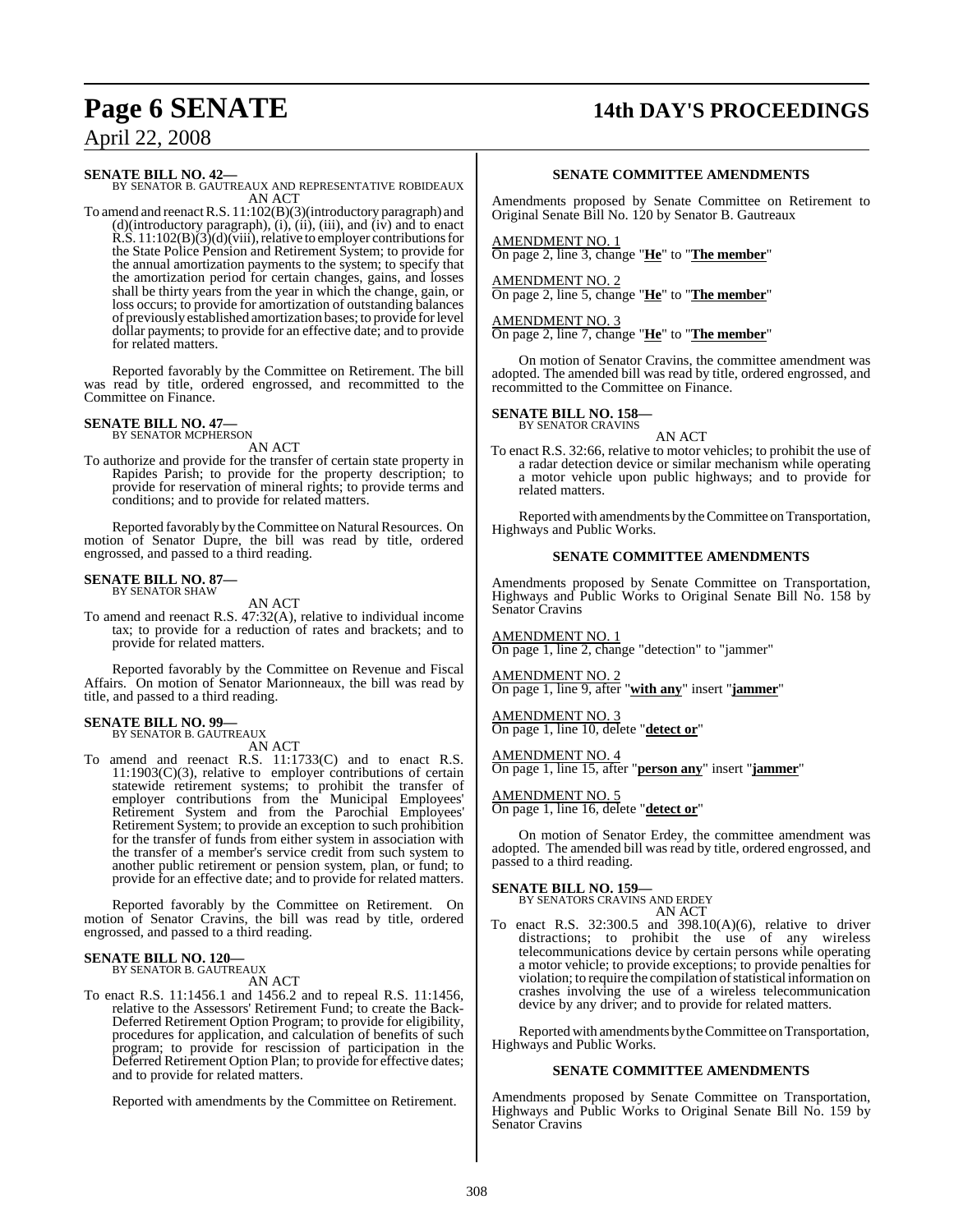**SENATE BILL NO. 42—**
BY SENATOR B. GAUTREAUX AND REPRESENTATIVE ROBIDEAUX
AN ACT

To amend and reenact R.S. 11:102(B)(3)(introductory paragraph) and (d)(introductory paragraph), (i), (ii), (iii), and (iv) and to enact R.S. 11:102(B)(3)(d)(viii), relative to employer contributions for the State Police Pension and Retirement System; to provide for the annual amortization payments to the system; to specify that the amortization period for certain changes, gains, and losses shall be thirty years from the year in which the change, gain, or loss occurs; to provide for amortization of outstanding balances of previously established amortization bases; to provide for level dollar payments; to provide for an effective date; and to provide for related matters.

Reported favorably by the Committee on Retirement. The bill was read by title, ordered engrossed, and recommitted to the Committee on Finance.

**SENATE BILL NO. 47—**
BY SENATOR MCPHERSON
AN ACT

To authorize and provide for the transfer of certain state property in Rapides Parish; to provide for the property description; to provide for reservation of mineral rights; to provide terms and conditions; and to provide for related matters.

Reported favorably by the Committee on Natural Resources. On motion of Senator Dupre, the bill was read by title, ordered engrossed, and passed to a third reading.

**SENATE BILL NO. 87—**
BY SENATOR SHAW
AN ACT

To amend and reenact R.S. 47:32(A), relative to individual income tax; to provide for a reduction of rates and brackets; and to provide for related matters.

Reported favorably by the Committee on Revenue and Fiscal Affairs. On motion of Senator Marionneaux, the bill was read by title, and passed to a third reading.

**SENATE BILL NO. 99—**
BY SENATOR B. GAUTREAUX
AN ACT

To amend and reenact R.S. 11:1733(C) and to enact R.S. 11:1903(C)(3), relative to employer contributions of certain statewide retirement systems; to prohibit the transfer of employer contributions from the Municipal Employees' Retirement System and from the Parochial Employees' Retirement System; to provide an exception to such prohibition for the transfer of funds from either system in association with the transfer of a member's service credit from such system to another public retirement or pension system, plan, or fund; to provide for an effective date; and to provide for related matters.

Reported favorably by the Committee on Retirement. On motion of Senator Cravins, the bill was read by title, ordered engrossed, and passed to a third reading.

**SENATE BILL NO. 120—**
BY SENATOR B. GAUTREAUX
AN ACT

To enact R.S. 11:1456.1 and 1456.2 and to repeal R.S. 11:1456, relative to the Assessors' Retirement Fund; to create the Back-Deferred Retirement Option Program; to provide for eligibility, procedures for application, and calculation of benefits of such program; to provide for rescission of participation in the Deferred Retirement Option Plan; to provide for effective dates; and to provide for related matters.

Reported with amendments by the Committee on Retirement.

**SENATE COMMITTEE AMENDMENTS**

Amendments proposed by Senate Committee on Retirement to Original Senate Bill No. 120 by Senator B. Gautreaux

AMENDMENT NO. 1
On page 2, line 3, change "**He**" to "**The member**"

AMENDMENT NO. 2
On page 2, line 5, change "**He**" to "**The member**"

AMENDMENT NO. 3
On page 2, line 7, change "**He**" to "**The member**"

On motion of Senator Cravins, the committee amendment was adopted. The amended bill was read by title, ordered engrossed, and recommitted to the Committee on Finance.

**SENATE BILL NO. 158—**
BY SENATOR CRAVINS
AN ACT

To enact R.S. 32:66, relative to motor vehicles; to prohibit the use of a radar detection device or similar mechanism while operating a motor vehicle upon public highways; and to provide for related matters.

Reported with amendments by the Committee on Transportation, Highways and Public Works.

**SENATE COMMITTEE AMENDMENTS**

Amendments proposed by Senate Committee on Transportation, Highways and Public Works to Original Senate Bill No. 158 by Senator Cravins

AMENDMENT NO. 1
On page 1, line 2, change "detection" to "jammer"

AMENDMENT NO. 2
On page 1, line 9, after "**with any**" insert "**jammer**"

AMENDMENT NO. 3
On page 1, line 10, delete "**detect or**"

AMENDMENT NO. 4
On page 1, line 15, after "**person any**" insert "**jammer**"

AMENDMENT NO. 5
On page 1, line 16, delete "**detect or**"

On motion of Senator Erdey, the committee amendment was adopted. The amended bill was read by title, ordered engrossed, and passed to a third reading.

**SENATE BILL NO. 159—**
BY SENATORS CRAVINS AND ERDEY
AN ACT

To enact R.S. 32:300.5 and 398.10(A)(6), relative to driver distractions; to prohibit the use of any wireless telecommunications device by certain persons while operating a motor vehicle; to provide exceptions; to provide penalties for violation; to require the compilation of statistical information on crashes involving the use of a wireless telecommunication device by any driver; and to provide for related matters.

Reported with amendments by the Committee on Transportation, Highways and Public Works.

**SENATE COMMITTEE AMENDMENTS**

Amendments proposed by Senate Committee on Transportation, Highways and Public Works to Original Senate Bill No. 159 by Senator Cravins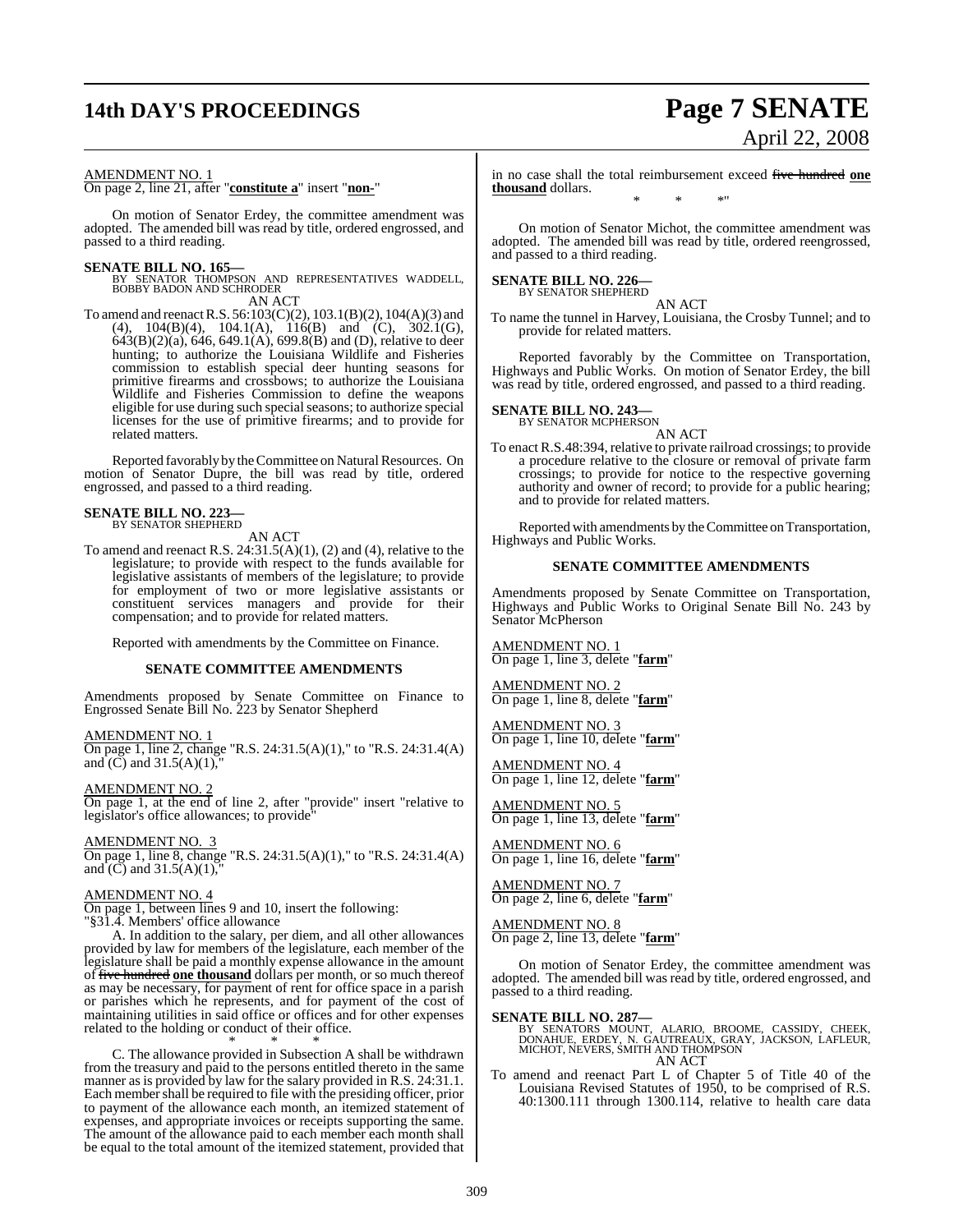AMENDMENT NO. 1
On page 2, line 21, after "**constitute a**" insert "**non-**"

On motion of Senator Erdey, the committee amendment was adopted. The amended bill was read by title, ordered engrossed, and passed to a third reading.

**SENATE BILL NO. 165—**
BY SENATOR THOMPSON AND REPRESENTATIVES WADDELL, BOBBY BADON AND SCHRODER
AN ACT
To amend and reenact R.S. 56:103(C)(2), 103.1(B)(2), 104(A)(3) and (4), 104(B)(4), 104.1(A), 116(B) and (C), 302.1(G), 643(B)(2)(a), 646, 649.1(A), 699.8(B) and (D), relative to deer hunting; to authorize the Louisiana Wildlife and Fisheries commission to establish special deer hunting seasons for primitive firearms and crossbows; to authorize the Louisiana Wildlife and Fisheries Commission to define the weapons eligible for use during such special seasons; to authorize special licenses for the use of primitive firearms; and to provide for related matters.

Reported favorably by the Committee on Natural Resources. On motion of Senator Dupre, the bill was read by title, ordered engrossed, and passed to a third reading.

**SENATE BILL NO. 223—**
BY SENATOR SHEPHERD
AN ACT
To amend and reenact R.S. 24:31.5(A)(1), (2) and (4), relative to the legislature; to provide with respect to the funds available for legislative assistants of members of the legislature; to provide for employment of two or more legislative assistants or constituent services managers and provide for their compensation; and to provide for related matters.

Reported with amendments by the Committee on Finance.

**SENATE COMMITTEE AMENDMENTS**

Amendments proposed by Senate Committee on Finance to Engrossed Senate Bill No. 223 by Senator Shepherd

AMENDMENT NO. 1
On page 1, line 2, change "R.S. 24:31.5(A)(1)," to "R.S. 24:31.4(A) and (C) and 31.5(A)(1),"

AMENDMENT NO. 2
On page 1, at the end of line 2, after "provide" insert "relative to legislator's office allowances; to provide"

AMENDMENT NO. 3
On page 1, line 8, change "R.S. 24:31.5(A)(1)," to "R.S. 24:31.4(A) and (C) and 31.5(A)(1),"

AMENDMENT NO. 4
On page 1, between lines 9 and 10, insert the following:
"§31.4. Members' office allowance

A. In addition to the salary, per diem, and all other allowances provided by law for members of the legislature, each member of the legislature shall be paid a monthly expense allowance in the amount of ~~five hundred~~ **one thousand** dollars per month, or so much thereof as may be necessary, for payment of rent for office space in a parish or parishes which he represents, and for payment of the cost of maintaining utilities in said office or offices and for other expenses related to the holding or conduct of their office.

\* \* \*

C. The allowance provided in Subsection A shall be withdrawn from the treasury and paid to the persons entitled thereto in the same manner as is provided by law for the salary provided in R.S. 24:31.1. Each member shall be required to file with the presiding officer, prior to payment of the allowance each month, an itemized statement of expenses, and appropriate invoices or receipts supporting the same. The amount of the allowance paid to each member each month shall be equal to the total amount of the itemized statement, provided that in no case shall the total reimbursement exceed ~~five hundred~~ **one thousand** dollars.

\* \* \*"

On motion of Senator Michot, the committee amendment was adopted. The amended bill was read by title, ordered reengrossed, and passed to a third reading.

**SENATE BILL NO. 226—**
BY SENATOR SHEPHERD
AN ACT
To name the tunnel in Harvey, Louisiana, the Crosby Tunnel; and to provide for related matters.

Reported favorably by the Committee on Transportation, Highways and Public Works. On motion of Senator Erdey, the bill was read by title, ordered engrossed, and passed to a third reading.

**SENATE BILL NO. 243—**
BY SENATOR MCPHERSON
AN ACT
To enact R.S.48:394, relative to private railroad crossings; to provide a procedure relative to the closure or removal of private farm crossings; to provide for notice to the respective governing authority and owner of record; to provide for a public hearing; and to provide for related matters.

Reported with amendments by the Committee on Transportation, Highways and Public Works.

**SENATE COMMITTEE AMENDMENTS**

Amendments proposed by Senate Committee on Transportation, Highways and Public Works to Original Senate Bill No. 243 by Senator McPherson

AMENDMENT NO. 1
On page 1, line 3, delete "**farm**"

AMENDMENT NO. 2
On page 1, line 8, delete "**farm**"

AMENDMENT NO. 3
On page 1, line 10, delete "**farm**"

AMENDMENT NO. 4
On page 1, line 12, delete "**farm**"

AMENDMENT NO. 5
On page 1, line 13, delete "**farm**"

AMENDMENT NO. 6
On page 1, line 16, delete "**farm**"

AMENDMENT NO. 7
On page 2, line 6, delete "**farm**"

AMENDMENT NO. 8
On page 2, line 13, delete "**farm**"

On motion of Senator Erdey, the committee amendment was adopted. The amended bill was read by title, ordered engrossed, and passed to a third reading.

**SENATE BILL NO. 287—**
BY SENATORS MOUNT, ALARIO, BROOME, CASSIDY, CHEEK, DONAHUE, ERDEY, N. GAUTREAUX, GRAY, JACKSON, LAFLEUR, MICHOT, NEVERS, SMITH AND THOMPSON
AN ACT
To amend and reenact Part L of Chapter 5 of Title 40 of the Louisiana Revised Statutes of 1950, to be comprised of R.S. 40:1300.111 through 1300.114, relative to health care data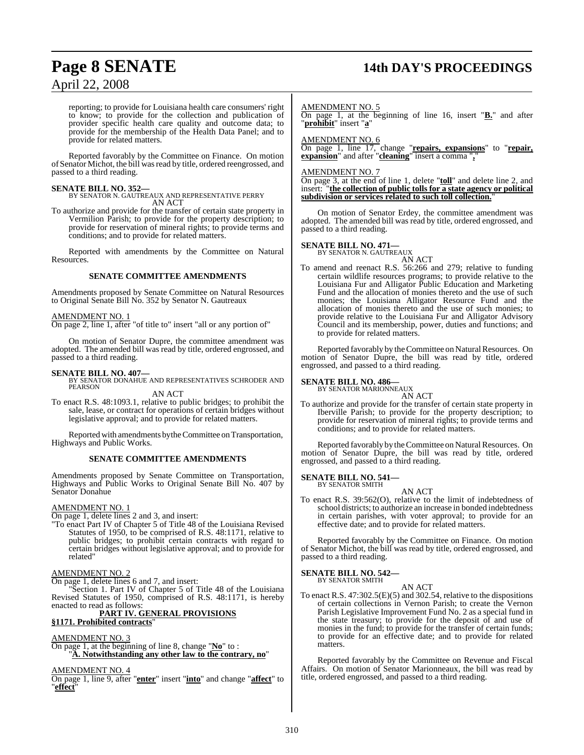reporting; to provide for Louisiana health care consumers' right to know; to provide for the collection and publication of provider specific health care quality and outcome data; to provide for the membership of the Health Data Panel; and to provide for related matters.

Reported favorably by the Committee on Finance. On motion of Senator Michot, the bill was read by title, ordered reengrossed, and passed to a third reading.

**SENATE BILL NO. 352—**
BY SENATOR N. GAUTREAUX AND REPRESENTATIVE PERRY
AN ACT

To authorize and provide for the transfer of certain state property in Vermilion Parish; to provide for the property description; to provide for reservation of mineral rights; to provide terms and conditions; and to provide for related matters.

Reported with amendments by the Committee on Natural Resources.

**SENATE COMMITTEE AMENDMENTS**

Amendments proposed by Senate Committee on Natural Resources to Original Senate Bill No. 352 by Senator N. Gautreaux

AMENDMENT NO. 1
On page 2, line 1, after "of title to" insert "all or any portion of"

On motion of Senator Dupre, the committee amendment was adopted. The amended bill was read by title, ordered engrossed, and passed to a third reading.

**SENATE BILL NO. 407—**
BY SENATOR DONAHUE AND REPRESENTATIVES SCHRODER AND PEARSON
AN ACT

To enact R.S. 48:1093.1, relative to public bridges; to prohibit the sale, lease, or contract for operations of certain bridges without legislative approval; and to provide for related matters.

Reported with amendments by the Committee on Transportation, Highways and Public Works.

**SENATE COMMITTEE AMENDMENTS**

Amendments proposed by Senate Committee on Transportation, Highways and Public Works to Original Senate Bill No. 407 by Senator Donahue

AMENDMENT NO. 1
On page 1, delete lines 2 and 3, and insert:
"To enact Part IV of Chapter 5 of Title 48 of the Louisiana Revised Statutes of 1950, to be comprised of R.S. 48:1171, relative to public bridges; to prohibit certain contracts with regard to certain bridges without legislative approval; and to provide for related"

AMENDMENT NO. 2
On page 1, delete lines 6 and 7, and insert:
"Section 1. Part IV of Chapter 5 of Title 48 of the Louisiana Revised Statutes of 1950, comprised of R.S. 48:1171, is hereby enacted to read as follows:
**PART IV. GENERAL PROVISIONS**
**§1171. Prohibited contracts**"

AMENDMENT NO. 3
On page 1, at the beginning of line 8, change "**No**" to :
"**A. Notwithstanding any other law to the contrary, no**"

AMENDMENT NO. 4
On page 1, line 9, after "**enter**" insert "**into**" and change "**affect**" to "**effect**"

AMENDMENT NO. 5
On page 1, at the beginning of line 16, insert "**B.**" and after "**prohibit**" insert "**a**"

AMENDMENT NO. 6
On page 1, line 17, change "**repairs, expansions**" to "**repair, expansion**" and after "**cleaning**" insert a comma "**,**"

AMENDMENT NO. 7
On page 3, at the end of line 1, delete "**toll**" and delete line 2, and insert: "**the collection of public tolls for a state agency or political subdivision or services related to such toll collection.**"

On motion of Senator Erdey, the committee amendment was adopted. The amended bill was read by title, ordered engrossed, and passed to a third reading.

**SENATE BILL NO. 471—**
BY SENATOR N. GAUTREAUX
AN ACT

To amend and reenact R.S. 56:266 and 279; relative to funding certain wildlife resources programs; to provide relative to the Louisiana Fur and Alligator Public Education and Marketing Fund and the allocation of monies thereto and the use of such monies; the Louisiana Alligator Resource Fund and the allocation of monies thereto and the use of such monies; to provide relative to the Louisiana Fur and Alligator Advisory Council and its membership, power, duties and functions; and to provide for related matters.

Reported favorably by the Committee on Natural Resources. On motion of Senator Dupre, the bill was read by title, ordered engrossed, and passed to a third reading.

**SENATE BILL NO. 486—**
BY SENATOR MARIONNEAUX
AN ACT

To authorize and provide for the transfer of certain state property in Iberville Parish; to provide for the property description; to provide for reservation of mineral rights; to provide terms and conditions; and to provide for related matters.

Reported favorably by the Committee on Natural Resources. On motion of Senator Dupre, the bill was read by title, ordered engrossed, and passed to a third reading.

**SENATE BILL NO. 541—**
BY SENATOR SMITH
AN ACT

To enact R.S. 39:562(O), relative to the limit of indebtedness of school districts; to authorize an increase in bonded indebtedness in certain parishes, with voter approval; to provide for an effective date; and to provide for related matters.

Reported favorably by the Committee on Finance. On motion of Senator Michot, the bill was read by title, ordered engrossed, and passed to a third reading.

**SENATE BILL NO. 542—**
BY SENATOR SMITH
AN ACT

To enact R.S. 47:302.5(E)(5) and 302.54, relative to the dispositions of certain collections in Vernon Parish; to create the Vernon Parish Legislative Improvement Fund No. 2 as a special fund in the state treasury; to provide for the deposit of and use of monies in the fund; to provide for the transfer of certain funds; to provide for an effective date; and to provide for related matters.

Reported favorably by the Committee on Revenue and Fiscal Affairs. On motion of Senator Marionneaux, the bill was read by title, ordered engrossed, and passed to a third reading.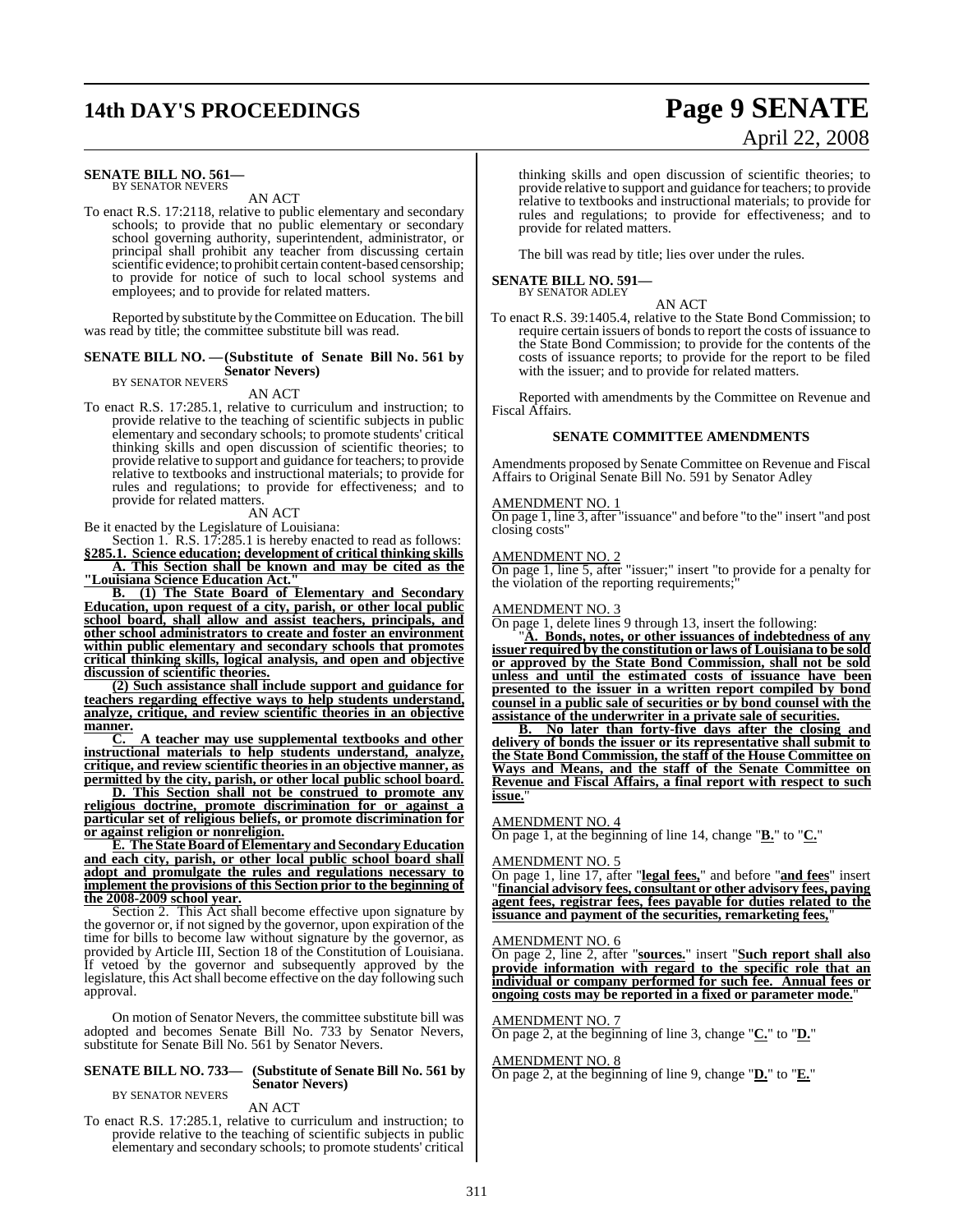**SENATE BILL NO. 561—**
BY SENATOR NEVERS

AN ACT

To enact R.S. 17:2118, relative to public elementary and secondary schools; to provide that no public elementary or secondary school governing authority, superintendent, administrator, or principal shall prohibit any teacher from discussing certain scientific evidence; to prohibit certain content-based censorship; to provide for notice of such to local school systems and employees; and to provide for related matters.

Reported by substitute by the Committee on Education. The bill was read by title; the committee substitute bill was read.

**SENATE BILL NO. —(Substitute of Senate Bill No. 561 by Senator Nevers)**
BY SENATOR NEVERS

AN ACT

To enact R.S. 17:285.1, relative to curriculum and instruction; to provide relative to the teaching of scientific subjects in public elementary and secondary schools; to promote students' critical thinking skills and open discussion of scientific theories; to provide relative to support and guidance for teachers; to provide relative to textbooks and instructional materials; to provide for rules and regulations; to provide for effectiveness; and to provide for related matters.

AN ACT

Be it enacted by the Legislature of Louisiana:

Section 1. R.S. 17:285.1 is hereby enacted to read as follows:

**§285.1. Science education; development of critical thinking skills**

**A. This Section shall be known and may be cited as the "Louisiana Science Education Act."**

**B. (1) The State Board of Elementary and Secondary Education, upon request of a city, parish, or other local public school board, shall allow and assist teachers, principals, and other school administrators to create and foster an environment within public elementary and secondary schools that promotes critical thinking skills, logical analysis, and open and objective discussion of scientific theories.**

**(2) Such assistance shall include support and guidance for teachers regarding effective ways to help students understand, analyze, critique, and review scientific theories in an objective manner.**

**C. A teacher may use supplemental textbooks and other instructional materials to help students understand, analyze, critique, and review scientific theories in an objective manner, as permitted by the city, parish, or other local public school board.**

**D. This Section shall not be construed to promote any religious doctrine, promote discrimination for or against a particular set of religious beliefs, or promote discrimination for or against religion or nonreligion.**

**E. The State Board of Elementary and Secondary Education and each city, parish, or other local public school board shall adopt and promulgate the rules and regulations necessary to implement the provisions of this Section prior to the beginning of the 2008-2009 school year.**

Section 2. This Act shall become effective upon signature by the governor or, if not signed by the governor, upon expiration of the time for bills to become law without signature by the governor, as provided by Article III, Section 18 of the Constitution of Louisiana. If vetoed by the governor and subsequently approved by the legislature, this Act shall become effective on the day following such approval.

On motion of Senator Nevers, the committee substitute bill was adopted and becomes Senate Bill No. 733 by Senator Nevers, substitute for Senate Bill No. 561 by Senator Nevers.

**SENATE BILL NO. 733— (Substitute of Senate Bill No. 561 by Senator Nevers)**
BY SENATOR NEVERS

AN ACT

To enact R.S. 17:285.1, relative to curriculum and instruction; to provide relative to the teaching of scientific subjects in public elementary and secondary schools; to promote students' critical thinking skills and open discussion of scientific theories; to provide relative to support and guidance for teachers; to provide relative to textbooks and instructional materials; to provide for rules and regulations; to provide for effectiveness; and to provide for related matters.

The bill was read by title; lies over under the rules.

**SENATE BILL NO. 591—**
BY SENATOR ADLEY

AN ACT

To enact R.S. 39:1405.4, relative to the State Bond Commission; to require certain issuers of bonds to report the costs of issuance to the State Bond Commission; to provide for the contents of the costs of issuance reports; to provide for the report to be filed with the issuer; and to provide for related matters.

Reported with amendments by the Committee on Revenue and Fiscal Affairs.

## SENATE COMMITTEE AMENDMENTS

Amendments proposed by Senate Committee on Revenue and Fiscal Affairs to Original Senate Bill No. 591 by Senator Adley

AMENDMENT NO. 1

On page 1, line 3, after "issuance" and before "to the" insert "and post closing costs"

AMENDMENT NO. 2

On page 1, line 5, after "issuer;" insert "to provide for a penalty for the violation of the reporting requirements;"

AMENDMENT NO. 3

On page 1, delete lines 9 through 13, insert the following:

"**A. Bonds, notes, or other issuances of indebtedness of any issuer required by the constitution or laws of Louisiana to be sold or approved by the State Bond Commission, shall not be sold unless and until the estimated costs of issuance have been presented to the issuer in a written report compiled by bond counsel in a public sale of securities or by bond counsel with the assistance of the underwriter in a private sale of securities.**

**B. No later than forty-five days after the closing and delivery of bonds the issuer or its representative shall submit to the State Bond Commission, the staff of the House Committee on Ways and Means, and the staff of the Senate Committee on Revenue and Fiscal Affairs, a final report with respect to such issue.**"

AMENDMENT NO. 4

On page 1, at the beginning of line 14, change "**B.**" to "**C.**"

AMENDMENT NO. 5

On page 1, line 17, after "**legal fees,**" and before "**and fees**" insert "**financial advisory fees, consultant or other advisory fees, paying agent fees, registrar fees, fees payable for duties related to the issuance and payment of the securities, remarketing fees,**"

AMENDMENT NO. 6

On page 2, line 2, after "**sources.**" insert "**Such report shall also provide information with regard to the specific role that an individual or company performed for such fee. Annual fees or ongoing costs may be reported in a fixed or parameter mode.**"

AMENDMENT NO. 7

On page 2, at the beginning of line 3, change "**C.**" to "**D.**"

AMENDMENT NO. 8

On page 2, at the beginning of line 9, change "**D.**" to "**E.**"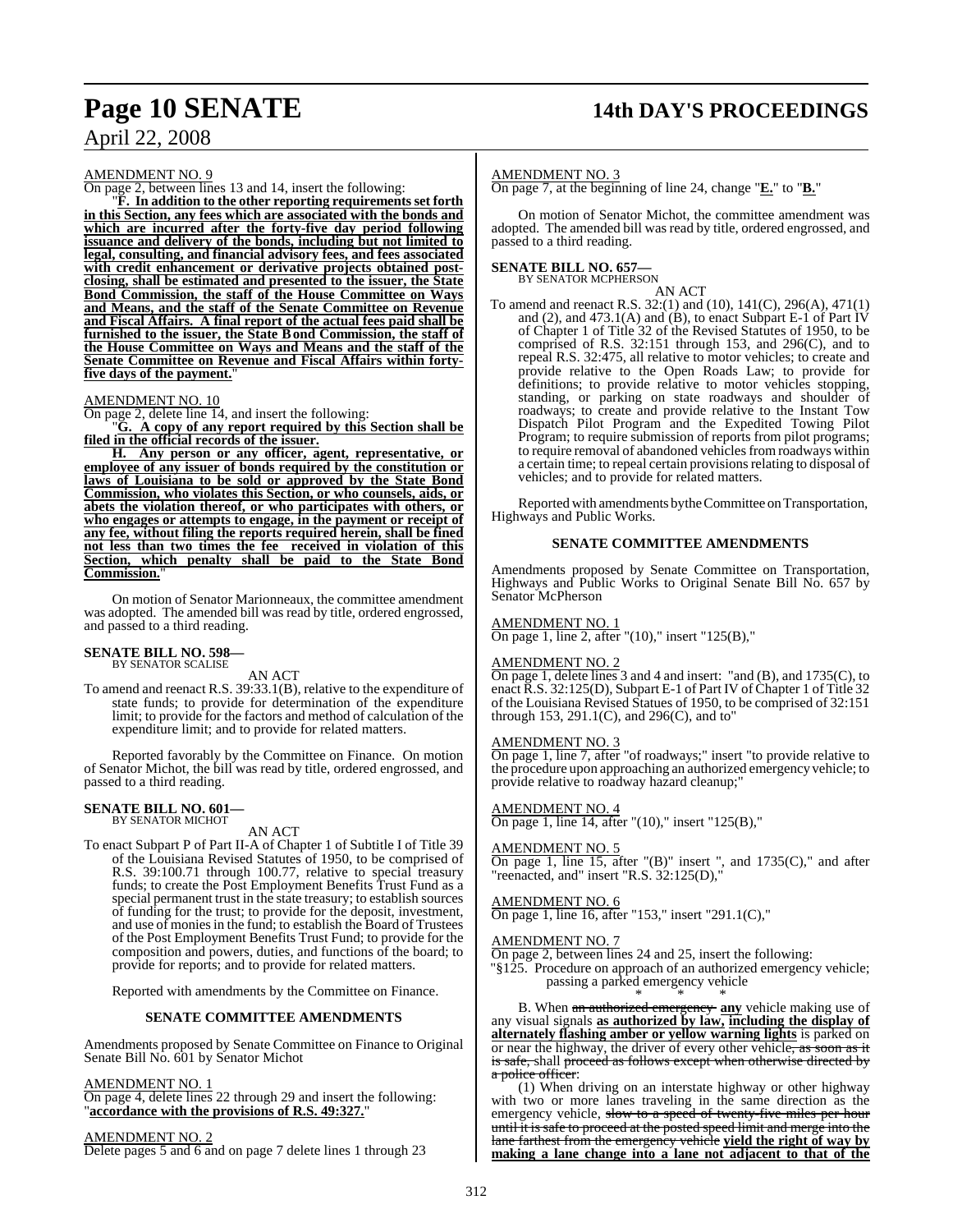AMENDMENT NO. 9

On page 2, between lines 13 and 14, insert the following:

"**F. In addition to the other reporting requirements set forth in this Section, any fees which are associated with the bonds and which are incurred after the forty-five day period following issuance and delivery of the bonds, including but not limited to legal, consulting, and financial advisory fees, and fees associated with credit enhancement or derivative projects obtained post-closing, shall be estimated and presented to the issuer, the State Bond Commission, the staff of the House Committee on Ways and Means, and the staff of the Senate Committee on Revenue and Fiscal Affairs. A final report of the actual fees paid shall be furnished to the issuer, the State Bond Commission, the staff of the House Committee on Ways and Means and the staff of the Senate Committee on Revenue and Fiscal Affairs within forty-five days of the payment.**"

AMENDMENT NO. 10

On page 2, delete line 14, and insert the following:

"**G. A copy of any report required by this Section shall be filed in the official records of the issuer.**

**H. Any person or any officer, agent, representative, or employee of any issuer of bonds required by the constitution or laws of Louisiana to be sold or approved by the State Bond Commission, who violates this Section, or who counsels, aids, or abets the violation thereof, or who participates with others, or who engages or attempts to engage, in the payment or receipt of any fee, without filing the reports required herein, shall be fined not less than two times the fee received in violation of this Section, which penalty shall be paid to the State Bond Commission.**"

On motion of Senator Marionneaux, the committee amendment was adopted. The amended bill was read by title, ordered engrossed, and passed to a third reading.

**SENATE BILL NO. 598—**
BY SENATOR SCALISE

AN ACT

To amend and reenact R.S. 39:33.1(B), relative to the expenditure of state funds; to provide for determination of the expenditure limit; to provide for the factors and method of calculation of the expenditure limit; and to provide for related matters.

Reported favorably by the Committee on Finance. On motion of Senator Michot, the bill was read by title, ordered engrossed, and passed to a third reading.

**SENATE BILL NO. 601—**
BY SENATOR MICHOT

AN ACT

To enact Subpart P of Part II-A of Chapter 1 of Subtitle I of Title 39 of the Louisiana Revised Statutes of 1950, to be comprised of R.S. 39:100.71 through 100.77, relative to special treasury funds; to create the Post Employment Benefits Trust Fund as a special permanent trust in the state treasury; to establish sources of funding for the trust; to provide for the deposit, investment, and use of monies in the fund; to establish the Board of Trustees of the Post Employment Benefits Trust Fund; to provide for the composition and powers, duties, and functions of the board; to provide for reports; and to provide for related matters.

Reported with amendments by the Committee on Finance.

**SENATE COMMITTEE AMENDMENTS**

Amendments proposed by Senate Committee on Finance to Original Senate Bill No. 601 by Senator Michot

AMENDMENT NO. 1

On page 4, delete lines 22 through 29 and insert the following:
"**accordance with the provisions of R.S. 49:327.**"

AMENDMENT NO. 2

Delete pages 5 and 6 and on page 7 delete lines 1 through 23

AMENDMENT NO. 3

On page 7, at the beginning of line 24, change "**E.**" to "**B.**"

On motion of Senator Michot, the committee amendment was adopted. The amended bill was read by title, ordered engrossed, and passed to a third reading.

**SENATE BILL NO. 657—**
BY SENATOR MCPHERSON

AN ACT

To amend and reenact R.S. 32:(1) and (10), 141(C), 296(A), 471(1) and (2), and 473.1(A) and (B), to enact Subpart E-1 of Part IV of Chapter 1 of Title 32 of the Revised Statutes of 1950, to be comprised of R.S. 32:151 through 153, and 296(C), and to repeal R.S. 32:475, all relative to motor vehicles; to create and provide relative to the Open Roads Law; to provide for definitions; to provide relative to motor vehicles stopping, standing, or parking on state roadways and shoulder of roadways; to create and provide relative to the Instant Tow Dispatch Pilot Program and the Expedited Towing Pilot Program; to require submission of reports from pilot programs; to require removal of abandoned vehicles from roadways within a certain time; to repeal certain provisions relating to disposal of vehicles; and to provide for related matters.

Reported with amendments by the Committee on Transportation, Highways and Public Works.

**SENATE COMMITTEE AMENDMENTS**

Amendments proposed by Senate Committee on Transportation, Highways and Public Works to Original Senate Bill No. 657 by Senator McPherson

AMENDMENT NO. 1

On page 1, line 2, after "(10)," insert "125(B),"

AMENDMENT NO. 2

On page 1, delete lines 3 and 4 and insert: "and (B), and 1735(C), to enact R.S. 32:125(D), Subpart E-1 of Part IV of Chapter 1 of Title 32 of the Louisiana Revised Statues of 1950, to be comprised of 32:151 through 153, 291.1(C), and 296(C), and to"

AMENDMENT NO. 3

On page 1, line 7, after "of roadways;" insert "to provide relative to the procedure upon approaching an authorized emergency vehicle; to provide relative to roadway hazard cleanup;"

AMENDMENT NO. 4

On page 1, line 14, after "(10)," insert "125(B),"

AMENDMENT NO. 5

On page 1, line 15, after "(B)" insert ", and 1735(C)," and after "reenacted, and" insert "R.S. 32:125(D),"

AMENDMENT NO. 6

On page 1, line 16, after "153," insert "291.1(C),"

AMENDMENT NO. 7

On page 2, between lines 24 and 25, insert the following:

"§125. Procedure on approach of an authorized emergency vehicle; passing a parked emergency vehicle

\* \* \*

B. When ~~an authorized emergency~~ **any** vehicle making use of any visual signals **as authorized by law, including the display of alternately flashing amber or yellow warning lights** is parked on or near the highway, the driver of every other vehicle~~, as soon as it is safe,~~ shall ~~proceed as follows except when otherwise directed by a police officer~~:

(1) When driving on an interstate highway or other highway with two or more lanes traveling in the same direction as the emergency vehicle, ~~slow to a speed of twenty-five miles per hour until it is safe to proceed at the posted speed limit and merge into the lane farthest from the emergency vehicle~~ **yield the right of way by making a lane change into a lane not adjacent to that of the**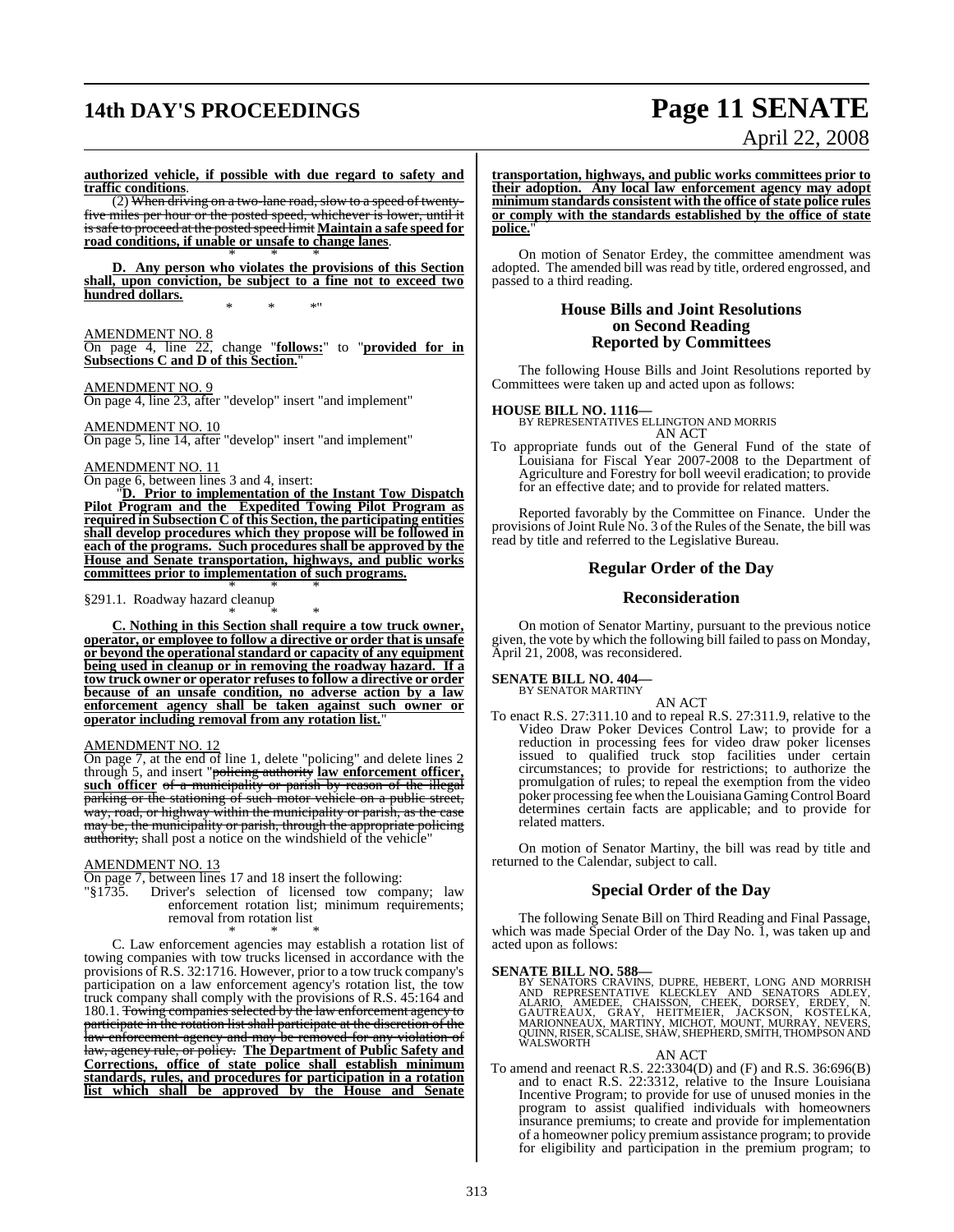**authorized vehicle, if possible with due regard to safety and traffic conditions**.

(2) ~~When driving on a two-lane road, slow to a speed of twenty-five miles per hour or the posted speed, whichever is lower, until it is safe to proceed at the posted speed limit~~ **Maintain a safe speed for road conditions, if unable or unsafe to change lanes**.

\* \* \*

**D. Any person who violates the provisions of this Section shall, upon conviction, be subject to a fine not to exceed two hundred dollars.**

\* \* \*"

AMENDMENT NO. 8

On page 4, line 22, change "**follows:**" to "**provided for in Subsections C and D of this Section.**"

AMENDMENT NO. 9

On page 4, line 23, after "develop" insert "and implement"

AMENDMENT NO. 10

On page 5, line 14, after "develop" insert "and implement"

AMENDMENT NO. 11

On page 6, between lines 3 and 4, insert:

"**D. Prior to implementation of the Instant Tow Dispatch Pilot Program and the Expedited Towing Pilot Program as required in Subsection C of this Section, the participating entities shall develop procedures which they propose will be followed in each of the programs. Such procedures shall be approved by the House and Senate transportation, highways, and public works committees prior to implementation of such programs.**

\* \* \*

§291.1. Roadway hazard cleanup

\* \* \*

**C. Nothing in this Section shall require a tow truck owner, operator, or employee to follow a directive or order that is unsafe or beyond the operational standard or capacity of any equipment being used in cleanup or in removing the roadway hazard. If a tow truck owner or operator refuses to follow a directive or order because of an unsafe condition, no adverse action by a law enforcement agency shall be taken against such owner or operator including removal from any rotation list.**"

AMENDMENT NO. 12

On page 7, at the end of line 1, delete "policing" and delete lines 2 through 5, and insert "~~policing authority~~ **law enforcement officer, such officer** ~~of a municipality or parish by reason of the illegal parking or the stationing of such motor vehicle on a public street, way, road, or highway within the municipality or parish, as the case may be, the municipality or parish, through the appropriate policing authority,~~ shall post a notice on the windshield of the vehicle"

AMENDMENT NO. 13

On page 7, between lines 17 and 18 insert the following:

"§1735. Driver's selection of licensed tow company; law enforcement rotation list; minimum requirements; removal from rotation list

\* \* \*

C. Law enforcement agencies may establish a rotation list of towing companies with tow trucks licensed in accordance with the provisions of R.S. 32:1716. However, prior to a tow truck company's participation on a law enforcement agency's rotation list, the tow truck company shall comply with the provisions of R.S. 45:164 and 180.1. ~~Towing companies selected by the law enforcement agency to participate in the rotation list shall participate at the discretion of the law enforcement agency and may be removed for any violation of law, agency rule, or policy.~~ **The Department of Public Safety and Corrections, office of state police shall establish minimum standards, rules, and procedures for participation in a rotation list which shall be approved by the House and Senate transportation, highways, and public works committees prior to their adoption. Any local law enforcement agency may adopt minimum standards consistent with the office of state police rules or comply with the standards established by the office of state police.**"

On motion of Senator Erdey, the committee amendment was adopted. The amended bill was read by title, ordered engrossed, and passed to a third reading.

## House Bills and Joint Resolutions on Second Reading Reported by Committees

The following House Bills and Joint Resolutions reported by Committees were taken up and acted upon as follows:

**HOUSE BILL NO. 1116—**
BY REPRESENTATIVES ELLINGTON AND MORRIS
AN ACT

To appropriate funds out of the General Fund of the state of Louisiana for Fiscal Year 2007-2008 to the Department of Agriculture and Forestry for boll weevil eradication; to provide for an effective date; and to provide for related matters.

Reported favorably by the Committee on Finance. Under the provisions of Joint Rule No. 3 of the Rules of the Senate, the bill was read by title and referred to the Legislative Bureau.

## Regular Order of the Day

## Reconsideration

On motion of Senator Martiny, pursuant to the previous notice given, the vote by which the following bill failed to pass on Monday, April 21, 2008, was reconsidered.

**SENATE BILL NO. 404—**
BY SENATOR MARTINY
AN ACT

To enact R.S. 27:311.10 and to repeal R.S. 27:311.9, relative to the Video Draw Poker Devices Control Law; to provide for a reduction in processing fees for video draw poker licenses issued to qualified truck stop facilities under certain circumstances; to provide for restrictions; to authorize the promulgation of rules; to repeal the exemption from the video poker processing fee when the Louisiana Gaming Control Board determines certain facts are applicable; and to provide for related matters.

On motion of Senator Martiny, the bill was read by title and returned to the Calendar, subject to call.

## Special Order of the Day

The following Senate Bill on Third Reading and Final Passage, which was made Special Order of the Day No. 1, was taken up and acted upon as follows:

**SENATE BILL NO. 588—**
BY SENATORS CRAVINS, DUPRE, HEBERT, LONG AND MORRISH AND REPRESENTATIVE KLECKLEY AND SENATORS ADLEY, ALARIO, AMEDEE, CHAISSON, CHEEK, DORSEY, ERDEY, N. GAUTREAUX, GRAY, HEITMEIER, JACKSON, KOSTELKA, MARIONNEAUX, MARTINY, MICHOT, MOUNT, MURRAY, NEVERS, QUINN, RISER, SCALISE, SHAW, SHEPHERD, SMITH, THOMPSON AND WALSWORTH
AN ACT

To amend and reenact R.S. 22:3304(D) and (F) and R.S. 36:696(B) and to enact R.S. 22:3312, relative to the Insure Louisiana Incentive Program; to provide for use of unused monies in the program to assist qualified individuals with homeowners insurance premiums; to create and provide for implementation of a homeowner policy premium assistance program; to provide for eligibility and participation in the premium program; to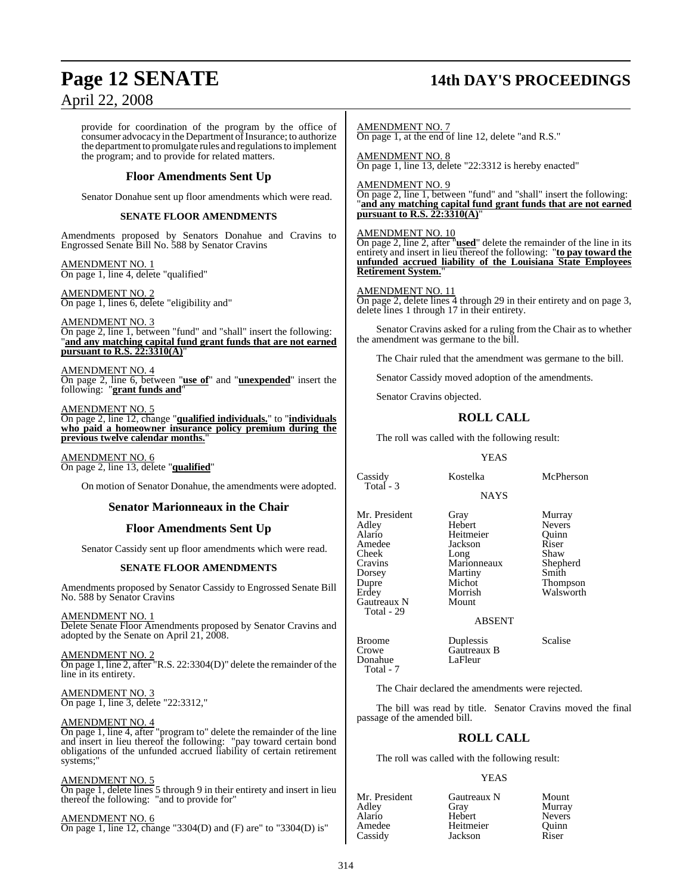provide for coordination of the program by the office of consumer advocacy in the Department of Insurance; to authorize the department to promulgate rules and regulations to implement the program; and to provide for related matters.

## Floor Amendments Sent Up

Senator Donahue sent up floor amendments which were read.

### SENATE FLOOR AMENDMENTS

Amendments proposed by Senators Donahue and Cravins to Engrossed Senate Bill No. 588 by Senator Cravins

AMENDMENT NO. 1
On page 1, line 4, delete "qualified"

AMENDMENT NO. 2
On page 1, lines 6, delete "eligibility and"

AMENDMENT NO. 3
On page 2, line 1, between "fund" and "shall" insert the following: "**and any matching capital fund grant funds that are not earned pursuant to R.S. 22:3310(A)**"

AMENDMENT NO. 4
On page 2, line 6, between "**use of**" and "**unexpended**" insert the following: "**grant funds and**"

AMENDMENT NO. 5
On page 2, line 12, change "**qualified individuals.**" to "**individuals who paid a homeowner insurance policy premium during the previous twelve calendar months.**"

AMENDMENT NO. 6
On page 2, line 13, delete "**qualified**"

On motion of Senator Donahue, the amendments were adopted.

## Senator Marionneaux in the Chair

## Floor Amendments Sent Up

Senator Cassidy sent up floor amendments which were read.

### SENATE FLOOR AMENDMENTS

Amendments proposed by Senator Cassidy to Engrossed Senate Bill No. 588 by Senator Cravins

AMENDMENT NO. 1
Delete Senate Floor Amendments proposed by Senator Cravins and adopted by the Senate on April 21, 2008.

AMENDMENT NO. 2
On page 1, line 2, after "R.S. 22:3304(D)" delete the remainder of the line in its entirety.

AMENDMENT NO. 3
On page 1, line 3, delete "22:3312,"

AMENDMENT NO. 4
On page 1, line 4, after "program to" delete the remainder of the line and insert in lieu thereof the following: "pay toward certain bond obligations of the unfunded accrued liability of certain retirement systems;"

AMENDMENT NO. 5
On page 1, delete lines 5 through 9 in their entirety and insert in lieu thereof the following: "and to provide for"

AMENDMENT NO. 6
On page 1, line 12, change "3304(D) and (F) are" to "3304(D) is"

AMENDMENT NO. 7
On page 1, at the end of line 12, delete "and R.S."

AMENDMENT NO. 8
On page 1, line 13, delete "22:3312 is hereby enacted"

AMENDMENT NO. 9
On page 2, line 1, between "fund" and "shall" insert the following: "**and any matching capital fund grant funds that are not earned pursuant to R.S. 22:3310(A)**"

AMENDMENT NO. 10
On page 2, line 2, after "**used**" delete the remainder of the line in its entirety and insert in lieu thereof the following: "**to pay toward the unfunded accrued liability of the Louisiana State Employees Retirement System.**"

AMENDMENT NO. 11
On page 2, delete lines 4 through 29 in their entirety and on page 3, delete lines 1 through 17 in their entirety.

Senator Cravins asked for a ruling from the Chair as to whether the amendment was germane to the bill.

The Chair ruled that the amendment was germane to the bill.

Senator Cassidy moved adoption of the amendments.

Senator Cravins objected.

## ROLL CALL

The roll was called with the following result:

YEAS

| | | |
|---|---|---|
| Cassidy | Kostelka | McPherson |
| Total - 3 | | |

NAYS

| | | |
|---|---|---|
| Mr. President | Gray | Murray |
| Adley | Hebert | Nevers |
| Alario | Heitmeier | Quinn |
| Amedee | Jackson | Riser |
| Cheek | Long | Shaw |
| Cravins | Marionneaux | Shepherd |
| Dorsey | Martiny | Smith |
| Dupre | Michot | Thompson |
| Erdey | Morrish | Walsworth |
| Gautreaux N | Mount | |
| Total - 29 | | |

ABSENT

| | | |
|---|---|---|
| Broome | Duplessis | Scalise |
| Crowe | Gautreaux B | |
| Donahue | LaFleur | |
| Total - 7 | | |

The Chair declared the amendments were rejected.

The bill was read by title. Senator Cravins moved the final passage of the amended bill.

## ROLL CALL

The roll was called with the following result:

YEAS

| | | |
|---|---|---|
| Mr. President | Gautreaux N | Mount |
| Adley | Gray | Murray |
| Alario | Hebert | Nevers |
| Amedee | Heitmeier | Quinn |
| Cassidy | Jackson | Riser |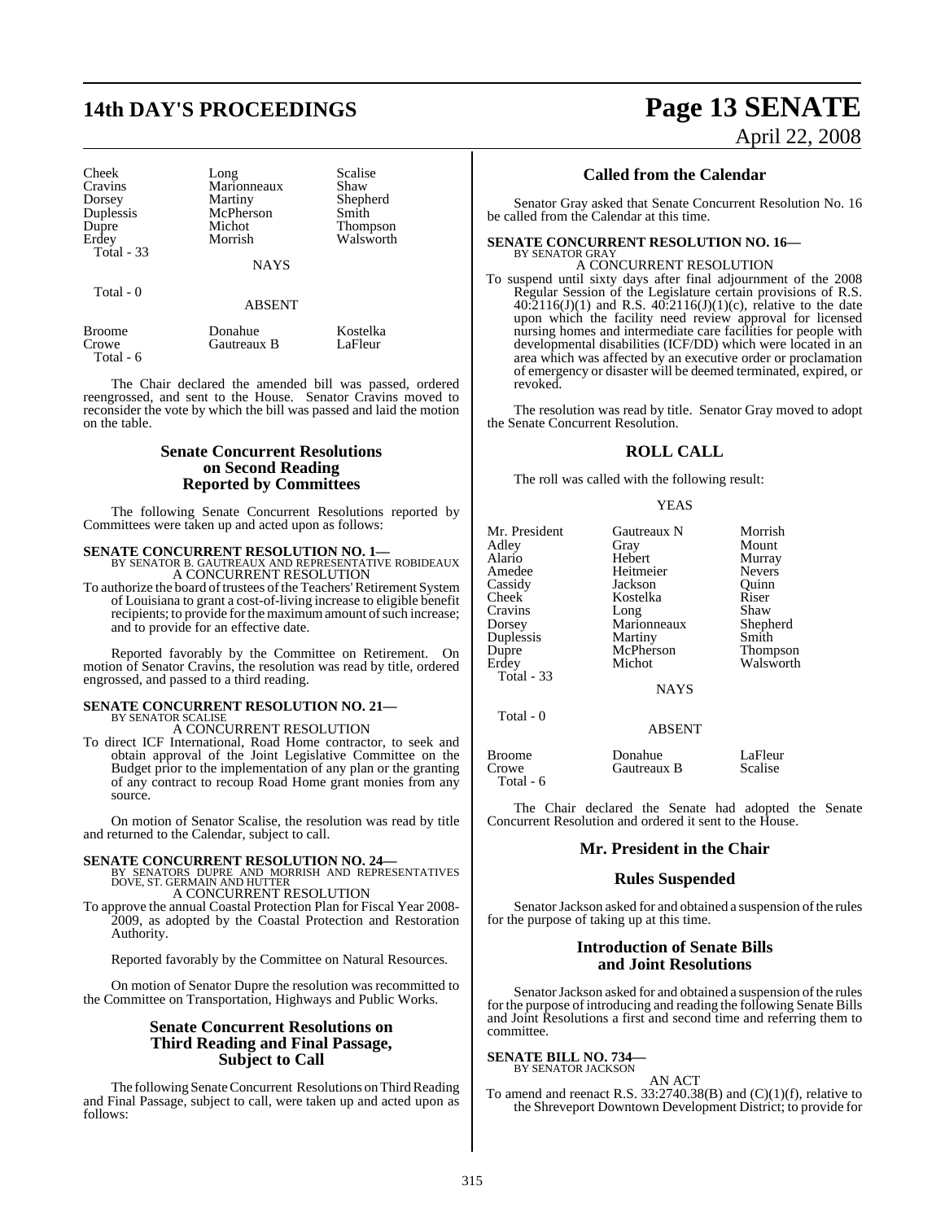| Cheek | Long | Scalise |
|---|---|---|
| Cravins | Marionneaux | Shaw |
| Dorsey | Martiny | Shepherd |
| Duplessis | McPherson | Smith |
| Dupre | Michot | Thompson |
| Erdey | Morrish | Walsworth |
| Total - 33 | | |

NAYS

Total - 0

ABSENT

| Broome | Donahue | Kostelka |
|---|---|---|
| Crowe | Gautreaux B | LaFleur |
| Total - 6 | | |

The Chair declared the amended bill was passed, ordered reengrossed, and sent to the House. Senator Cravins moved to reconsider the vote by which the bill was passed and laid the motion on the table.

## Senate Concurrent Resolutions on Second Reading Reported by Committees

The following Senate Concurrent Resolutions reported by Committees were taken up and acted upon as follows:

**SENATE CONCURRENT RESOLUTION NO. 1—**
BY SENATOR B. GAUTREAUX AND REPRESENTATIVE ROBIDEAUX
A CONCURRENT RESOLUTION

To authorize the board of trustees of the Teachers' Retirement System of Louisiana to grant a cost-of-living increase to eligible benefit recipients; to provide for the maximum amount of such increase; and to provide for an effective date.

Reported favorably by the Committee on Retirement. On motion of Senator Cravins, the resolution was read by title, ordered engrossed, and passed to a third reading.

**SENATE CONCURRENT RESOLUTION NO. 21—**
BY SENATOR SCALISE
A CONCURRENT RESOLUTION

To direct ICF International, Road Home contractor, to seek and obtain approval of the Joint Legislative Committee on the Budget prior to the implementation of any plan or the granting of any contract to recoup Road Home grant monies from any source.

On motion of Senator Scalise, the resolution was read by title and returned to the Calendar, subject to call.

**SENATE CONCURRENT RESOLUTION NO. 24—**
BY SENATORS DUPRE AND MORRISH AND REPRESENTATIVES DOVE, ST. GERMAIN AND HUTTER
A CONCURRENT RESOLUTION

To approve the annual Coastal Protection Plan for Fiscal Year 2008-2009, as adopted by the Coastal Protection and Restoration Authority.

Reported favorably by the Committee on Natural Resources.

On motion of Senator Dupre the resolution was recommitted to the Committee on Transportation, Highways and Public Works.

## Senate Concurrent Resolutions on Third Reading and Final Passage, Subject to Call

The following Senate Concurrent Resolutions on Third Reading and Final Passage, subject to call, were taken up and acted upon as follows:

## Called from the Calendar

Senator Gray asked that Senate Concurrent Resolution No. 16 be called from the Calendar at this time.

**SENATE CONCURRENT RESOLUTION NO. 16—**
BY SENATOR GRAY
A CONCURRENT RESOLUTION

To suspend until sixty days after final adjournment of the 2008 Regular Session of the Legislature certain provisions of R.S. 40:2116(J)(1) and R.S. 40:2116(J)(1)(c), relative to the date upon which the facility need review approval for licensed nursing homes and intermediate care facilities for people with developmental disabilities (ICF/DD) which were located in an area which was affected by an executive order or proclamation of emergency or disaster will be deemed terminated, expired, or revoked.

The resolution was read by title. Senator Gray moved to adopt the Senate Concurrent Resolution.

## ROLL CALL

The roll was called with the following result:

YEAS

| Mr. President | Gautreaux N | Morrish |
|---|---|---|
| Adley | Gray | Mount |
| Alario | Hebert | Murray |
| Amedee | Heitmeier | Nevers |
| Cassidy | Jackson | Quinn |
| Cheek | Kostelka | Riser |
| Cravins | Long | Shaw |
| Dorsey | Marionneaux | Shepherd |
| Duplessis | Martiny | Smith |
| Dupre | McPherson | Thompson |
| Erdey | Michot | Walsworth |
| Total - 33 | | |

NAYS

Total - 0

ABSENT

| Broome | Donahue | LaFleur |
|---|---|---|
| Crowe | Gautreaux B | Scalise |
| Total - 6 | | |

The Chair declared the Senate had adopted the Senate Concurrent Resolution and ordered it sent to the House.

## Mr. President in the Chair

## Rules Suspended

Senator Jackson asked for and obtained a suspension of the rules for the purpose of taking up at this time.

## Introduction of Senate Bills and Joint Resolutions

Senator Jackson asked for and obtained a suspension of the rules for the purpose of introducing and reading the following Senate Bills and Joint Resolutions a first and second time and referring them to committee.

**SENATE BILL NO. 734—**
BY SENATOR JACKSON
AN ACT

To amend and reenact R.S. 33:2740.38(B) and (C)(1)(f), relative to the Shreveport Downtown Development District; to provide for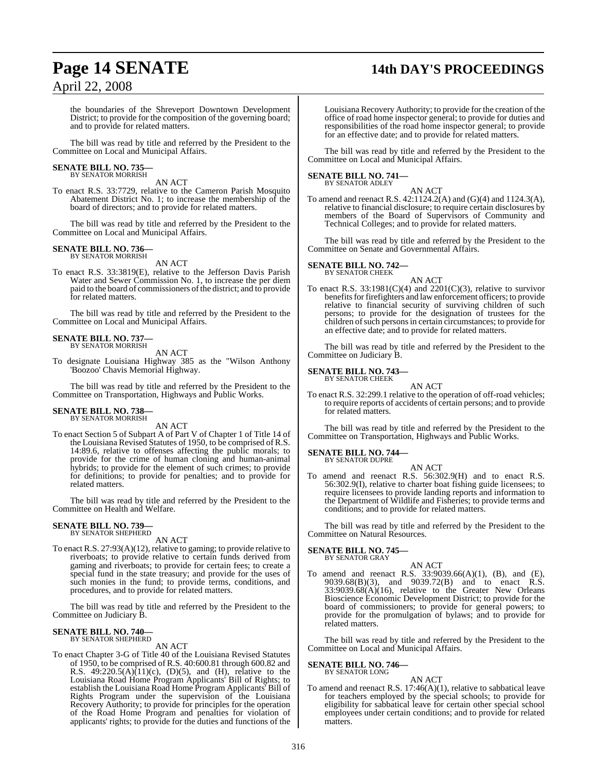the boundaries of the Shreveport Downtown Development District; to provide for the composition of the governing board; and to provide for related matters.

The bill was read by title and referred by the President to the Committee on Local and Municipal Affairs.

**SENATE BILL NO. 735—**
BY SENATOR MORRISH

AN ACT

To enact R.S. 33:7729, relative to the Cameron Parish Mosquito Abatement District No. 1; to increase the membership of the board of directors; and to provide for related matters.

The bill was read by title and referred by the President to the Committee on Local and Municipal Affairs.

**SENATE BILL NO. 736—**
BY SENATOR MORRISH

AN ACT

To enact R.S. 33:3819(E), relative to the Jefferson Davis Parish Water and Sewer Commission No. 1, to increase the per diem paid to the board of commissioners of the district; and to provide for related matters.

The bill was read by title and referred by the President to the Committee on Local and Municipal Affairs.

**SENATE BILL NO. 737—**
BY SENATOR MORRISH

AN ACT

To designate Louisiana Highway 385 as the "Wilson Anthony 'Boozoo' Chavis Memorial Highway.

The bill was read by title and referred by the President to the Committee on Transportation, Highways and Public Works.

**SENATE BILL NO. 738—**
BY SENATOR MORRISH

AN ACT

To enact Section 5 of Subpart A of Part V of Chapter 1 of Title 14 of the Louisiana Revised Statutes of 1950, to be comprised of R.S. 14:89.6, relative to offenses affecting the public morals; to provide for the crime of human cloning and human-animal hybrids; to provide for the element of such crimes; to provide for definitions; to provide for penalties; and to provide for related matters.

The bill was read by title and referred by the President to the Committee on Health and Welfare.

**SENATE BILL NO. 739—**
BY SENATOR SHEPHERD

AN ACT

To enact R.S. 27:93(A)(12), relative to gaming; to provide relative to riverboats; to provide relative to certain funds derived from gaming and riverboats; to provide for certain fees; to create a special fund in the state treasury; and provide for the uses of such monies in the fund; to provide terms, conditions, and procedures, and to provide for related matters.

The bill was read by title and referred by the President to the Committee on Judiciary B.

**SENATE BILL NO. 740—**
BY SENATOR SHEPHERD

AN ACT

To enact Chapter 3-G of Title 40 of the Louisiana Revised Statutes of 1950, to be comprised of R.S. 40:600.81 through 600.82 and R.S. 49:220.5(A)(11)(c), (D)(5), and (H), relative to the Louisiana Road Home Program Applicants' Bill of Rights; to establish the Louisiana Road Home Program Applicants' Bill of Rights Program under the supervision of the Louisiana Recovery Authority; to provide for principles for the operation of the Road Home Program and penalties for violation of applicants' rights; to provide for the duties and functions of the Louisiana Recovery Authority; to provide for the creation of the office of road home inspector general; to provide for duties and responsibilities of the road home inspector general; to provide for an effective date; and to provide for related matters.

The bill was read by title and referred by the President to the Committee on Local and Municipal Affairs.

**SENATE BILL NO. 741—**
BY SENATOR ADLEY

AN ACT

To amend and reenact R.S. 42:1124.2(A) and (G)(4) and 1124.3(A), relative to financial disclosure; to require certain disclosures by members of the Board of Supervisors of Community and Technical Colleges; and to provide for related matters.

The bill was read by title and referred by the President to the Committee on Senate and Governmental Affairs.

**SENATE BILL NO. 742—**
BY SENATOR CHEEK

AN ACT

To enact R.S. 33:1981(C)(4) and 2201(C)(3), relative to survivor benefits for firefighters and law enforcement officers; to provide relative to financial security of surviving children of such persons; to provide for the designation of trustees for the children of such persons in certain circumstances; to provide for an effective date; and to provide for related matters.

The bill was read by title and referred by the President to the Committee on Judiciary B.

**SENATE BILL NO. 743—**
BY SENATOR CHEEK

AN ACT

To enact R.S. 32:299.1 relative to the operation of off-road vehicles; to require reports of accidents of certain persons; and to provide for related matters.

The bill was read by title and referred by the President to the Committee on Transportation, Highways and Public Works.

**SENATE BILL NO. 744—**
BY SENATOR DUPRE

AN ACT

To amend and reenact R.S. 56:302.9(H) and to enact R.S. 56:302.9(I), relative to charter boat fishing guide licensees; to require licensees to provide landing reports and information to the Department of Wildlife and Fisheries; to provide terms and conditions; and to provide for related matters.

The bill was read by title and referred by the President to the Committee on Natural Resources.

**SENATE BILL NO. 745—**
BY SENATOR GRAY

AN ACT

To amend and reenact R.S. 33:9039.66(A)(1), (B), and (E), 9039.68(B)(3), and 9039.72(B) and to enact R.S. 33:9039.68(A)(16), relative to the Greater New Orleans Bioscience Economic Development District; to provide for the board of commissioners; to provide for general powers; to provide for the promulgation of bylaws; and to provide for related matters.

The bill was read by title and referred by the President to the Committee on Local and Municipal Affairs.

**SENATE BILL NO. 746—**
BY SENATOR LONG

AN ACT

To amend and reenact R.S. 17:46(A)(1), relative to sabbatical leave for teachers employed by the special schools; to provide for eligibility for sabbatical leave for certain other special school employees under certain conditions; and to provide for related matters.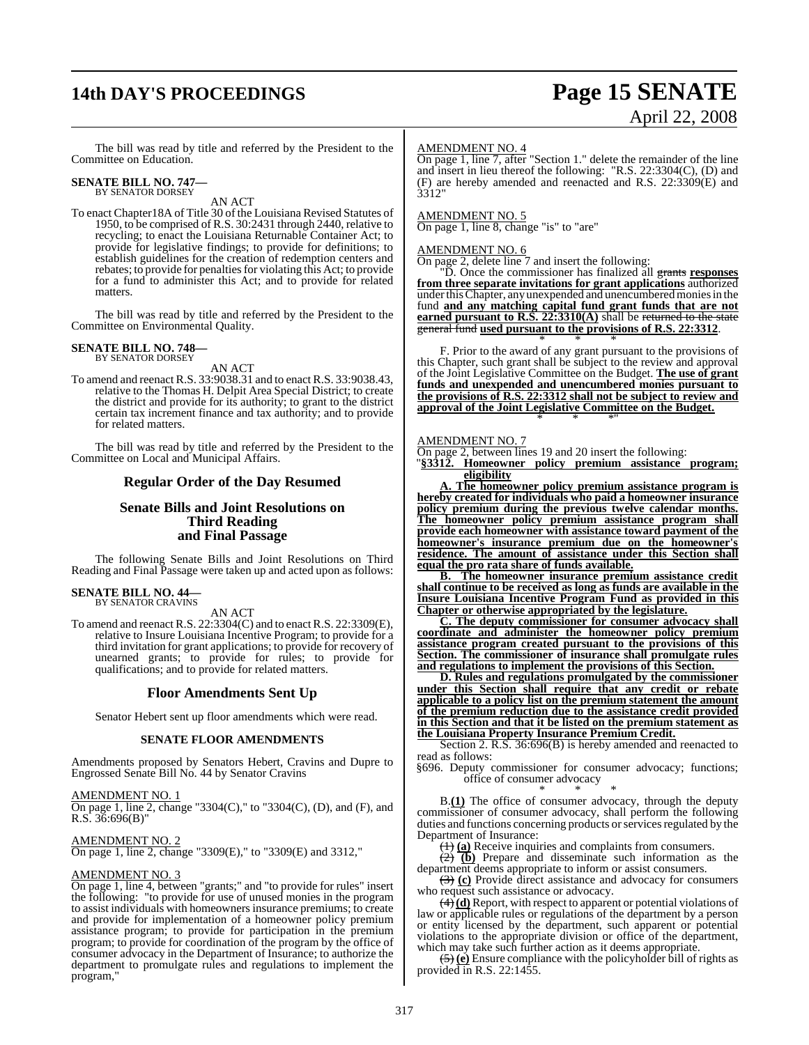The bill was read by title and referred by the President to the Committee on Education.

**SENATE BILL NO. 747—**
BY SENATOR DORSEY

AN ACT

To enact Chapter18A of Title 30 of the Louisiana Revised Statutes of 1950, to be comprised of R.S. 30:2431 through 2440, relative to recycling; to enact the Louisiana Returnable Container Act; to provide for legislative findings; to provide for definitions; to establish guidelines for the creation of redemption centers and rebates; to provide for penalties for violating this Act; to provide for a fund to administer this Act; and to provide for related matters.

The bill was read by title and referred by the President to the Committee on Environmental Quality.

**SENATE BILL NO. 748—**
BY SENATOR DORSEY

AN ACT

To amend and reenact R.S. 33:9038.31 and to enact R.S. 33:9038.43, relative to the Thomas H. Delpit Area Special District; to create the district and provide for its authority; to grant to the district certain tax increment finance and tax authority; and to provide for related matters.

The bill was read by title and referred by the President to the Committee on Local and Municipal Affairs.

## Regular Order of the Day Resumed

## Senate Bills and Joint Resolutions on Third Reading and Final Passage

The following Senate Bills and Joint Resolutions on Third Reading and Final Passage were taken up and acted upon as follows:

**SENATE BILL NO. 44—**
BY SENATOR CRAVINS

AN ACT

To amend and reenact R.S. 22:3304(C) and to enact R.S. 22:3309(E), relative to Insure Louisiana Incentive Program; to provide for a third invitation for grant applications; to provide for recovery of unearned grants; to provide for rules; to provide for qualifications; and to provide for related matters.

## Floor Amendments Sent Up

Senator Hebert sent up floor amendments which were read.

### SENATE FLOOR AMENDMENTS

Amendments proposed by Senators Hebert, Cravins and Dupre to Engrossed Senate Bill No. 44 by Senator Cravins

AMENDMENT NO. 1
On page 1, line 2, change "3304(C)," to "3304(C), (D), and (F), and R.S. 36:696(B)"

AMENDMENT NO. 2
On page 1, line 2, change "3309(E)," to "3309(E) and 3312,"

AMENDMENT NO. 3
On page 1, line 4, between "grants;" and "to provide for rules" insert the following: "to provide for use of unused monies in the program to assist individuals with homeowners insurance premiums; to create and provide for implementation of a homeowner policy premium assistance program; to provide for participation in the premium program; to provide for coordination of the program by the office of consumer advocacy in the Department of Insurance; to authorize the department to promulgate rules and regulations to implement the program,"

AMENDMENT NO. 4
On page 1, line 7, after "Section 1." delete the remainder of the line and insert in lieu thereof the following: "R.S. 22:3304(C), (D) and (F) are hereby amended and reenacted and R.S. 22:3309(E) and 3312"

AMENDMENT NO. 5
On page 1, line 8, change "is" to "are"

AMENDMENT NO. 6
On page 2, delete line 7 and insert the following:

"D. Once the commissioner has finalized all ~~grants~~ **responses from three separate invitations for grant applications** authorized under this Chapter, any unexpended and unencumbered monies in the fund **and any matching capital fund grant funds that are not earned pursuant to R.S. 22:3310(A)** shall be ~~returned to the state general fund~~ **used pursuant to the provisions of R.S. 22:3312**.

\* \* \*

F. Prior to the award of any grant pursuant to the provisions of this Chapter, such grant shall be subject to the review and approval of the Joint Legislative Committee on the Budget. **The use of grant funds and unexpended and unencumbered monies pursuant to the provisions of R.S. 22:3312 shall not be subject to review and approval of the Joint Legislative Committee on the Budget.**

\* \* \*"

AMENDMENT NO. 7
On page 2, between lines 19 and 20 insert the following:

"**§3312. Homeowner policy premium assistance program; eligibility**

**A. The homeowner policy premium assistance program is hereby created for individuals who paid a homeowner insurance policy premium during the previous twelve calendar months. The homeowner policy premium assistance program shall provide each homeowner with assistance toward payment of the homeowner's insurance premium due on the homeowner's residence. The amount of assistance under this Section shall equal the pro rata share of funds available.**

**B. The homeowner insurance premium assistance credit shall continue to be received as long as funds are available in the Insure Louisiana Incentive Program Fund as provided in this Chapter or otherwise appropriated by the legislature.**

**C. The deputy commissioner for consumer advocacy shall coordinate and administer the homeowner policy premium assistance program created pursuant to the provisions of this Section. The commissioner of insurance shall promulgate rules and regulations to implement the provisions of this Section.**

**D. Rules and regulations promulgated by the commissioner under this Section shall require that any credit or rebate applicable to a policy list on the premium statement the amount of the premium reduction due to the assistance credit provided in this Section and that it be listed on the premium statement as the Louisiana Property Insurance Premium Credit.**

Section 2. R.S. 36:696(B) is hereby amended and reenacted to read as follows:

§696. Deputy commissioner for consumer advocacy; functions; office of consumer advocacy

\* \* \*

B.**(1)** The office of consumer advocacy, through the deputy commissioner of consumer advocacy, shall perform the following duties and functions concerning products or services regulated by the Department of Insurance:

~~(1)~~ **(a)** Receive inquiries and complaints from consumers.

~~(2)~~ **(b)** Prepare and disseminate such information as the department deems appropriate to inform or assist consumers.

~~(3)~~ **(c)** Provide direct assistance and advocacy for consumers who request such assistance or advocacy.

~~(4)~~ **(d)** Report, with respect to apparent or potential violations of law or applicable rules or regulations of the department by a person or entity licensed by the department, such apparent or potential violations to the appropriate division or office of the department, which may take such further action as it deems appropriate.

~~(5)~~ **(e)** Ensure compliance with the policyholder bill of rights as provided in R.S. 22:1455.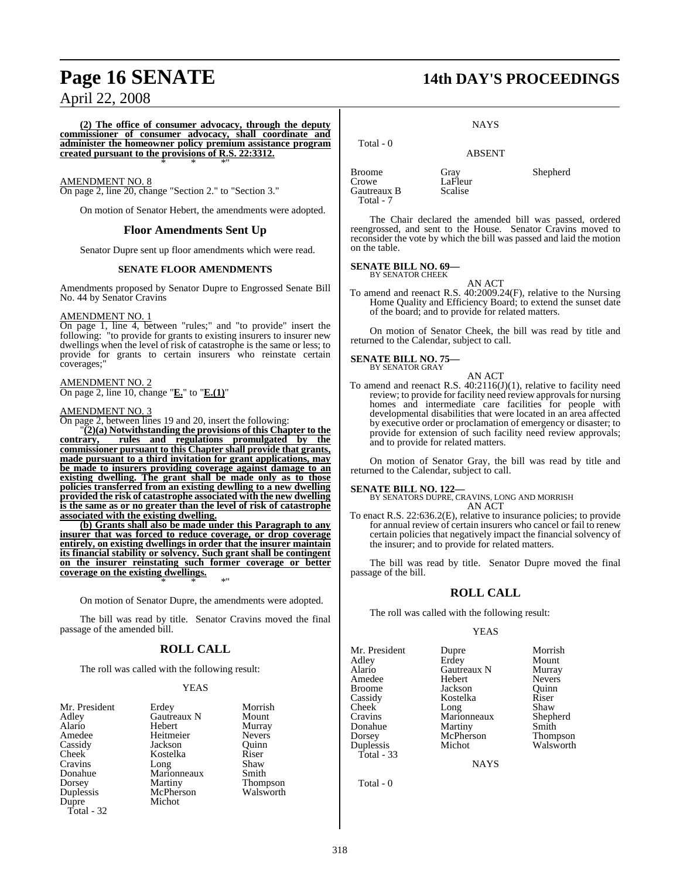**(2) The office of consumer advocacy, through the deputy commissioner of consumer advocacy, shall coordinate and administer the homeowner policy premium assistance program created pursuant to the provisions of R.S. 22:3312.**

\* \* \*"

AMENDMENT NO. 8

On page 2, line 20, change "Section 2." to "Section 3."

On motion of Senator Hebert, the amendments were adopted.

## Floor Amendments Sent Up

Senator Dupre sent up floor amendments which were read.

### SENATE FLOOR AMENDMENTS

Amendments proposed by Senator Dupre to Engrossed Senate Bill No. 44 by Senator Cravins

AMENDMENT NO. 1

On page 1, line 4, between "rules;" and "to provide" insert the following: "to provide for grants to existing insurers to insurer new dwellings when the level of risk of catastrophe is the same or less; to provide for grants to certain insurers who reinstate certain coverages;"

AMENDMENT NO. 2

On page 2, line 10, change "**E.**" to "**E.(1)**"

AMENDMENT NO. 3

On page 2, between lines 19 and 20, insert the following:

"**(2)(a) Notwithstanding the provisions of this Chapter to the contrary, rules and regulations promulgated by the commissioner pursuant to this Chapter shall provide that grants, made pursuant to a third invitation for grant applications, may be made to insurers providing coverage against damage to an existing dwelling. The grant shall be made only as to those policies transferred from an existing dewlling to a new dwelling provided the risk of catastrophe associated with the new dwelling is the same as or no greater than the level of risk of catastrophe associated with the existing dwelling.**

**(b) Grants shall also be made under this Paragraph to any insurer that was forced to reduce coverage, or drop coverage entirely, on existing dwellings in order that the insurer maintain its financial stability or solvency. Such grant shall be contingent on the insurer reinstating such former coverage or better coverage on the existing dwellings.**

\* \* \*"

On motion of Senator Dupre, the amendments were adopted.

The bill was read by title. Senator Cravins moved the final passage of the amended bill.

## ROLL CALL

The roll was called with the following result:

YEAS

| | | |
|---|---|---|
| Mr. President | Erdey | Morrish |
| Adley | Gautreaux N | Mount |
| Alario | Hebert | Murray |
| Amedee | Heitmeier | Nevers |
| Cassidy | Jackson | Quinn |
| Cheek | Kostelka | Riser |
| Cravins | Long | Shaw |
| Donahue | Marionneaux | Smith |
| Dorsey | Martiny | Thompson |
| Duplessis | McPherson | Walsworth |
| Dupre | Michot | |
| Total - 32 | | |

NAYS

Total - 0

ABSENT

| | | |
|---|---|---|
| Broome | Gray | Shepherd |
| Crowe | LaFleur | |
| Gautreaux B | Scalise | |
| Total - 7 | | |

The Chair declared the amended bill was passed, ordered reengrossed, and sent to the House. Senator Cravins moved to reconsider the vote by which the bill was passed and laid the motion on the table.

**SENATE BILL NO. 69—**
BY SENATOR CHEEK

AN ACT

To amend and reenact R.S. 40:2009.24(F), relative to the Nursing Home Quality and Efficiency Board; to extend the sunset date of the board; and to provide for related matters.

On motion of Senator Cheek, the bill was read by title and returned to the Calendar, subject to call.

**SENATE BILL NO. 75—**
BY SENATOR GRAY

AN ACT

To amend and reenact R.S. 40:2116(J)(1), relative to facility need review; to provide for facility need review approvals for nursing homes and intermediate care facilities for people with developmental disabilities that were located in an area affected by executive order or proclamation of emergency or disaster; to provide for extension of such facility need review approvals; and to provide for related matters.

On motion of Senator Gray, the bill was read by title and returned to the Calendar, subject to call.

**SENATE BILL NO. 122—**
BY SENATORS DUPRE, CRAVINS, LONG AND MORRISH

AN ACT

To enact R.S. 22:636.2(E), relative to insurance policies; to provide for annual review of certain insurers who cancel or fail to renew certain policies that negatively impact the financial solvency of the insurer; and to provide for related matters.

The bill was read by title. Senator Dupre moved the final passage of the bill.

## ROLL CALL

The roll was called with the following result:

YEAS

| | | |
|---|---|---|
| Mr. President | Dupre | Morrish |
| Adley | Erdey | Mount |
| Alario | Gautreaux N | Murray |
| Amedee | Hebert | Nevers |
| Broome | Jackson | Quinn |
| Cassidy | Kostelka | Riser |
| Cheek | Long | Shaw |
| Cravins | Marionneaux | Shepherd |
| Donahue | Martiny | Smith |
| Dorsey | McPherson | Thompson |
| Duplessis | Michot | Walsworth |
| Total - 33 | | |

NAYS

Total - 0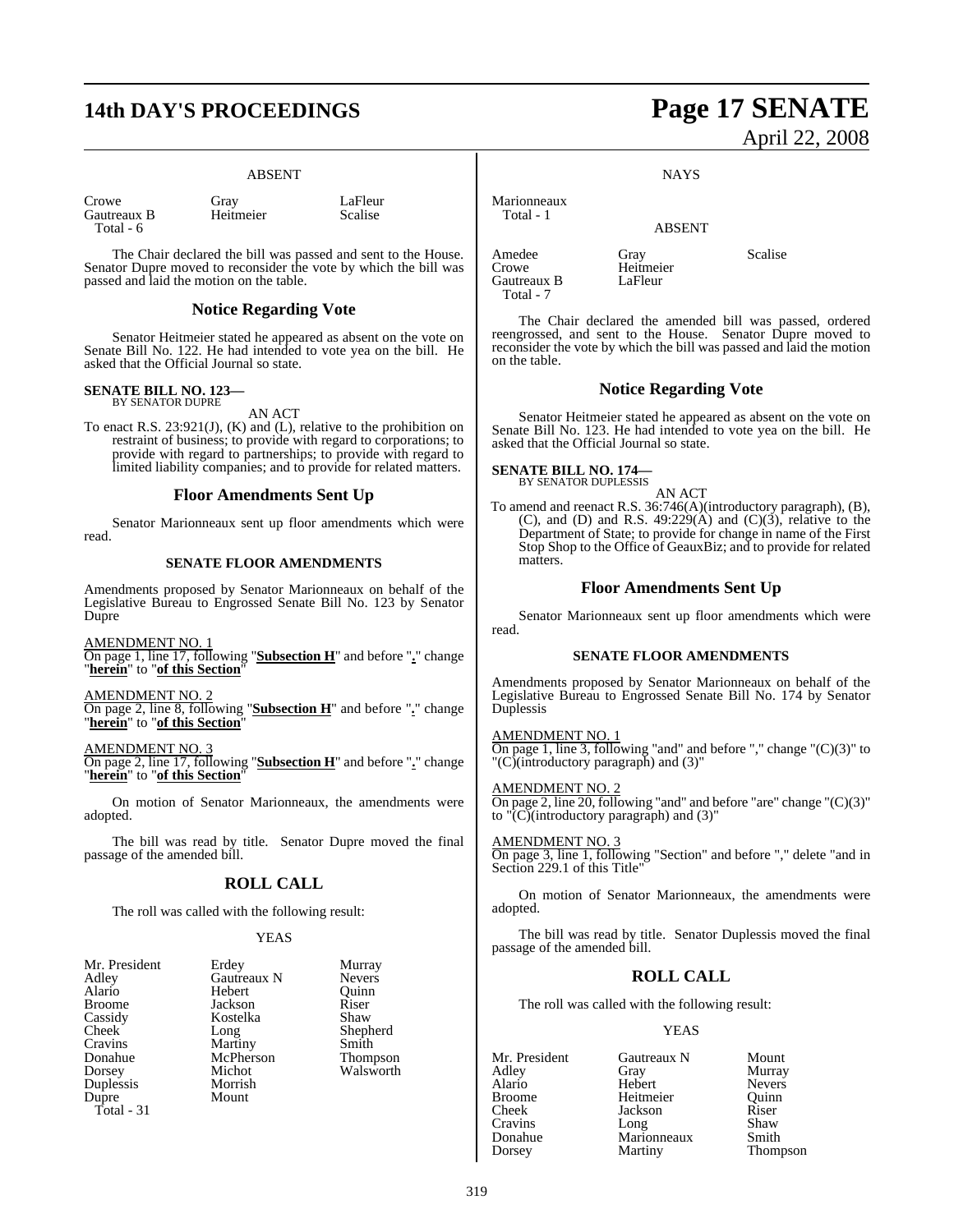ABSENT

| | | |
|---|---|---|
| Crowe | Gray | LaFleur |
| Gautreaux B | Heitmeier | Scalise |
| Total - 6 | | |

The Chair declared the bill was passed and sent to the House. Senator Dupre moved to reconsider the vote by which the bill was passed and laid the motion on the table.

## Notice Regarding Vote

Senator Heitmeier stated he appeared as absent on the vote on Senate Bill No. 122. He had intended to vote yea on the bill. He asked that the Official Journal so state.

**SENATE BILL NO. 123—**
BY SENATOR DUPRE

AN ACT

To enact R.S. 23:921(J), (K) and (L), relative to the prohibition on restraint of business; to provide with regard to corporations; to provide with regard to partnerships; to provide with regard to limited liability companies; and to provide for related matters.

## Floor Amendments Sent Up

Senator Marionneaux sent up floor amendments which were read.

### SENATE FLOOR AMENDMENTS

Amendments proposed by Senator Marionneaux on behalf of the Legislative Bureau to Engrossed Senate Bill No. 123 by Senator Dupre

AMENDMENT NO. 1
On page 1, line 17, following "**Subsection H**" and before "**.**" change "**herein**" to "**of this Section**"

AMENDMENT NO. 2
On page 2, line 8, following "**Subsection H**" and before "**.**" change "**herein**" to "**of this Section**"

AMENDMENT NO. 3
On page 2, line 17, following "**Subsection H**" and before "**.**" change "**herein**" to "**of this Section**"

On motion of Senator Marionneaux, the amendments were adopted.

The bill was read by title. Senator Dupre moved the final passage of the amended bill.

## ROLL CALL

The roll was called with the following result:

YEAS

| | | |
|---|---|---|
| Mr. President | Erdey | Murray |
| Adley | Gautreaux N | Nevers |
| Alario | Hebert | Quinn |
| Broome | Jackson | Riser |
| Cassidy | Kostelka | Shaw |
| Cheek | Long | Shepherd |
| Cravins | Martiny | Smith |
| Donahue | McPherson | Thompson |
| Dorsey | Michot | Walsworth |
| Duplessis | Morrish | |
| Dupre | Mount | |
| Total - 31 | | |

NAYS

Marionneaux
Total - 1

ABSENT

| | | |
|---|---|---|
| Amedee | Gray | Scalise |
| Crowe | Heitmeier | |
| Gautreaux B | LaFleur | |
| Total - 7 | | |

The Chair declared the amended bill was passed, ordered reengrossed, and sent to the House. Senator Dupre moved to reconsider the vote by which the bill was passed and laid the motion on the table.

## Notice Regarding Vote

Senator Heitmeier stated he appeared as absent on the vote on Senate Bill No. 123. He had intended to vote yea on the bill. He asked that the Official Journal so state.

**SENATE BILL NO. 174—**
BY SENATOR DUPLESSIS

AN ACT

To amend and reenact R.S. 36:746(A)(introductory paragraph), (B), (C), and (D) and R.S. 49:229(A) and (C)(3), relative to the Department of State; to provide for change in name of the First Stop Shop to the Office of GeauxBiz; and to provide for related matters.

## Floor Amendments Sent Up

Senator Marionneaux sent up floor amendments which were read.

### SENATE FLOOR AMENDMENTS

Amendments proposed by Senator Marionneaux on behalf of the Legislative Bureau to Engrossed Senate Bill No. 174 by Senator Duplessis

AMENDMENT NO. 1
On page 1, line 3, following "and" and before "," change "(C)(3)" to "(C)(introductory paragraph) and (3)"

AMENDMENT NO. 2
On page 2, line 20, following "and" and before "are" change "(C)(3)" to "(C)(introductory paragraph) and (3)"

AMENDMENT NO. 3
On page 3, line 1, following "Section" and before "," delete "and in Section 229.1 of this Title"

On motion of Senator Marionneaux, the amendments were adopted.

The bill was read by title. Senator Duplessis moved the final passage of the amended bill.

## ROLL CALL

The roll was called with the following result:

YEAS

| | | |
|---|---|---|
| Mr. President | Gautreaux N | Mount |
| Adley | Gray | Murray |
| Alario | Hebert | Nevers |
| Broome | Heitmeier | Quinn |
| Cheek | Jackson | Riser |
| Cravins | Long | Shaw |
| Donahue | Marionneaux | Smith |
| Dorsey | Martiny | Thompson |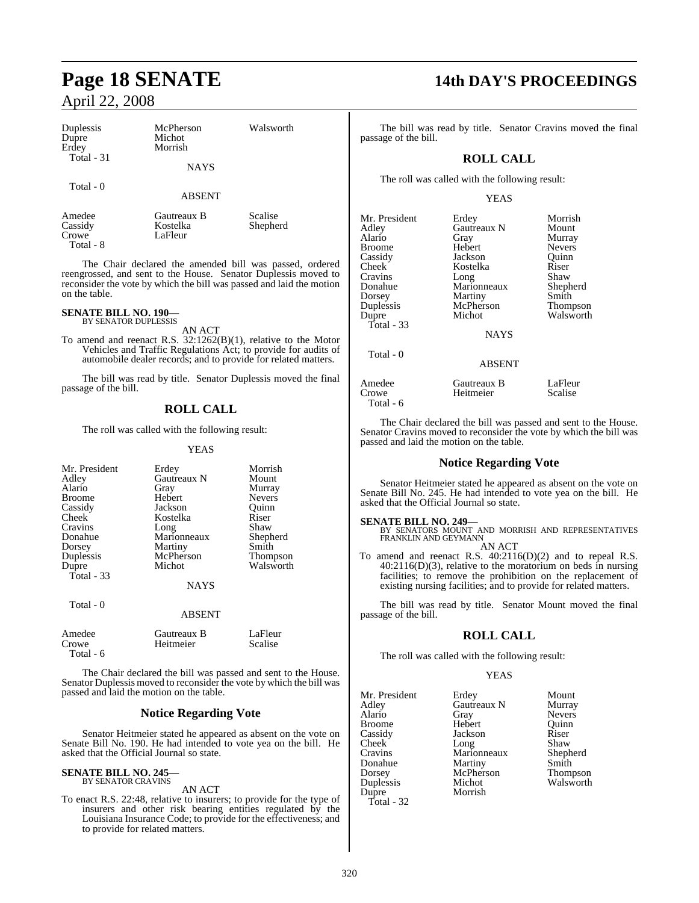| Duplessis | McPherson | Walsworth |
|---|---|---|
| Dupre | Michot | |
| Erdey | Morrish | |
| Total - 31 | | |

NAYS

Total - 0

ABSENT

| Amedee | Gautreaux B | Scalise |
|---|---|---|
| Cassidy | Kostelka | Shepherd |
| Crowe | LaFleur | |
| Total - 8 | | |

The Chair declared the amended bill was passed, ordered reengrossed, and sent to the House. Senator Duplessis moved to reconsider the vote by which the bill was passed and laid the motion on the table.

**SENATE BILL NO. 190—**
BY SENATOR DUPLESSIS

AN ACT

To amend and reenact R.S. 32:1262(B)(1), relative to the Motor Vehicles and Traffic Regulations Act; to provide for audits of automobile dealer records; and to provide for related matters.

The bill was read by title. Senator Duplessis moved the final passage of the bill.

## ROLL CALL

The roll was called with the following result:

YEAS

| Mr. President | Erdey | Morrish |
|---|---|---|
| Adley | Gautreaux N | Mount |
| Alario | Gray | Murray |
| Broome | Hebert | Nevers |
| Cassidy | Jackson | Quinn |
| Cheek | Kostelka | Riser |
| Cravins | Long | Shaw |
| Donahue | Marionneaux | Shepherd |
| Dorsey | Martiny | Smith |
| Duplessis | McPherson | Thompson |
| Dupre | Michot | Walsworth |
| Total - 33 | | |

NAYS

Total - 0

ABSENT

| Amedee | Gautreaux B | LaFleur |
|---|---|---|
| Crowe | Heitmeier | Scalise |
| Total - 6 | | |

The Chair declared the bill was passed and sent to the House. Senator Duplessis moved to reconsider the vote by which the bill was passed and laid the motion on the table.

## Notice Regarding Vote

Senator Heitmeier stated he appeared as absent on the vote on Senate Bill No. 190. He had intended to vote yea on the bill. He asked that the Official Journal so state.

**SENATE BILL NO. 245—**
BY SENATOR CRAVINS

AN ACT

To enact R.S. 22:48, relative to insurers; to provide for the type of insurers and other risk bearing entities regulated by the Louisiana Insurance Code; to provide for the effectiveness; and to provide for related matters.

The bill was read by title. Senator Cravins moved the final passage of the bill.

## ROLL CALL

The roll was called with the following result:

YEAS

| Mr. President | Erdey | Morrish |
|---|---|---|
| Adley | Gautreaux N | Mount |
| Alario | Gray | Murray |
| Broome | Hebert | Nevers |
| Cassidy | Jackson | Quinn |
| Cheek | Kostelka | Riser |
| Cravins | Long | Shaw |
| Donahue | Marionneaux | Shepherd |
| Dorsey | Martiny | Smith |
| Duplessis | McPherson | Thompson |
| Dupre | Michot | Walsworth |
| Total - 33 | | |

NAYS

Total - 0

ABSENT

| Amedee | Gautreaux B | LaFleur |
|---|---|---|
| Crowe | Heitmeier | Scalise |
| Total - 6 | | |

The Chair declared the bill was passed and sent to the House. Senator Cravins moved to reconsider the vote by which the bill was passed and laid the motion on the table.

## Notice Regarding Vote

Senator Heitmeier stated he appeared as absent on the vote on Senate Bill No. 245. He had intended to vote yea on the bill. He asked that the Official Journal so state.

**SENATE BILL NO. 249—**
BY SENATORS MOUNT AND MORRISH AND REPRESENTATIVES FRANKLIN AND GEYMANN

AN ACT

To amend and reenact R.S. 40:2116(D)(2) and to repeal R.S. 40:2116(D)(3), relative to the moratorium on beds in nursing facilities; to remove the prohibition on the replacement of existing nursing facilities; and to provide for related matters.

The bill was read by title. Senator Mount moved the final passage of the bill.

## ROLL CALL

The roll was called with the following result:

YEAS

| Mr. President | Erdey | Mount |
|---|---|---|
| Adley | Gautreaux N | Murray |
| Alario | Gray | Nevers |
| Broome | Hebert | Quinn |
| Cassidy | Jackson | Riser |
| Cheek | Long | Shaw |
| Cravins | Marionneaux | Shepherd |
| Donahue | Martiny | Smith |
| Dorsey | McPherson | Thompson |
| Duplessis | Michot | Walsworth |
| Dupre | Morrish | |
| Total - 32 | | |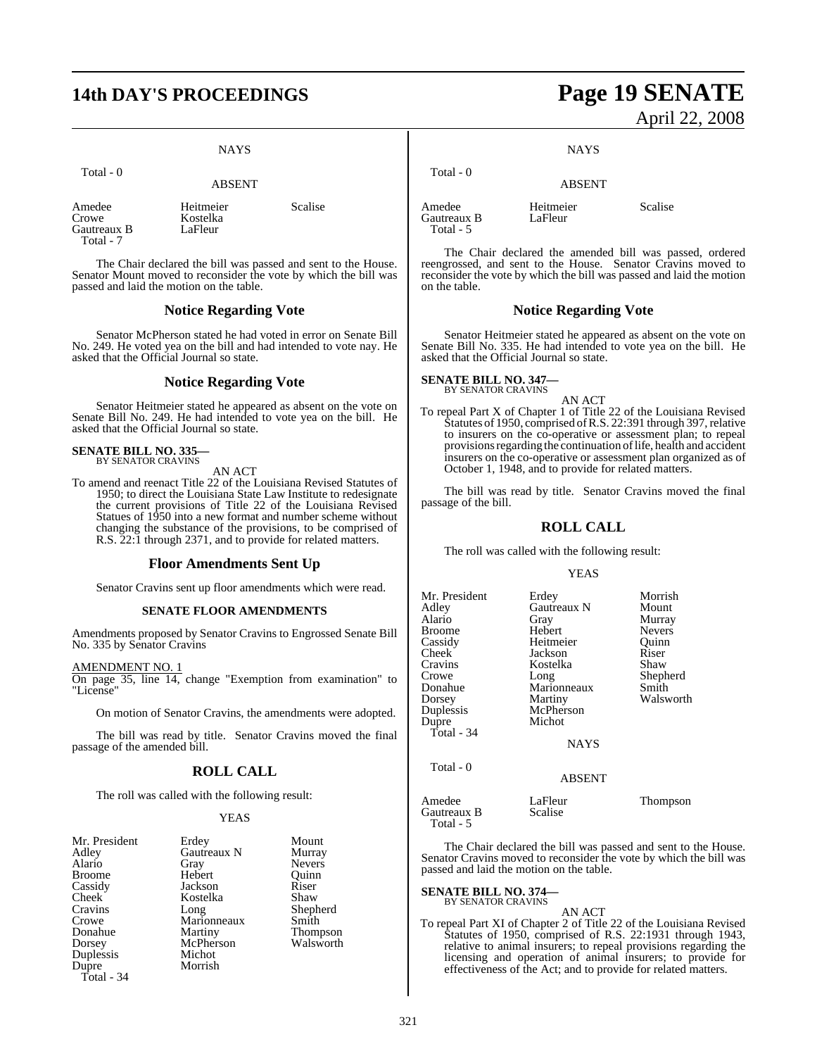NAYS

Total - 0

ABSENT

| | | |
|---|---|---|
| Amedee | Heitmeier | Scalise |
| Crowe | Kostelka | |
| Gautreaux B | LaFleur | |
| Total - 7 | | |

The Chair declared the bill was passed and sent to the House. Senator Mount moved to reconsider the vote by which the bill was passed and laid the motion on the table.

## Notice Regarding Vote

Senator McPherson stated he had voted in error on Senate Bill No. 249. He voted yea on the bill and had intended to vote nay. He asked that the Official Journal so state.

## Notice Regarding Vote

Senator Heitmeier stated he appeared as absent on the vote on Senate Bill No. 249. He had intended to vote yea on the bill. He asked that the Official Journal so state.

**SENATE BILL NO. 335—**
BY SENATOR CRAVINS

AN ACT

To amend and reenact Title 22 of the Louisiana Revised Statutes of 1950; to direct the Louisiana State Law Institute to redesignate the current provisions of Title 22 of the Louisiana Revised Statues of 1950 into a new format and number scheme without changing the substance of the provisions, to be comprised of R.S. 22:1 through 2371, and to provide for related matters.

## Floor Amendments Sent Up

Senator Cravins sent up floor amendments which were read.

### SENATE FLOOR AMENDMENTS

Amendments proposed by Senator Cravins to Engrossed Senate Bill No. 335 by Senator Cravins

AMENDMENT NO. 1
On page 35, line 14, change "Exemption from examination" to "License"

On motion of Senator Cravins, the amendments were adopted.

The bill was read by title. Senator Cravins moved the final passage of the amended bill.

## ROLL CALL

The roll was called with the following result:

YEAS

| | | |
|---|---|---|
| Mr. President | Erdey | Mount |
| Adley | Gautreaux N | Murray |
| Alario | Gray | Nevers |
| Broome | Hebert | Quinn |
| Cassidy | Jackson | Riser |
| Cheek | Kostelka | Shaw |
| Cravins | Long | Shepherd |
| Crowe | Marionneaux | Smith |
| Donahue | Martiny | Thompson |
| Dorsey | McPherson | Walsworth |
| Duplessis | Michot | |
| Dupre | Morrish | |
| Total - 34 | | |

NAYS

Total - 0

ABSENT

| | | |
|---|---|---|
| Amedee | Heitmeier | Scalise |
| Gautreaux B | LaFleur | |
| Total - 5 | | |

The Chair declared the amended bill was passed, ordered reengrossed, and sent to the House. Senator Cravins moved to reconsider the vote by which the bill was passed and laid the motion on the table.

## Notice Regarding Vote

Senator Heitmeier stated he appeared as absent on the vote on Senate Bill No. 335. He had intended to vote yea on the bill. He asked that the Official Journal so state.

**SENATE BILL NO. 347—**
BY SENATOR CRAVINS

AN ACT

To repeal Part X of Chapter 1 of Title 22 of the Louisiana Revised Statutes of 1950, comprised of R.S. 22:391 through 397, relative to insurers on the co-operative or assessment plan; to repeal provisions regarding the continuation of life, health and accident insurers on the co-operative or assessment plan organized as of October 1, 1948, and to provide for related matters.

The bill was read by title. Senator Cravins moved the final passage of the bill.

## ROLL CALL

The roll was called with the following result:

YEAS

| | | |
|---|---|---|
| Mr. President | Erdey | Morrish |
| Adley | Gautreaux N | Mount |
| Alario | Gray | Murray |
| Broome | Hebert | Nevers |
| Cassidy | Heitmeier | Quinn |
| Cheek | Jackson | Riser |
| Cravins | Kostelka | Shaw |
| Crowe | Long | Shepherd |
| Donahue | Marionneaux | Smith |
| Dorsey | Martiny | Walsworth |
| Duplessis | McPherson | |
| Dupre | Michot | |
| Total - 34 | | |

NAYS

Total - 0

ABSENT

| | | |
|---|---|---|
| Amedee | LaFleur | Thompson |
| Gautreaux B | Scalise | |
| Total - 5 | | |

The Chair declared the bill was passed and sent to the House. Senator Cravins moved to reconsider the vote by which the bill was passed and laid the motion on the table.

**SENATE BILL NO. 374—**
BY SENATOR CRAVINS

AN ACT

To repeal Part XI of Chapter 2 of Title 22 of the Louisiana Revised Statutes of 1950, comprised of R.S. 22:1931 through 1943, relative to animal insurers; to repeal provisions regarding the licensing and operation of animal insurers; to provide for effectiveness of the Act; and to provide for related matters.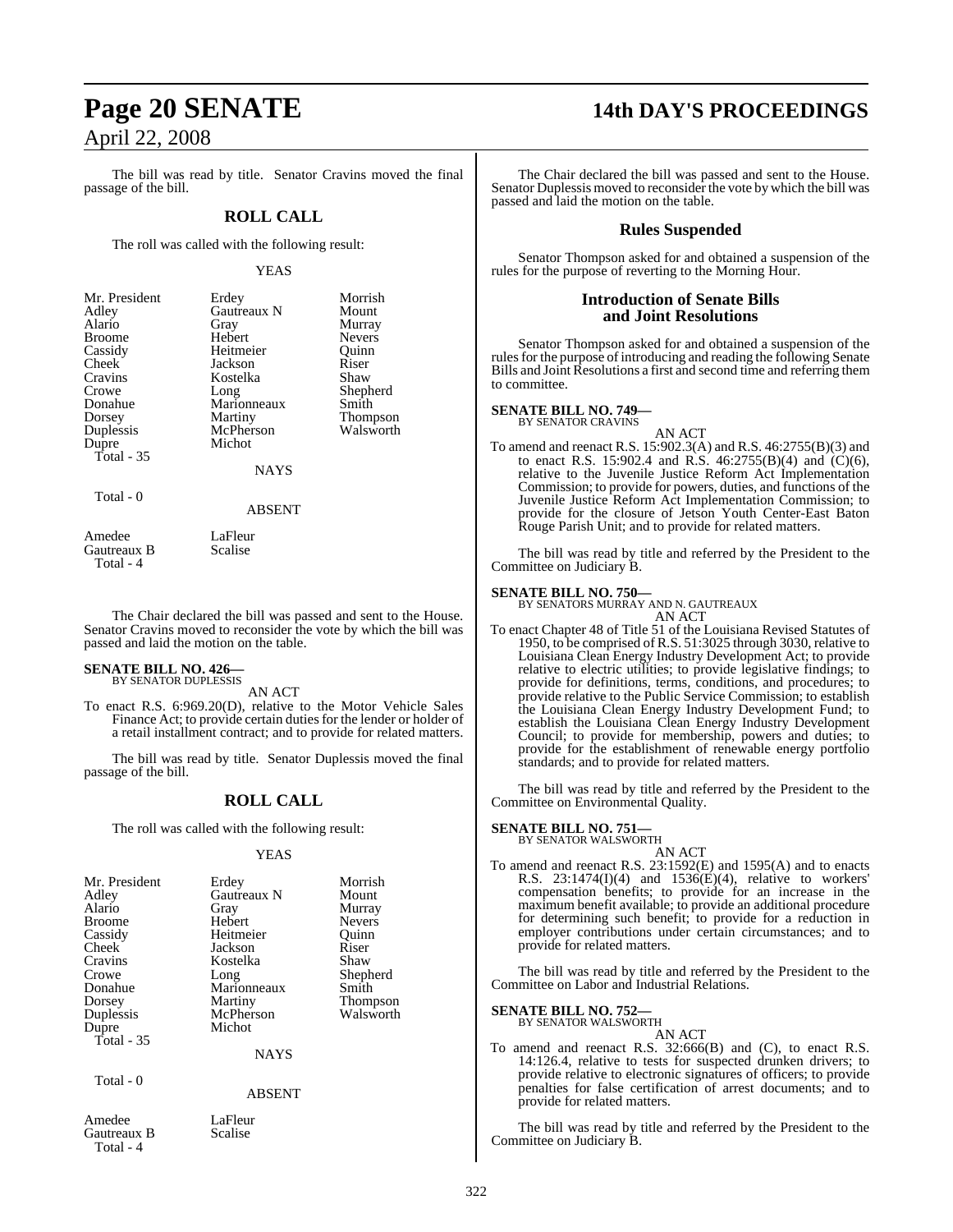The bill was read by title. Senator Cravins moved the final passage of the bill.

## ROLL CALL

The roll was called with the following result:

YEAS

| | | |
|---|---|---|
| Mr. President | Erdey | Morrish |
| Adley | Gautreaux N | Mount |
| Alario | Gray | Murray |
| Broome | Hebert | Nevers |
| Cassidy | Heitmeier | Quinn |
| Cheek | Jackson | Riser |
| Cravins | Kostelka | Shaw |
| Crowe | Long | Shepherd |
| Donahue | Marionneaux | Smith |
| Dorsey | Martiny | Thompson |
| Duplessis | McPherson | Walsworth |
| Dupre | Michot | |

Total - 35

NAYS

Total - 0

ABSENT

| | |
|---|---|
| Amedee | LaFleur |
| Gautreaux B | Scalise |

Total - 4

The Chair declared the bill was passed and sent to the House. Senator Cravins moved to reconsider the vote by which the bill was passed and laid the motion on the table.

**SENATE BILL NO. 426—**
BY SENATOR DUPLESSIS

AN ACT

To enact R.S. 6:969.20(D), relative to the Motor Vehicle Sales Finance Act; to provide certain duties for the lender or holder of a retail installment contract; and to provide for related matters.

The bill was read by title. Senator Duplessis moved the final passage of the bill.

## ROLL CALL

The roll was called with the following result:

YEAS

| | | |
|---|---|---|
| Mr. President | Erdey | Morrish |
| Adley | Gautreaux N | Mount |
| Alario | Gray | Murray |
| Broome | Hebert | Nevers |
| Cassidy | Heitmeier | Quinn |
| Cheek | Jackson | Riser |
| Cravins | Kostelka | Shaw |
| Crowe | Long | Shepherd |
| Donahue | Marionneaux | Smith |
| Dorsey | Martiny | Thompson |
| Duplessis | McPherson | Walsworth |
| Dupre | Michot | |

Total - 35

NAYS

Total - 0

ABSENT

| | |
|---|---|
| Amedee | LaFleur |
| Gautreaux B | Scalise |

Total - 4

The Chair declared the bill was passed and sent to the House. Senator Duplessis moved to reconsider the vote by which the bill was passed and laid the motion on the table.

## Rules Suspended

Senator Thompson asked for and obtained a suspension of the rules for the purpose of reverting to the Morning Hour.

## Introduction of Senate Bills and Joint Resolutions

Senator Thompson asked for and obtained a suspension of the rules for the purpose of introducing and reading the following Senate Bills and Joint Resolutions a first and second time and referring them to committee.

**SENATE BILL NO. 749—**
BY SENATOR CRAVINS

AN ACT

To amend and reenact R.S. 15:902.3(A) and R.S. 46:2755(B)(3) and to enact R.S. 15:902.4 and R.S. 46:2755(B)(4) and (C)(6), relative to the Juvenile Justice Reform Act Implementation Commission; to provide for powers, duties, and functions of the Juvenile Justice Reform Act Implementation Commission; to provide for the closure of Jetson Youth Center-East Baton Rouge Parish Unit; and to provide for related matters.

The bill was read by title and referred by the President to the Committee on Judiciary B.

**SENATE BILL NO. 750—**
BY SENATORS MURRAY AND N. GAUTREAUX

AN ACT

To enact Chapter 48 of Title 51 of the Louisiana Revised Statutes of 1950, to be comprised of R.S. 51:3025 through 3030, relative to Louisiana Clean Energy Industry Development Act; to provide relative to electric utilities; to provide legislative findings; to provide for definitions, terms, conditions, and procedures; to provide relative to the Public Service Commission; to establish the Louisiana Clean Energy Industry Development Fund; to establish the Louisiana Clean Energy Industry Development Council; to provide for membership, powers and duties; to provide for the establishment of renewable energy portfolio standards; and to provide for related matters.

The bill was read by title and referred by the President to the Committee on Environmental Quality.

**SENATE BILL NO. 751—**
BY SENATOR WALSWORTH

AN ACT

To amend and reenact R.S. 23:1592(E) and 1595(A) and to enacts R.S. 23:1474(I)(4) and 1536(E)(4), relative to workers' compensation benefits; to provide for an increase in the maximum benefit available; to provide an additional procedure for determining such benefit; to provide for a reduction in employer contributions under certain circumstances; and to provide for related matters.

The bill was read by title and referred by the President to the Committee on Labor and Industrial Relations.

**SENATE BILL NO. 752—**
BY SENATOR WALSWORTH

AN ACT

To amend and reenact R.S. 32:666(B) and (C), to enact R.S. 14:126.4, relative to tests for suspected drunken drivers; to provide relative to electronic signatures of officers; to provide penalties for false certification of arrest documents; and to provide for related matters.

The bill was read by title and referred by the President to the Committee on Judiciary B.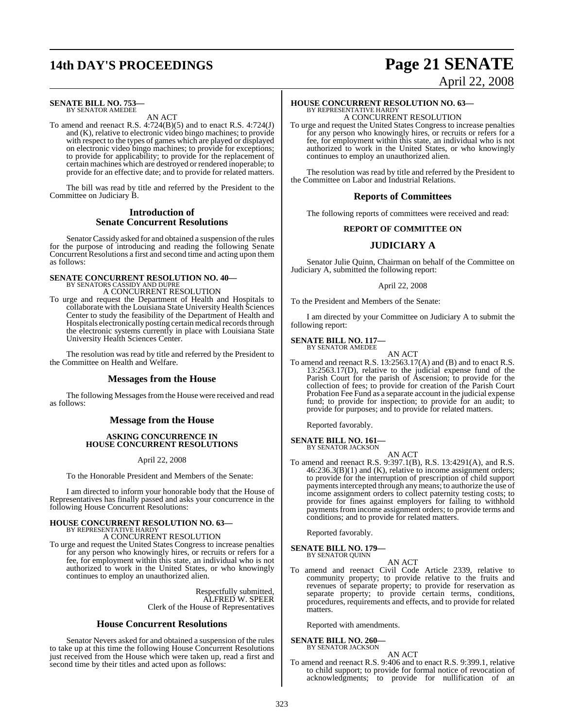**SENATE BILL NO. 753—**
BY SENATOR AMEDEE

AN ACT

To amend and reenact R.S. 4:724(B)(5) and to enact R.S. 4:724(J) and (K), relative to electronic video bingo machines; to provide with respect to the types of games which are played or displayed on electronic video bingo machines; to provide for exceptions; to provide for applicability; to provide for the replacement of certain machines which are destroyed or rendered inoperable; to provide for an effective date; and to provide for related matters.

The bill was read by title and referred by the President to the Committee on Judiciary B.

## Introduction of Senate Concurrent Resolutions

Senator Cassidy asked for and obtained a suspension of the rules for the purpose of introducing and reading the following Senate Concurrent Resolutions a first and second time and acting upon them as follows:

**SENATE CONCURRENT RESOLUTION NO. 40—**
BY SENATORS CASSIDY AND DUPRE

A CONCURRENT RESOLUTION

To urge and request the Department of Health and Hospitals to collaborate with the Louisiana State University Health Sciences Center to study the feasibility of the Department of Health and Hospitals electronically posting certain medical records through the electronic systems currently in place with Louisiana State University Health Sciences Center.

The resolution was read by title and referred by the President to the Committee on Health and Welfare.

## Messages from the House

The following Messages from the House were received and read as follows:

## Message from the House

**ASKING CONCURRENCE IN HOUSE CONCURRENT RESOLUTIONS**

April 22, 2008

To the Honorable President and Members of the Senate:

I am directed to inform your honorable body that the House of Representatives has finally passed and asks your concurrence in the following House Concurrent Resolutions:

**HOUSE CONCURRENT RESOLUTION NO. 63—**
BY REPRESENTATIVE HARDY

A CONCURRENT RESOLUTION

To urge and request the United States Congress to increase penalties for any person who knowingly hires, or recruits or refers for a fee, for employment within this state, an individual who is not authorized to work in the United States, or who knowingly continues to employ an unauthorized alien.

Respectfully submitted,
ALFRED W. SPEER
Clerk of the House of Representatives

## House Concurrent Resolutions

Senator Nevers asked for and obtained a suspension of the rules to take up at this time the following House Concurrent Resolutions just received from the House which were taken up, read a first and second time by their titles and acted upon as follows:

**HOUSE CONCURRENT RESOLUTION NO. 63—**
BY REPRESENTATIVE HARDY

A CONCURRENT RESOLUTION

To urge and request the United States Congress to increase penalties for any person who knowingly hires, or recruits or refers for a fee, for employment within this state, an individual who is not authorized to work in the United States, or who knowingly continues to employ an unauthorized alien.

The resolution was read by title and referred by the President to the Committee on Labor and Industrial Relations.

## Reports of Committees

The following reports of committees were received and read:

**REPORT OF COMMITTEE ON**

## JUDICIARY A

Senator Julie Quinn, Chairman on behalf of the Committee on Judiciary A, submitted the following report:

April 22, 2008

To the President and Members of the Senate:

I am directed by your Committee on Judiciary A to submit the following report:

**SENATE BILL NO. 117—**
BY SENATOR AMEDEE

AN ACT

To amend and reenact R.S. 13:2563.17(A) and (B) and to enact R.S. 13:2563.17(D), relative to the judicial expense fund of the Parish Court for the parish of Ascension; to provide for the collection of fees; to provide for creation of the Parish Court Probation Fee Fund as a separate account in the judicial expense fund; to provide for inspection; to provide for an audit; to provide for purposes; and to provide for related matters.

Reported favorably.

**SENATE BILL NO. 161—**
BY SENATOR JACKSON

AN ACT

To amend and reenact R.S. 9:397.1(B), R.S. 13:4291(A), and R.S. 46:236.3(B)(1) and (K), relative to income assignment orders; to provide for the interruption of prescription of child support payments intercepted through any means; to authorize the use of income assignment orders to collect paternity testing costs; to provide for fines against employers for failing to withhold payments from income assignment orders; to provide terms and conditions; and to provide for related matters.

Reported favorably.

**SENATE BILL NO. 179—**
BY SENATOR QUINN

AN ACT

To amend and reenact Civil Code Article 2339, relative to community property; to provide relative to the fruits and revenues of separate property; to provide for reservation as separate property; to provide certain terms, conditions, procedures, requirements and effects, and to provide for related matters.

Reported with amendments.

**SENATE BILL NO. 260—**
BY SENATOR JACKSON

AN ACT

To amend and reenact R.S. 9:406 and to enact R.S. 9:399.1, relative to child support; to provide for formal notice of revocation of acknowledgments; to provide for nullification of an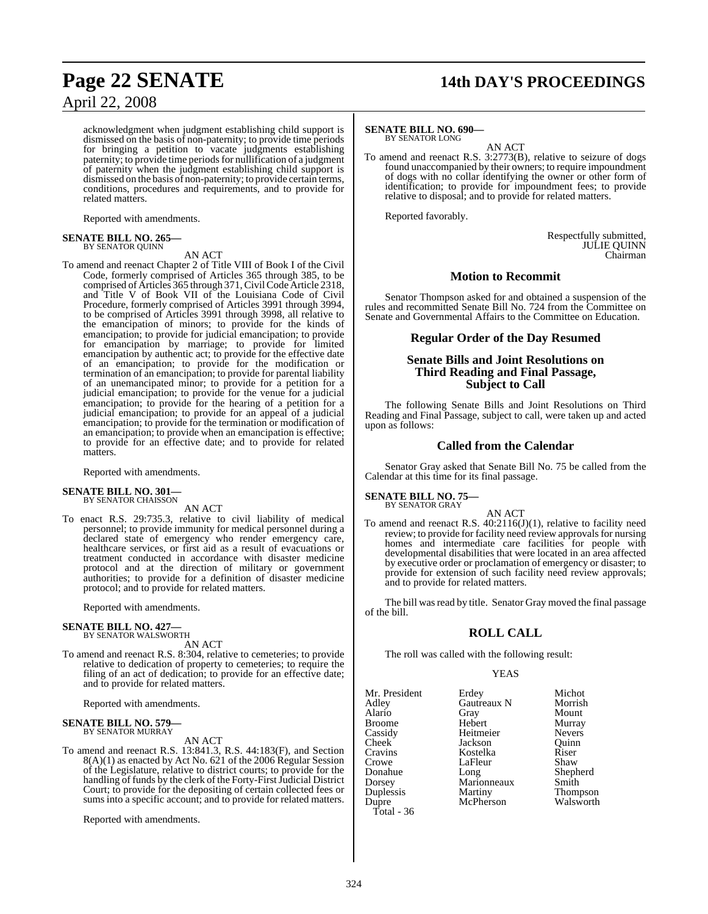acknowledgment when judgment establishing child support is dismissed on the basis of non-paternity; to provide time periods for bringing a petition to vacate judgments establishing paternity; to provide time periods for nullification of a judgment of paternity when the judgment establishing child support is dismissed on the basis of non-paternity; to provide certain terms, conditions, procedures and requirements, and to provide for related matters.

Reported with amendments.

**SENATE BILL NO. 265—**
BY SENATOR QUINN

AN ACT

To amend and reenact Chapter 2 of Title VIII of Book I of the Civil Code, formerly comprised of Articles 365 through 385, to be comprised of Articles 365 through 371, Civil Code Article 2318, and Title V of Book VII of the Louisiana Code of Civil Procedure, formerly comprised of Articles 3991 through 3994, to be comprised of Articles 3991 through 3998, all relative to the emancipation of minors; to provide for the kinds of emancipation; to provide for judicial emancipation; to provide for emancipation by marriage; to provide for limited emancipation by authentic act; to provide for the effective date of an emancipation; to provide for the modification or termination of an emancipation; to provide for parental liability of an unemancipated minor; to provide for a petition for a judicial emancipation; to provide for the venue for a judicial emancipation; to provide for the hearing of a petition for a judicial emancipation; to provide for an appeal of a judicial emancipation; to provide for the termination or modification of an emancipation; to provide when an emancipation is effective; to provide for an effective date; and to provide for related matters.

Reported with amendments.

**SENATE BILL NO. 301—**
BY SENATOR CHAISSON

AN ACT

To enact R.S. 29:735.3, relative to civil liability of medical personnel; to provide immunity for medical personnel during a declared state of emergency who render emergency care, healthcare services, or first aid as a result of evacuations or treatment conducted in accordance with disaster medicine protocol and at the direction of military or government authorities; to provide for a definition of disaster medicine protocol; and to provide for related matters.

Reported with amendments.

**SENATE BILL NO. 427—**
BY SENATOR WALSWORTH

AN ACT

To amend and reenact R.S. 8:304, relative to cemeteries; to provide relative to dedication of property to cemeteries; to require the filing of an act of dedication; to provide for an effective date; and to provide for related matters.

Reported with amendments.

**SENATE BILL NO. 579—**
BY SENATOR MURRAY

AN ACT

To amend and reenact R.S. 13:841.3, R.S. 44:183(F), and Section 8(A)(1) as enacted by Act No. 621 of the 2006 Regular Session of the Legislature, relative to district courts; to provide for the handling of funds by the clerk of the Forty-First Judicial District Court; to provide for the depositing of certain collected fees or sums into a specific account; and to provide for related matters.

Reported with amendments.

**SENATE BILL NO. 690—**
BY SENATOR LONG

AN ACT

To amend and reenact R.S. 3:2773(B), relative to seizure of dogs found unaccompanied by their owners; to require impoundment of dogs with no collar identifying the owner or other form of identification; to provide for impoundment fees; to provide relative to disposal; and to provide for related matters.

Reported favorably.

Respectfully submitted,
JULIE QUINN
Chairman

## Motion to Recommit

Senator Thompson asked for and obtained a suspension of the rules and recommitted Senate Bill No. 724 from the Committee on Senate and Governmental Affairs to the Committee on Education.

## Regular Order of the Day Resumed

## Senate Bills and Joint Resolutions on Third Reading and Final Passage, Subject to Call

The following Senate Bills and Joint Resolutions on Third Reading and Final Passage, subject to call, were taken up and acted upon as follows:

## Called from the Calendar

Senator Gray asked that Senate Bill No. 75 be called from the Calendar at this time for its final passage.

**SENATE BILL NO. 75—**
BY SENATOR GRAY

AN ACT

To amend and reenact R.S. 40:2116(J)(1), relative to facility need review; to provide for facility need review approvals for nursing homes and intermediate care facilities for people with developmental disabilities that were located in an area affected by executive order or proclamation of emergency or disaster; to provide for extension of such facility need review approvals; and to provide for related matters.

The bill was read by title. Senator Gray moved the final passage of the bill.

## ROLL CALL

The roll was called with the following result:

YEAS

| | | |
|---|---|---|
| Mr. President | Erdey | Michot |
| Adley | Gautreaux N | Morrish |
| Alario | Gray | Mount |
| Broome | Hebert | Murray |
| Cassidy | Heitmeier | Nevers |
| Cheek | Jackson | Quinn |
| Cravins | Kostelka | Riser |
| Crowe | LaFleur | Shaw |
| Donahue | Long | Shepherd |
| Dorsey | Marionneaux | Smith |
| Duplessis | Martiny | Thompson |
| Dupre | McPherson | Walsworth |

Total - 36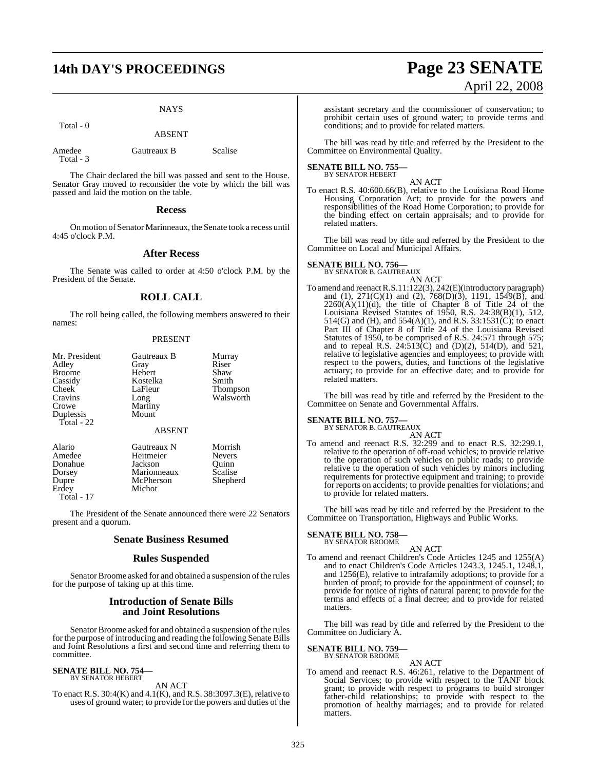NAYS

Total - 0

ABSENT

| | | |
|---|---|---|
| Amedee | Gautreaux B | Scalise |

Total - 3

The Chair declared the bill was passed and sent to the House. Senator Gray moved to reconsider the vote by which the bill was passed and laid the motion on the table.

## Recess

On motion of Senator Marinneaux, the Senate took a recess until 4:45 o'clock P.M.

## After Recess

The Senate was called to order at 4:50 o'clock P.M. by the President of the Senate.

## ROLL CALL

The roll being called, the following members answered to their names:

PRESENT

| | | |
|---|---|---|
| Mr. President | Gautreaux B | Murray |
| Adley | Gray | Riser |
| Broome | Hebert | Shaw |
| Cassidy | Kostelka | Smith |
| Cheek | LaFleur | Thompson |
| Cravins | Long | Walsworth |
| Crowe | Martiny | |
| Duplessis | Mount | |

Total - 22

ABSENT

| | | |
|---|---|---|
| Alario | Gautreaux N | Morrish |
| Amedee | Heitmeier | Nevers |
| Donahue | Jackson | Quinn |
| Dorsey | Marionneaux | Scalise |
| Dupre | McPherson | Shepherd |
| Erdey | Michot | |

Total - 17

The President of the Senate announced there were 22 Senators present and a quorum.

## Senate Business Resumed

## Rules Suspended

Senator Broome asked for and obtained a suspension of the rules for the purpose of taking up at this time.

## Introduction of Senate Bills and Joint Resolutions

Senator Broome asked for and obtained a suspension of the rules for the purpose of introducing and reading the following Senate Bills and Joint Resolutions a first and second time and referring them to committee.

**SENATE BILL NO. 754—**
BY SENATOR HEBERT

AN ACT

To enact R.S. 30:4(K) and 4.1(K), and R.S. 38:3097.3(E), relative to uses of ground water; to provide for the powers and duties of the assistant secretary and the commissioner of conservation; to prohibit certain uses of ground water; to provide terms and conditions; and to provide for related matters.

The bill was read by title and referred by the President to the Committee on Environmental Quality.

**SENATE BILL NO. 755—**
BY SENATOR HEBERT

AN ACT

To enact R.S. 40:600.66(B), relative to the Louisiana Road Home Housing Corporation Act; to provide for the powers and responsibilities of the Road Home Corporation; to provide for the binding effect on certain appraisals; and to provide for related matters.

The bill was read by title and referred by the President to the Committee on Local and Municipal Affairs.

**SENATE BILL NO. 756—**
BY SENATOR B. GAUTREAUX

AN ACT

To amend and reenact R.S.11:122(3), 242(E)(introductory paragraph) and (1), 271(C)(1) and (2), 768(D)(3), 1191, 1549(B), and 2260(A)(11)(d), the title of Chapter 8 of Title 24 of the Louisiana Revised Statutes of 1950, R.S. 24:38(B)(1), 512, 514(G) and (H), and 554(A)(1), and R.S. 33:1531(C); to enact Part III of Chapter 8 of Title 24 of the Louisiana Revised Statutes of 1950, to be comprised of R.S. 24:571 through 575; and to repeal R.S. 24:513(C) and (D)(2), 514(D), and 521, relative to legislative agencies and employees; to provide with respect to the powers, duties, and functions of the legislative actuary; to provide for an effective date; and to provide for related matters.

The bill was read by title and referred by the President to the Committee on Senate and Governmental Affairs.

**SENATE BILL NO. 757—**
BY SENATOR B. GAUTREAUX

AN ACT

To amend and reenact R.S. 32:299 and to enact R.S. 32:299.1, relative to the operation of off-road vehicles; to provide relative to the operation of such vehicles on public roads; to provide relative to the operation of such vehicles by minors including requirements for protective equipment and training; to provide for reports on accidents; to provide penalties for violations; and to provide for related matters.

The bill was read by title and referred by the President to the Committee on Transportation, Highways and Public Works.

**SENATE BILL NO. 758—**
BY SENATOR BROOME

AN ACT

To amend and reenact Children's Code Articles 1245 and 1255(A) and to enact Children's Code Articles 1243.3, 1245.1, 1248.1, and 1256(E), relative to intrafamily adoptions; to provide for a burden of proof; to provide for the appointment of counsel; to provide for notice of rights of natural parent; to provide for the terms and effects of a final decree; and to provide for related matters.

The bill was read by title and referred by the President to the Committee on Judiciary A.

**SENATE BILL NO. 759—**
BY SENATOR BROOME

AN ACT

To amend and reenact R.S. 46:261, relative to the Department of Social Services; to provide with respect to the TANF block grant; to provide with respect to programs to build stronger father-child relationships; to provide with respect to the promotion of healthy marriages; and to provide for related matters.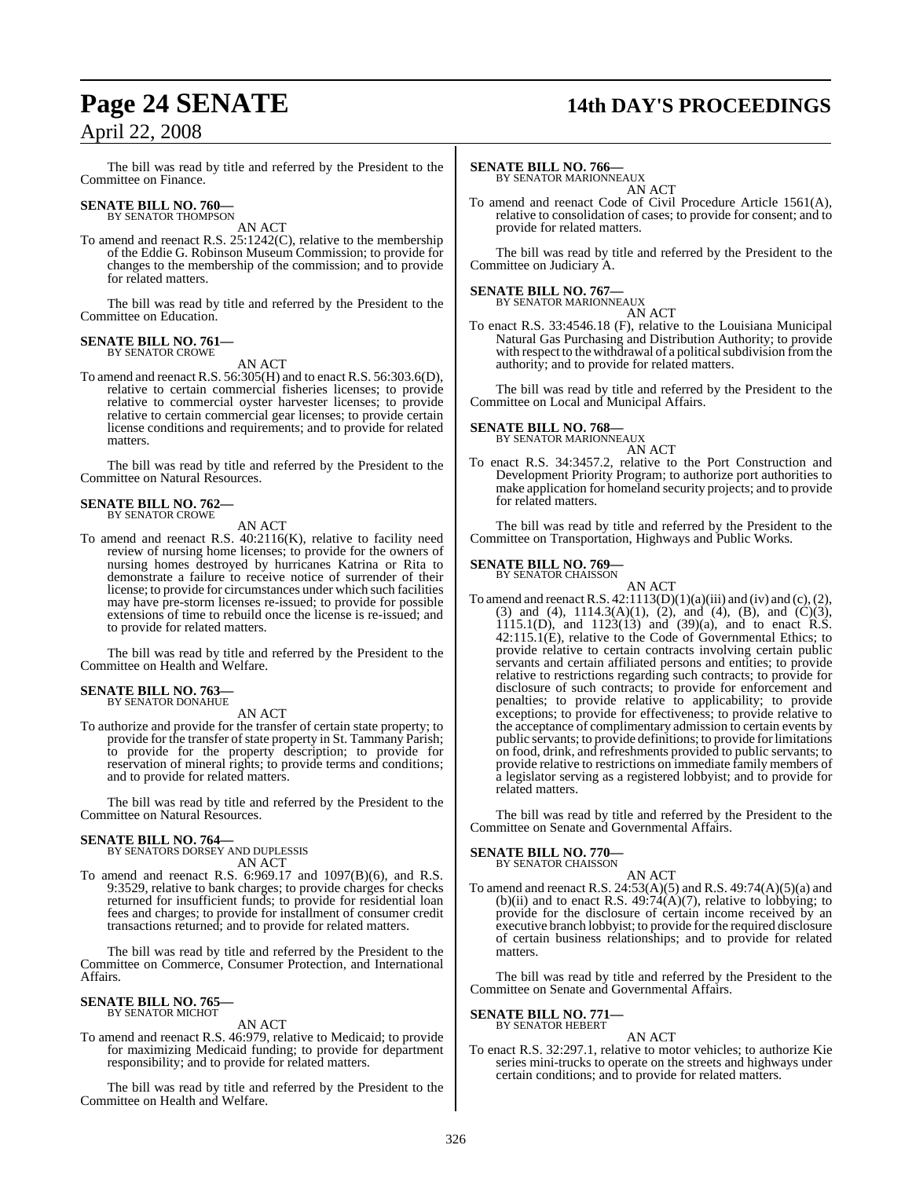The bill was read by title and referred by the President to the Committee on Finance.

**SENATE BILL NO. 760—**
BY SENATOR THOMPSON

AN ACT

To amend and reenact R.S. 25:1242(C), relative to the membership of the Eddie G. Robinson Museum Commission; to provide for changes to the membership of the commission; and to provide for related matters.

The bill was read by title and referred by the President to the Committee on Education.

**SENATE BILL NO. 761—**
BY SENATOR CROWE

AN ACT

To amend and reenact R.S. 56:305(H) and to enact R.S. 56:303.6(D), relative to certain commercial fisheries licenses; to provide relative to commercial oyster harvester licenses; to provide relative to certain commercial gear licenses; to provide certain license conditions and requirements; and to provide for related matters.

The bill was read by title and referred by the President to the Committee on Natural Resources.

**SENATE BILL NO. 762—**
BY SENATOR CROWE

AN ACT

To amend and reenact R.S. 40:2116(K), relative to facility need review of nursing home licenses; to provide for the owners of nursing homes destroyed by hurricanes Katrina or Rita to demonstrate a failure to receive notice of surrender of their license; to provide for circumstances under which such facilities may have pre-storm licenses re-issued; to provide for possible extensions of time to rebuild once the license is re-issued; and to provide for related matters.

The bill was read by title and referred by the President to the Committee on Health and Welfare.

**SENATE BILL NO. 763—**
BY SENATOR DONAHUE

AN ACT

To authorize and provide for the transfer of certain state property; to provide for the transfer of state property in St. Tammany Parish; to provide for the property description; to provide for reservation of mineral rights; to provide terms and conditions; and to provide for related matters.

The bill was read by title and referred by the President to the Committee on Natural Resources.

**SENATE BILL NO. 764—**
BY SENATORS DORSEY AND DUPLESSIS

AN ACT

To amend and reenact R.S. 6:969.17 and 1097(B)(6), and R.S. 9:3529, relative to bank charges; to provide charges for checks returned for insufficient funds; to provide for residential loan fees and charges; to provide for installment of consumer credit transactions returned; and to provide for related matters.

The bill was read by title and referred by the President to the Committee on Commerce, Consumer Protection, and International Affairs.

**SENATE BILL NO. 765—**
BY SENATOR MICHOT

AN ACT

To amend and reenact R.S. 46:979, relative to Medicaid; to provide for maximizing Medicaid funding; to provide for department responsibility; and to provide for related matters.

The bill was read by title and referred by the President to the Committee on Health and Welfare.

**SENATE BILL NO. 766—**
BY SENATOR MARIONNEAUX

AN ACT

To amend and reenact Code of Civil Procedure Article 1561(A), relative to consolidation of cases; to provide for consent; and to provide for related matters.

The bill was read by title and referred by the President to the Committee on Judiciary A.

**SENATE BILL NO. 767—**
BY SENATOR MARIONNEAUX

AN ACT

To enact R.S. 33:4546.18 (F), relative to the Louisiana Municipal Natural Gas Purchasing and Distribution Authority; to provide with respect to the withdrawal of a political subdivision from the authority; and to provide for related matters.

The bill was read by title and referred by the President to the Committee on Local and Municipal Affairs.

**SENATE BILL NO. 768—**
BY SENATOR MARIONNEAUX

AN ACT

To enact R.S. 34:3457.2, relative to the Port Construction and Development Priority Program; to authorize port authorities to make application for homeland security projects; and to provide for related matters.

The bill was read by title and referred by the President to the Committee on Transportation, Highways and Public Works.

**SENATE BILL NO. 769—**
BY SENATOR CHAISSON

AN ACT

To amend and reenact R.S. 42:1113(D)(1)(a)(iii) and (iv) and (c), (2), (3) and (4), 1114.3(A)(1), (2), and (4), (B), and (C)(3), 1115.1(D), and 1123(13) and (39)(a), and to enact R.S. 42:115.1(E), relative to the Code of Governmental Ethics; to provide relative to certain contracts involving certain public servants and certain affiliated persons and entities; to provide relative to restrictions regarding such contracts; to provide for disclosure of such contracts; to provide for enforcement and penalties; to provide relative to applicability; to provide exceptions; to provide for effectiveness; to provide relative to the acceptance of complimentary admission to certain events by public servants; to provide definitions; to provide for limitations on food, drink, and refreshments provided to public servants; to provide relative to restrictions on immediate family members of a legislator serving as a registered lobbyist; and to provide for related matters.

The bill was read by title and referred by the President to the Committee on Senate and Governmental Affairs.

**SENATE BILL NO. 770—**
BY SENATOR CHAISSON

AN ACT

To amend and reenact R.S. 24:53(A)(5) and R.S. 49:74(A)(5)(a) and (b)(ii) and to enact R.S. 49:74(A)(7), relative to lobbying; to provide for the disclosure of certain income received by an executive branch lobbyist; to provide for the required disclosure of certain business relationships; and to provide for related matters.

The bill was read by title and referred by the President to the Committee on Senate and Governmental Affairs.

**SENATE BILL NO. 771—**
BY SENATOR HEBERT

AN ACT

To enact R.S. 32:297.1, relative to motor vehicles; to authorize Kie series mini-trucks to operate on the streets and highways under certain conditions; and to provide for related matters.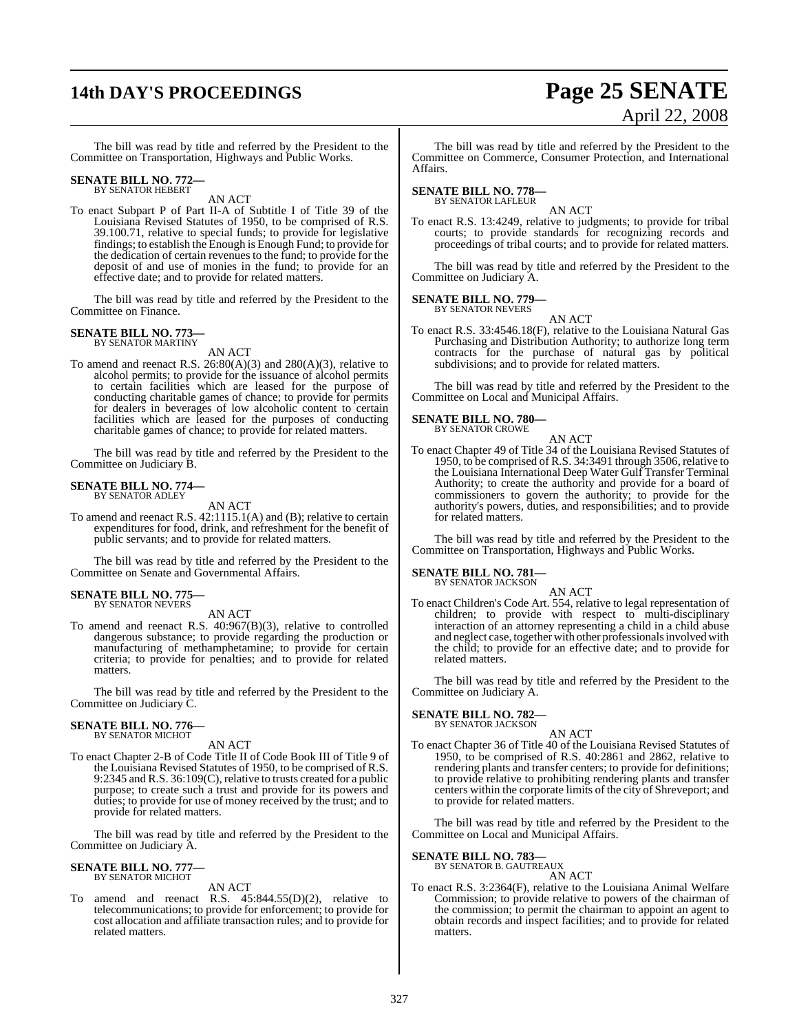The bill was read by title and referred by the President to the Committee on Transportation, Highways and Public Works.

**SENATE BILL NO. 772—**
BY SENATOR HEBERT

AN ACT

To enact Subpart P of Part II-A of Subtitle I of Title 39 of the Louisiana Revised Statutes of 1950, to be comprised of R.S. 39.100.71, relative to special funds; to provide for legislative findings; to establish the Enough is Enough Fund; to provide for the dedication of certain revenues to the fund; to provide for the deposit of and use of monies in the fund; to provide for an effective date; and to provide for related matters.

The bill was read by title and referred by the President to the Committee on Finance.

**SENATE BILL NO. 773—**
BY SENATOR MARTINY

AN ACT

To amend and reenact R.S. 26:80(A)(3) and 280(A)(3), relative to alcohol permits; to provide for the issuance of alcohol permits to certain facilities which are leased for the purpose of conducting charitable games of chance; to provide for permits for dealers in beverages of low alcoholic content to certain facilities which are leased for the purposes of conducting charitable games of chance; to provide for related matters.

The bill was read by title and referred by the President to the Committee on Judiciary B.

**SENATE BILL NO. 774—**
BY SENATOR ADLEY

AN ACT

To amend and reenact R.S. 42:1115.1(A) and (B); relative to certain expenditures for food, drink, and refreshment for the benefit of public servants; and to provide for related matters.

The bill was read by title and referred by the President to the Committee on Senate and Governmental Affairs.

**SENATE BILL NO. 775—**
BY SENATOR NEVERS

AN ACT

To amend and reenact R.S. 40:967(B)(3), relative to controlled dangerous substance; to provide regarding the production or manufacturing of methamphetamine; to provide for certain criteria; to provide for penalties; and to provide for related matters.

The bill was read by title and referred by the President to the Committee on Judiciary C.

**SENATE BILL NO. 776—**
BY SENATOR MICHOT

AN ACT

To enact Chapter 2-B of Code Title II of Code Book III of Title 9 of the Louisiana Revised Statutes of 1950, to be comprised of R.S. 9:2345 and R.S. 36:109(C), relative to trusts created for a public purpose; to create such a trust and provide for its powers and duties; to provide for use of money received by the trust; and to provide for related matters.

The bill was read by title and referred by the President to the Committee on Judiciary A.

**SENATE BILL NO. 777—**
BY SENATOR MICHOT

AN ACT

To amend and reenact R.S. 45:844.55(D)(2), relative to telecommunications; to provide for enforcement; to provide for cost allocation and affiliate transaction rules; and to provide for related matters.

The bill was read by title and referred by the President to the Committee on Commerce, Consumer Protection, and International Affairs.

**SENATE BILL NO. 778—**
BY SENATOR LAFLEUR

AN ACT

To enact R.S. 13:4249, relative to judgments; to provide for tribal courts; to provide standards for recognizing records and proceedings of tribal courts; and to provide for related matters.

The bill was read by title and referred by the President to the Committee on Judiciary A.

**SENATE BILL NO. 779—**
BY SENATOR NEVERS

AN ACT

To enact R.S. 33:4546.18(F), relative to the Louisiana Natural Gas Purchasing and Distribution Authority; to authorize long term contracts for the purchase of natural gas by political subdivisions; and to provide for related matters.

The bill was read by title and referred by the President to the Committee on Local and Municipal Affairs.

**SENATE BILL NO. 780—**
BY SENATOR CROWE

AN ACT

To enact Chapter 49 of Title 34 of the Louisiana Revised Statutes of 1950, to be comprised of R.S. 34:3491 through 3506, relative to the Louisiana International Deep Water Gulf Transfer Terminal Authority; to create the authority and provide for a board of commissioners to govern the authority; to provide for the authority's powers, duties, and responsibilities; and to provide for related matters.

The bill was read by title and referred by the President to the Committee on Transportation, Highways and Public Works.

**SENATE BILL NO. 781—**
BY SENATOR JACKSON

AN ACT

To enact Children's Code Art. 554, relative to legal representation of children; to provide with respect to multi-disciplinary interaction of an attorney representing a child in a child abuse and neglect case, together with other professionals involved with the child; to provide for an effective date; and to provide for related matters.

The bill was read by title and referred by the President to the Committee on Judiciary A.

**SENATE BILL NO. 782—**
BY SENATOR JACKSON

AN ACT

To enact Chapter 36 of Title 40 of the Louisiana Revised Statutes of 1950, to be comprised of R.S. 40:2861 and 2862, relative to rendering plants and transfer centers; to provide for definitions; to provide relative to prohibiting rendering plants and transfer centers within the corporate limits of the city of Shreveport; and to provide for related matters.

The bill was read by title and referred by the President to the Committee on Local and Municipal Affairs.

**SENATE BILL NO. 783—**
BY SENATOR B. GAUTREAUX

AN ACT

To enact R.S. 3:2364(F), relative to the Louisiana Animal Welfare Commission; to provide relative to powers of the chairman of the commission; to permit the chairman to appoint an agent to obtain records and inspect facilities; and to provide for related matters.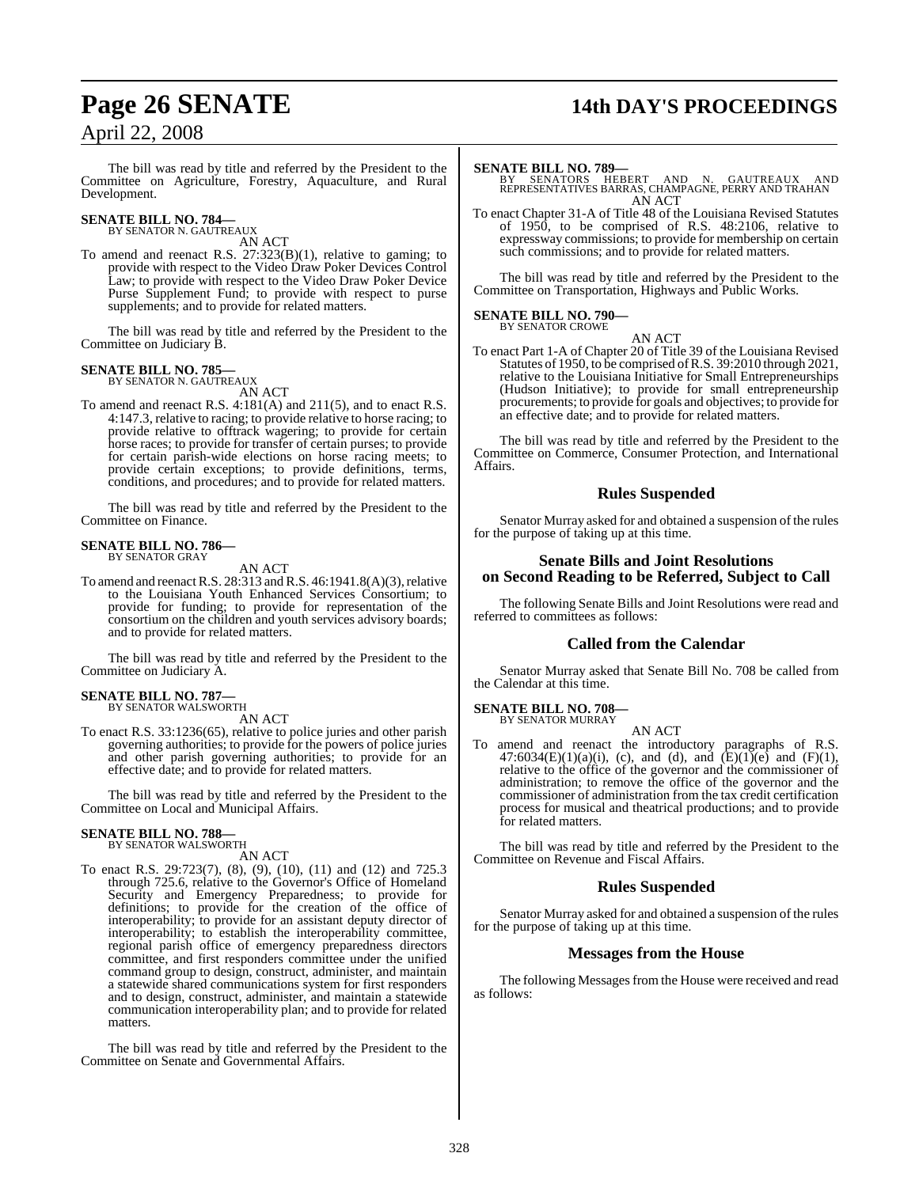The bill was read by title and referred by the President to the Committee on Agriculture, Forestry, Aquaculture, and Rural Development.

**SENATE BILL NO. 784—**
BY SENATOR N. GAUTREAUX

AN ACT

To amend and reenact R.S. 27:323(B)(1), relative to gaming; to provide with respect to the Video Draw Poker Devices Control Law; to provide with respect to the Video Draw Poker Device Purse Supplement Fund; to provide with respect to purse supplements; and to provide for related matters.

The bill was read by title and referred by the President to the Committee on Judiciary B.

**SENATE BILL NO. 785—**
BY SENATOR N. GAUTREAUX

AN ACT

To amend and reenact R.S. 4:181(A) and 211(5), and to enact R.S. 4:147.3, relative to racing; to provide relative to horse racing; to provide relative to offtrack wagering; to provide for certain horse races; to provide for transfer of certain purses; to provide for certain parish-wide elections on horse racing meets; to provide certain exceptions; to provide definitions, terms, conditions, and procedures; and to provide for related matters.

The bill was read by title and referred by the President to the Committee on Finance.

**SENATE BILL NO. 786—**
BY SENATOR GRAY

AN ACT

To amend and reenact R.S. 28:313 and R.S. 46:1941.8(A)(3), relative to the Louisiana Youth Enhanced Services Consortium; to provide for funding; to provide for representation of the consortium on the children and youth services advisory boards; and to provide for related matters.

The bill was read by title and referred by the President to the Committee on Judiciary A.

**SENATE BILL NO. 787—**
BY SENATOR WALSWORTH

AN ACT

To enact R.S. 33:1236(65), relative to police juries and other parish governing authorities; to provide for the powers of police juries and other parish governing authorities; to provide for an effective date; and to provide for related matters.

The bill was read by title and referred by the President to the Committee on Local and Municipal Affairs.

**SENATE BILL NO. 788—**
BY SENATOR WALSWORTH

AN ACT

To enact R.S. 29:723(7), (8), (9), (10), (11) and (12) and 725.3 through 725.6, relative to the Governor's Office of Homeland Security and Emergency Preparedness; to provide for definitions; to provide for the creation of the office of interoperability; to provide for an assistant deputy director of interoperability; to establish the interoperability committee, regional parish office of emergency preparedness directors committee, and first responders committee under the unified command group to design, construct, administer, and maintain a statewide shared communications system for first responders and to design, construct, administer, and maintain a statewide communication interoperability plan; and to provide for related matters.

The bill was read by title and referred by the President to the Committee on Senate and Governmental Affairs.

**SENATE BILL NO. 789—**
BY SENATORS HEBERT AND N. GAUTREAUX AND REPRESENTATIVES BARRAS, CHAMPAGNE, PERRY AND TRAHAN

AN ACT

To enact Chapter 31-A of Title 48 of the Louisiana Revised Statutes of 1950, to be comprised of R.S. 48:2106, relative to expressway commissions; to provide for membership on certain such commissions; and to provide for related matters.

The bill was read by title and referred by the President to the Committee on Transportation, Highways and Public Works.

**SENATE BILL NO. 790—**
BY SENATOR CROWE

AN ACT

To enact Part 1-A of Chapter 20 of Title 39 of the Louisiana Revised Statutes of 1950, to be comprised of R.S. 39:2010 through 2021, relative to the Louisiana Initiative for Small Entrepreneurships (Hudson Initiative); to provide for small entrepreneurship procurements; to provide for goals and objectives; to provide for an effective date; and to provide for related matters.

The bill was read by title and referred by the President to the Committee on Commerce, Consumer Protection, and International Affairs.

## Rules Suspended

Senator Murray asked for and obtained a suspension of the rules for the purpose of taking up at this time.

## Senate Bills and Joint Resolutions on Second Reading to be Referred, Subject to Call

The following Senate Bills and Joint Resolutions were read and referred to committees as follows:

## Called from the Calendar

Senator Murray asked that Senate Bill No. 708 be called from the Calendar at this time.

**SENATE BILL NO. 708—**
BY SENATOR MURRAY

AN ACT

To amend and reenact the introductory paragraphs of R.S. 47:6034(E)(1)(a)(i), (c), and (d), and (E)(1)(e) and (F)(1), relative to the office of the governor and the commissioner of administration; to remove the office of the governor and the commissioner of administration from the tax credit certification process for musical and theatrical productions; and to provide for related matters.

The bill was read by title and referred by the President to the Committee on Revenue and Fiscal Affairs.

## Rules Suspended

Senator Murray asked for and obtained a suspension of the rules for the purpose of taking up at this time.

## Messages from the House

The following Messages from the House were received and read as follows: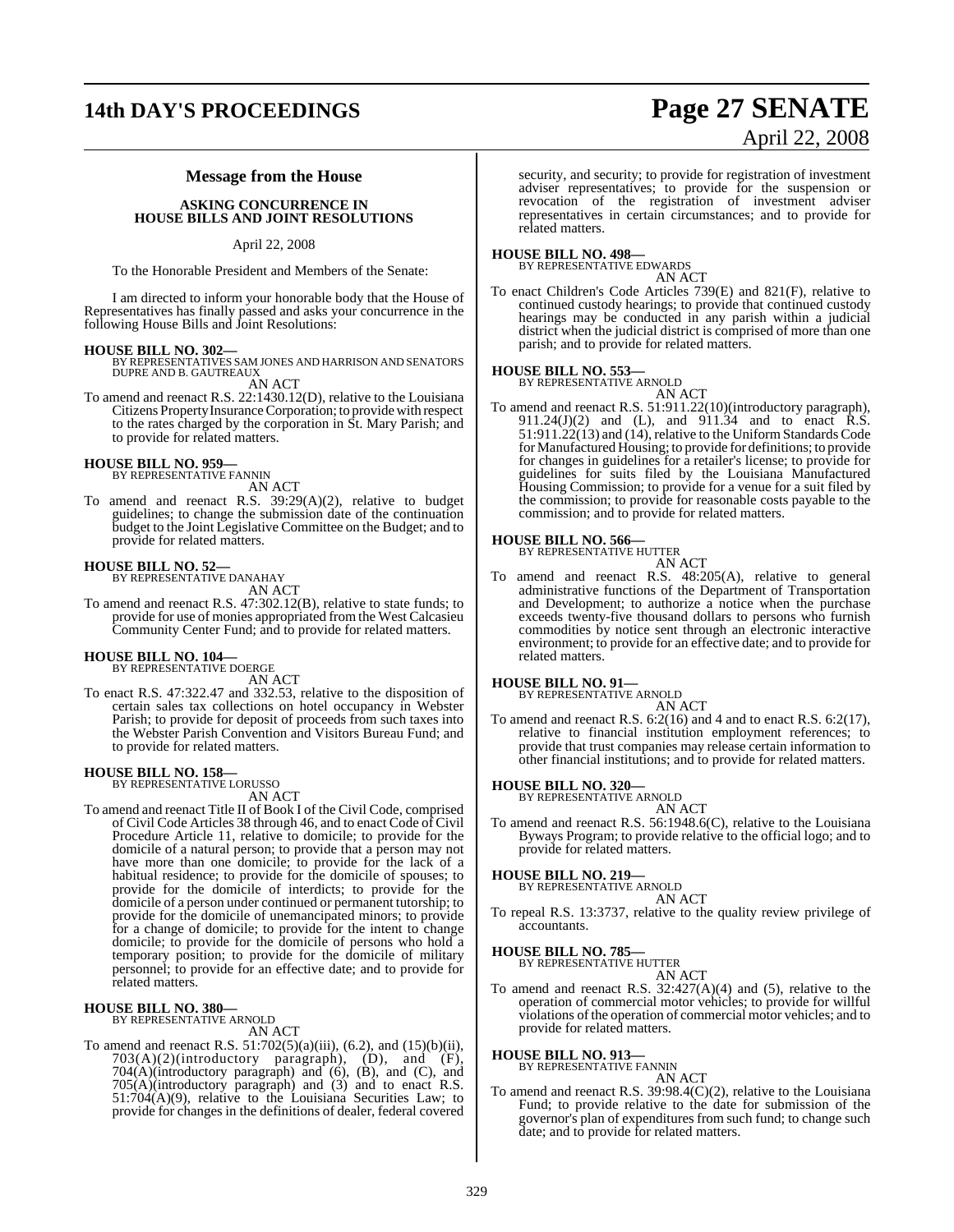## Message from the House

### ASKING CONCURRENCE IN HOUSE BILLS AND JOINT RESOLUTIONS

April 22, 2008

To the Honorable President and Members of the Senate:

I am directed to inform your honorable body that the House of Representatives has finally passed and asks your concurrence in the following House Bills and Joint Resolutions:

**HOUSE BILL NO. 302—**
BY REPRESENTATIVES SAM JONES AND HARRISON AND SENATORS DUPRE AND B. GAUTREAUX
AN ACT

To amend and reenact R.S. 22:1430.12(D), relative to the Louisiana Citizens Property Insurance Corporation; to provide with respect to the rates charged by the corporation in St. Mary Parish; and to provide for related matters.

**HOUSE BILL NO. 959—**
BY REPRESENTATIVE FANNIN
AN ACT

To amend and reenact R.S. 39:29(A)(2), relative to budget guidelines; to change the submission date of the continuation budget to the Joint Legislative Committee on the Budget; and to provide for related matters.

**HOUSE BILL NO. 52—**
BY REPRESENTATIVE DANAHAY
AN ACT

To amend and reenact R.S. 47:302.12(B), relative to state funds; to provide for use of monies appropriated from the West Calcasieu Community Center Fund; and to provide for related matters.

**HOUSE BILL NO. 104—**
BY REPRESENTATIVE DOERGE
AN ACT

To enact R.S. 47:322.47 and 332.53, relative to the disposition of certain sales tax collections on hotel occupancy in Webster Parish; to provide for deposit of proceeds from such taxes into the Webster Parish Convention and Visitors Bureau Fund; and to provide for related matters.

**HOUSE BILL NO. 158—**
BY REPRESENTATIVE LORUSSO
AN ACT

To amend and reenact Title II of Book I of the Civil Code, comprised of Civil Code Articles 38 through 46, and to enact Code of Civil Procedure Article 11, relative to domicile; to provide for the domicile of a natural person; to provide that a person may not have more than one domicile; to provide for the lack of a habitual residence; to provide for the domicile of spouses; to provide for the domicile of interdicts; to provide for the domicile of a person under continued or permanent tutorship; to provide for the domicile of unemancipated minors; to provide for a change of domicile; to provide for the intent to change domicile; to provide for the domicile of persons who hold a temporary position; to provide for the domicile of military personnel; to provide for an effective date; and to provide for related matters.

**HOUSE BILL NO. 380—**
BY REPRESENTATIVE ARNOLD
AN ACT

To amend and reenact R.S. 51:702(5)(a)(iii), (6.2), and (15)(b)(ii), 703(A)(2)(introductory paragraph), (D), and (F), 704(A)(introductory paragraph) and (6), (B), and (C), and 705(A)(introductory paragraph) and (3) and to enact R.S. 51:704(A)(9), relative to the Louisiana Securities Law; to provide for changes in the definitions of dealer, federal covered security, and security; to provide for registration of investment adviser representatives; to provide for the suspension or revocation of the registration of investment adviser representatives in certain circumstances; and to provide for related matters.

**HOUSE BILL NO. 498—**
BY REPRESENTATIVE EDWARDS
AN ACT

To enact Children's Code Articles 739(E) and 821(F), relative to continued custody hearings; to provide that continued custody hearings may be conducted in any parish within a judicial district when the judicial district is comprised of more than one parish; and to provide for related matters.

**HOUSE BILL NO. 553—**
BY REPRESENTATIVE ARNOLD
AN ACT

To amend and reenact R.S. 51:911.22(10)(introductory paragraph), 911.24(J)(2) and (L), and 911.34 and to enact R.S. 51:911.22(13) and (14), relative to the Uniform Standards Code for Manufactured Housing; to provide for definitions; to provide for changes in guidelines for a retailer's license; to provide for guidelines for suits filed by the Louisiana Manufactured Housing Commission; to provide for a venue for a suit filed by the commission; to provide for reasonable costs payable to the commission; and to provide for related matters.

**HOUSE BILL NO. 566—**
BY REPRESENTATIVE HUTTER
AN ACT

To amend and reenact R.S. 48:205(A), relative to general administrative functions of the Department of Transportation and Development; to authorize a notice when the purchase exceeds twenty-five thousand dollars to persons who furnish commodities by notice sent through an electronic interactive environment; to provide for an effective date; and to provide for related matters.

**HOUSE BILL NO. 91—**
BY REPRESENTATIVE ARNOLD
AN ACT

To amend and reenact R.S. 6:2(16) and 4 and to enact R.S. 6:2(17), relative to financial institution employment references; to provide that trust companies may release certain information to other financial institutions; and to provide for related matters.

**HOUSE BILL NO. 320—**
BY REPRESENTATIVE ARNOLD
AN ACT

To amend and reenact R.S. 56:1948.6(C), relative to the Louisiana Byways Program; to provide relative to the official logo; and to provide for related matters.

**HOUSE BILL NO. 219—**
BY REPRESENTATIVE ARNOLD
AN ACT

To repeal R.S. 13:3737, relative to the quality review privilege of accountants.

**HOUSE BILL NO. 785—**
BY REPRESENTATIVE HUTTER
AN ACT

To amend and reenact R.S. 32:427(A)(4) and (5), relative to the operation of commercial motor vehicles; to provide for willful violations of the operation of commercial motor vehicles; and to provide for related matters.

**HOUSE BILL NO. 913—**
BY REPRESENTATIVE FANNIN
AN ACT

To amend and reenact R.S. 39:98.4(C)(2), relative to the Louisiana Fund; to provide relative to the date for submission of the governor's plan of expenditures from such fund; to change such date; and to provide for related matters.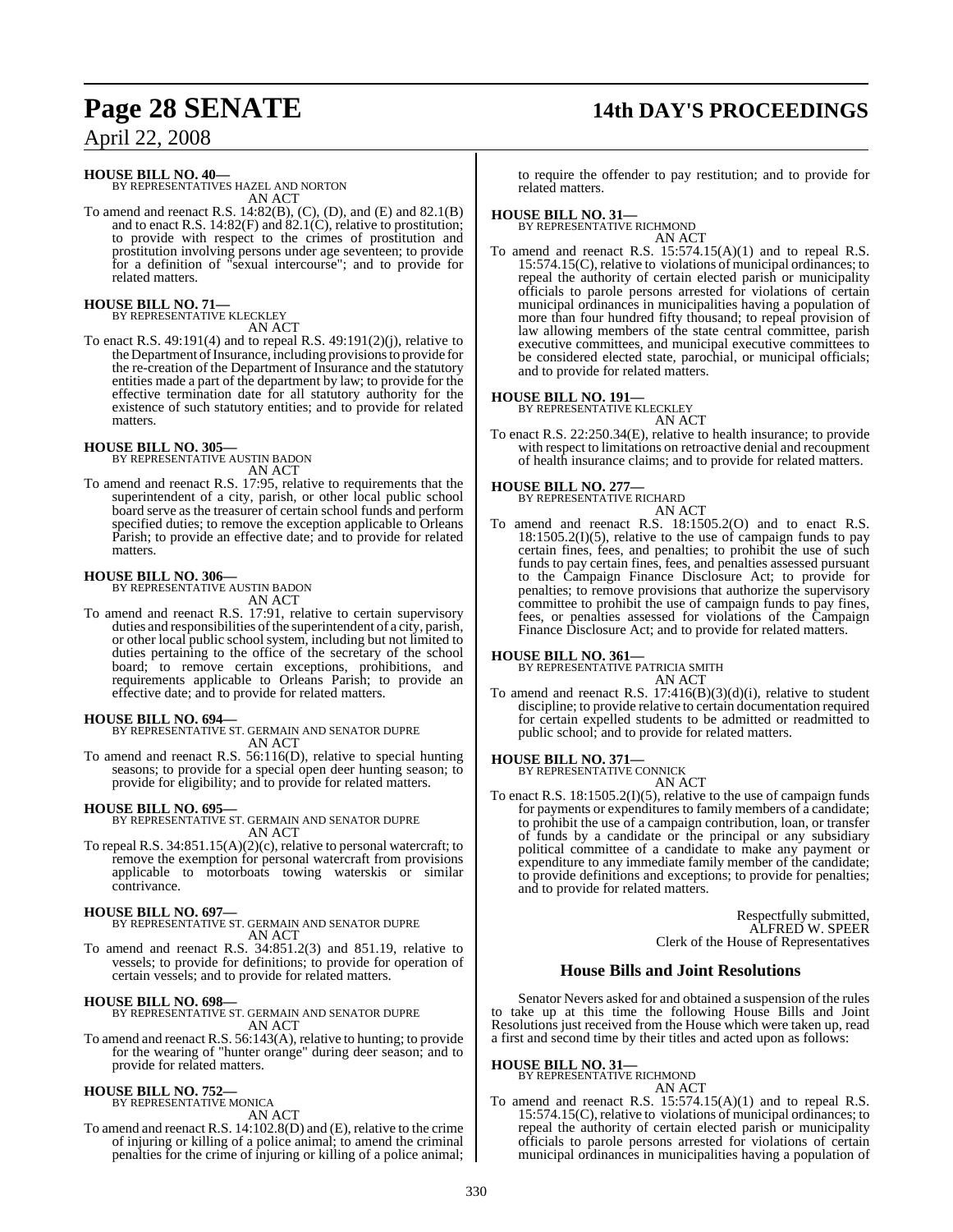**HOUSE BILL NO. 40—**
BY REPRESENTATIVES HAZEL AND NORTON
AN ACT

To amend and reenact R.S. 14:82(B), (C), (D), and (E) and 82.1(B) and to enact R.S. 14:82(F) and 82.1(C), relative to prostitution; to provide with respect to the crimes of prostitution and prostitution involving persons under age seventeen; to provide for a definition of "sexual intercourse"; and to provide for related matters.

**HOUSE BILL NO. 71—**
BY REPRESENTATIVE KLECKLEY
AN ACT

To enact R.S. 49:191(4) and to repeal R.S. 49:191(2)(j), relative to the Department of Insurance, including provisions to provide for the re-creation of the Department of Insurance and the statutory entities made a part of the department by law; to provide for the effective termination date for all statutory authority for the existence of such statutory entities; and to provide for related matters.

**HOUSE BILL NO. 305—**
BY REPRESENTATIVE AUSTIN BADON
AN ACT

To amend and reenact R.S. 17:95, relative to requirements that the superintendent of a city, parish, or other local public school board serve as the treasurer of certain school funds and perform specified duties; to remove the exception applicable to Orleans Parish; to provide an effective date; and to provide for related matters.

**HOUSE BILL NO. 306—**
BY REPRESENTATIVE AUSTIN BADON
AN ACT

To amend and reenact R.S. 17:91, relative to certain supervisory duties and responsibilities of the superintendent of a city, parish, or other local public school system, including but not limited to duties pertaining to the office of the secretary of the school board; to remove certain exceptions, prohibitions, and requirements applicable to Orleans Parish; to provide an effective date; and to provide for related matters.

**HOUSE BILL NO. 694—**
BY REPRESENTATIVE ST. GERMAIN AND SENATOR DUPRE
AN ACT

To amend and reenact R.S. 56:116(D), relative to special hunting seasons; to provide for a special open deer hunting season; to provide for eligibility; and to provide for related matters.

**HOUSE BILL NO. 695—**
BY REPRESENTATIVE ST. GERMAIN AND SENATOR DUPRE
AN ACT

To repeal R.S. 34:851.15(A)(2)(c), relative to personal watercraft; to remove the exemption for personal watercraft from provisions applicable to motorboats towing waterskis or similar contrivance.

**HOUSE BILL NO. 697—**
BY REPRESENTATIVE ST. GERMAIN AND SENATOR DUPRE
AN ACT

To amend and reenact R.S. 34:851.2(3) and 851.19, relative to vessels; to provide for definitions; to provide for operation of certain vessels; and to provide for related matters.

**HOUSE BILL NO. 698—**
BY REPRESENTATIVE ST. GERMAIN AND SENATOR DUPRE
AN ACT

To amend and reenact R.S. 56:143(A), relative to hunting; to provide for the wearing of "hunter orange" during deer season; and to provide for related matters.

**HOUSE BILL NO. 752—**
BY REPRESENTATIVE MONICA
AN ACT

To amend and reenact R.S. 14:102.8(D) and (E), relative to the crime of injuring or killing of a police animal; to amend the criminal penalties for the crime of injuring or killing of a police animal; to require the offender to pay restitution; and to provide for related matters.

**HOUSE BILL NO. 31—**
BY REPRESENTATIVE RICHMOND
AN ACT

To amend and reenact R.S. 15:574.15(A)(1) and to repeal R.S. 15:574.15(C), relative to violations of municipal ordinances; to repeal the authority of certain elected parish or municipality officials to parole persons arrested for violations of certain municipal ordinances in municipalities having a population of more than four hundred fifty thousand; to repeal provision of law allowing members of the state central committee, parish executive committees, and municipal executive committees to be considered elected state, parochial, or municipal officials; and to provide for related matters.

**HOUSE BILL NO. 191—**
BY REPRESENTATIVE KLECKLEY
AN ACT

To enact R.S. 22:250.34(E), relative to health insurance; to provide with respect to limitations on retroactive denial and recoupment of health insurance claims; and to provide for related matters.

**HOUSE BILL NO. 277—**
BY REPRESENTATIVE RICHARD
AN ACT

To amend and reenact R.S. 18:1505.2(O) and to enact R.S. 18:1505.2(I)(5), relative to the use of campaign funds to pay certain fines, fees, and penalties; to prohibit the use of such funds to pay certain fines, fees, and penalties assessed pursuant to the Campaign Finance Disclosure Act; to provide for penalties; to remove provisions that authorize the supervisory committee to prohibit the use of campaign funds to pay fines, fees, or penalties assessed for violations of the Campaign Finance Disclosure Act; and to provide for related matters.

**HOUSE BILL NO. 361—**
BY REPRESENTATIVE PATRICIA SMITH
AN ACT

To amend and reenact R.S. 17:416(B)(3)(d)(i), relative to student discipline; to provide relative to certain documentation required for certain expelled students to be admitted or readmitted to public school; and to provide for related matters.

**HOUSE BILL NO. 371—**
BY REPRESENTATIVE CONNICK
AN ACT

To enact R.S. 18:1505.2(I)(5), relative to the use of campaign funds for payments or expenditures to family members of a candidate; to prohibit the use of a campaign contribution, loan, or transfer of funds by a candidate or the principal or any subsidiary political committee of a candidate to make any payment or expenditure to any immediate family member of the candidate; to provide definitions and exceptions; to provide for penalties; and to provide for related matters.

Respectfully submitted,
ALFRED W. SPEER
Clerk of the House of Representatives

## House Bills and Joint Resolutions

Senator Nevers asked for and obtained a suspension of the rules to take up at this time the following House Bills and Joint Resolutions just received from the House which were taken up, read a first and second time by their titles and acted upon as follows:

**HOUSE BILL NO. 31—**
BY REPRESENTATIVE RICHMOND
AN ACT

To amend and reenact R.S. 15:574.15(A)(1) and to repeal R.S. 15:574.15(C), relative to violations of municipal ordinances; to repeal the authority of certain elected parish or municipality officials to parole persons arrested for violations of certain municipal ordinances in municipalities having a population of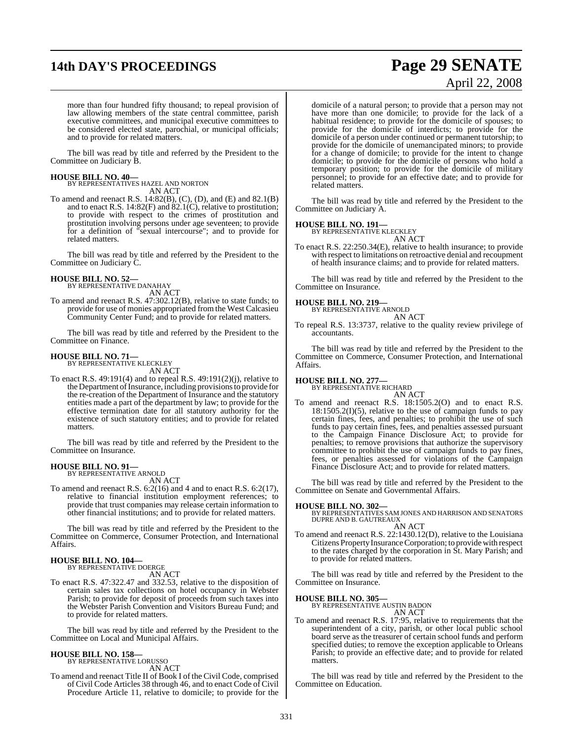more than four hundred fifty thousand; to repeal provision of law allowing members of the state central committee, parish executive committees, and municipal executive committees to be considered elected state, parochial, or municipal officials; and to provide for related matters.

The bill was read by title and referred by the President to the Committee on Judiciary B.

**HOUSE BILL NO. 40—**
BY REPRESENTATIVES HAZEL AND NORTON
AN ACT

To amend and reenact R.S. 14:82(B), (C), (D), and (E) and 82.1(B) and to enact R.S. 14:82(F) and 82.1(C), relative to prostitution; to provide with respect to the crimes of prostitution and prostitution involving persons under age seventeen; to provide for a definition of "sexual intercourse"; and to provide for related matters.

The bill was read by title and referred by the President to the Committee on Judiciary C.

**HOUSE BILL NO. 52—**
BY REPRESENTATIVE DANAHAY
AN ACT

To amend and reenact R.S. 47:302.12(B), relative to state funds; to provide for use of monies appropriated from the West Calcasieu Community Center Fund; and to provide for related matters.

The bill was read by title and referred by the President to the Committee on Finance.

**HOUSE BILL NO. 71—**
BY REPRESENTATIVE KLECKLEY
AN ACT

To enact R.S. 49:191(4) and to repeal R.S. 49:191(2)(j), relative to the Department of Insurance, including provisions to provide for the re-creation of the Department of Insurance and the statutory entities made a part of the department by law; to provide for the effective termination date for all statutory authority for the existence of such statutory entities; and to provide for related matters.

The bill was read by title and referred by the President to the Committee on Insurance.

**HOUSE BILL NO. 91—**
BY REPRESENTATIVE ARNOLD
AN ACT

To amend and reenact R.S. 6:2(16) and 4 and to enact R.S. 6:2(17), relative to financial institution employment references; to provide that trust companies may release certain information to other financial institutions; and to provide for related matters.

The bill was read by title and referred by the President to the Committee on Commerce, Consumer Protection, and International Affairs.

**HOUSE BILL NO. 104—**
BY REPRESENTATIVE DOERGE
AN ACT

To enact R.S. 47:322.47 and 332.53, relative to the disposition of certain sales tax collections on hotel occupancy in Webster Parish; to provide for deposit of proceeds from such taxes into the Webster Parish Convention and Visitors Bureau Fund; and to provide for related matters.

The bill was read by title and referred by the President to the Committee on Local and Municipal Affairs.

**HOUSE BILL NO. 158—**
BY REPRESENTATIVE LORUSSO
AN ACT

To amend and reenact Title II of Book I of the Civil Code, comprised of Civil Code Articles 38 through 46, and to enact Code of Civil Procedure Article 11, relative to domicile; to provide for the domicile of a natural person; to provide that a person may not have more than one domicile; to provide for the lack of a habitual residence; to provide for the domicile of spouses; to provide for the domicile of interdicts; to provide for the domicile of a person under continued or permanent tutorship; to provide for the domicile of unemancipated minors; to provide for a change of domicile; to provide for the intent to change domicile; to provide for the domicile of persons who hold a temporary position; to provide for the domicile of military personnel; to provide for an effective date; and to provide for related matters.

The bill was read by title and referred by the President to the Committee on Judiciary A.

**HOUSE BILL NO. 191—**
BY REPRESENTATIVE KLECKLEY
AN ACT

To enact R.S. 22:250.34(E), relative to health insurance; to provide with respect to limitations on retroactive denial and recoupment of health insurance claims; and to provide for related matters.

The bill was read by title and referred by the President to the Committee on Insurance.

**HOUSE BILL NO. 219—**
BY REPRESENTATIVE ARNOLD
AN ACT

To repeal R.S. 13:3737, relative to the quality review privilege of accountants.

The bill was read by title and referred by the President to the Committee on Commerce, Consumer Protection, and International Affairs.

**HOUSE BILL NO. 277—**
BY REPRESENTATIVE RICHARD
AN ACT

To amend and reenact R.S. 18:1505.2(O) and to enact R.S. 18:1505.2(I)(5), relative to the use of campaign funds to pay certain fines, fees, and penalties; to prohibit the use of such funds to pay certain fines, fees, and penalties assessed pursuant to the Campaign Finance Disclosure Act; to provide for penalties; to remove provisions that authorize the supervisory committee to prohibit the use of campaign funds to pay fines, fees, or penalties assessed for violations of the Campaign Finance Disclosure Act; and to provide for related matters.

The bill was read by title and referred by the President to the Committee on Senate and Governmental Affairs.

**HOUSE BILL NO. 302—**
BY REPRESENTATIVES SAM JONES AND HARRISON AND SENATORS DUPRE AND B. GAUTREAUX
AN ACT

To amend and reenact R.S. 22:1430.12(D), relative to the Louisiana Citizens Property Insurance Corporation; to provide with respect to the rates charged by the corporation in St. Mary Parish; and to provide for related matters.

The bill was read by title and referred by the President to the Committee on Insurance.

**HOUSE BILL NO. 305—**
BY REPRESENTATIVE AUSTIN BADON
AN ACT

To amend and reenact R.S. 17:95, relative to requirements that the superintendent of a city, parish, or other local public school board serve as the treasurer of certain school funds and perform specified duties; to remove the exception applicable to Orleans Parish; to provide an effective date; and to provide for related matters.

The bill was read by title and referred by the President to the Committee on Education.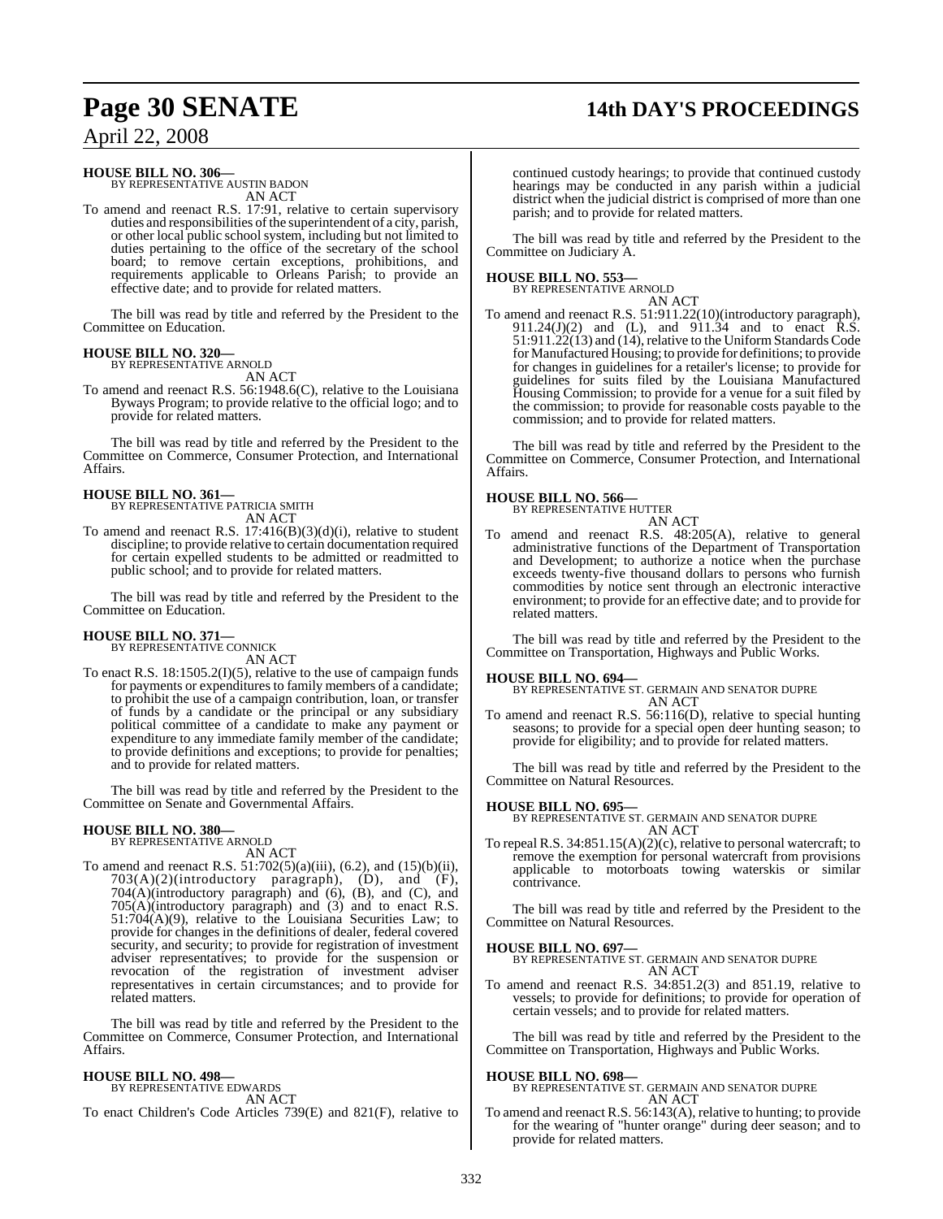**HOUSE BILL NO. 306—**
BY REPRESENTATIVE AUSTIN BADON
AN ACT

To amend and reenact R.S. 17:91, relative to certain supervisory duties and responsibilities of the superintendent of a city, parish, or other local public school system, including but not limited to duties pertaining to the office of the secretary of the school board; to remove certain exceptions, prohibitions, and requirements applicable to Orleans Parish; to provide an effective date; and to provide for related matters.

The bill was read by title and referred by the President to the Committee on Education.

**HOUSE BILL NO. 320—**
BY REPRESENTATIVE ARNOLD
AN ACT

To amend and reenact R.S. 56:1948.6(C), relative to the Louisiana Byways Program; to provide relative to the official logo; and to provide for related matters.

The bill was read by title and referred by the President to the Committee on Commerce, Consumer Protection, and International Affairs.

**HOUSE BILL NO. 361—**
BY REPRESENTATIVE PATRICIA SMITH
AN ACT

To amend and reenact R.S. 17:416(B)(3)(d)(i), relative to student discipline; to provide relative to certain documentation required for certain expelled students to be admitted or readmitted to public school; and to provide for related matters.

The bill was read by title and referred by the President to the Committee on Education.

**HOUSE BILL NO. 371—**
BY REPRESENTATIVE CONNICK
AN ACT

To enact R.S. 18:1505.2(I)(5), relative to the use of campaign funds for payments or expenditures to family members of a candidate; to prohibit the use of a campaign contribution, loan, or transfer of funds by a candidate or the principal or any subsidiary political committee of a candidate to make any payment or expenditure to any immediate family member of the candidate; to provide definitions and exceptions; to provide for penalties; and to provide for related matters.

The bill was read by title and referred by the President to the Committee on Senate and Governmental Affairs.

**HOUSE BILL NO. 380—**
BY REPRESENTATIVE ARNOLD
AN ACT

To amend and reenact R.S. 51:702(5)(a)(iii), (6.2), and (15)(b)(ii), 703(A)(2)(introductory paragraph), (D), and (F), 704(A)(introductory paragraph) and (6), (B), and (C), and 705(A)(introductory paragraph) and (3) and to enact R.S. 51:704(A)(9), relative to the Louisiana Securities Law; to provide for changes in the definitions of dealer, federal covered security, and security; to provide for registration of investment adviser representatives; to provide for the suspension or revocation of the registration of investment adviser representatives in certain circumstances; and to provide for related matters.

The bill was read by title and referred by the President to the Committee on Commerce, Consumer Protection, and International Affairs.

**HOUSE BILL NO. 498—**
BY REPRESENTATIVE EDWARDS
AN ACT

To enact Children's Code Articles 739(E) and 821(F), relative to continued custody hearings; to provide that continued custody hearings may be conducted in any parish within a judicial district when the judicial district is comprised of more than one parish; and to provide for related matters.

The bill was read by title and referred by the President to the Committee on Judiciary A.

**HOUSE BILL NO. 553—**
BY REPRESENTATIVE ARNOLD
AN ACT

To amend and reenact R.S. 51:911.22(10)(introductory paragraph), 911.24(J)(2) and (L), and 911.34 and to enact R.S. 51:911.22(13) and (14), relative to the Uniform Standards Code for Manufactured Housing; to provide for definitions; to provide for changes in guidelines for a retailer's license; to provide for guidelines for suits filed by the Louisiana Manufactured Housing Commission; to provide for a venue for a suit filed by the commission; to provide for reasonable costs payable to the commission; and to provide for related matters.

The bill was read by title and referred by the President to the Committee on Commerce, Consumer Protection, and International Affairs.

**HOUSE BILL NO. 566—**
BY REPRESENTATIVE HUTTER
AN ACT

To amend and reenact R.S. 48:205(A), relative to general administrative functions of the Department of Transportation and Development; to authorize a notice when the purchase exceeds twenty-five thousand dollars to persons who furnish commodities by notice sent through an electronic interactive environment; to provide for an effective date; and to provide for related matters.

The bill was read by title and referred by the President to the Committee on Transportation, Highways and Public Works.

**HOUSE BILL NO. 694—**
BY REPRESENTATIVE ST. GERMAIN AND SENATOR DUPRE
AN ACT

To amend and reenact R.S. 56:116(D), relative to special hunting seasons; to provide for a special open deer hunting season; to provide for eligibility; and to provide for related matters.

The bill was read by title and referred by the President to the Committee on Natural Resources.

**HOUSE BILL NO. 695—**
BY REPRESENTATIVE ST. GERMAIN AND SENATOR DUPRE
AN ACT

To repeal R.S. 34:851.15(A)(2)(c), relative to personal watercraft; to remove the exemption for personal watercraft from provisions applicable to motorboats towing waterskis or similar contrivance.

The bill was read by title and referred by the President to the Committee on Natural Resources.

**HOUSE BILL NO. 697—**
BY REPRESENTATIVE ST. GERMAIN AND SENATOR DUPRE
AN ACT

To amend and reenact R.S. 34:851.2(3) and 851.19, relative to vessels; to provide for definitions; to provide for operation of certain vessels; and to provide for related matters.

The bill was read by title and referred by the President to the Committee on Transportation, Highways and Public Works.

**HOUSE BILL NO. 698—**
BY REPRESENTATIVE ST. GERMAIN AND SENATOR DUPRE
AN ACT

To amend and reenact R.S. 56:143(A), relative to hunting; to provide for the wearing of "hunter orange" during deer season; and to provide for related matters.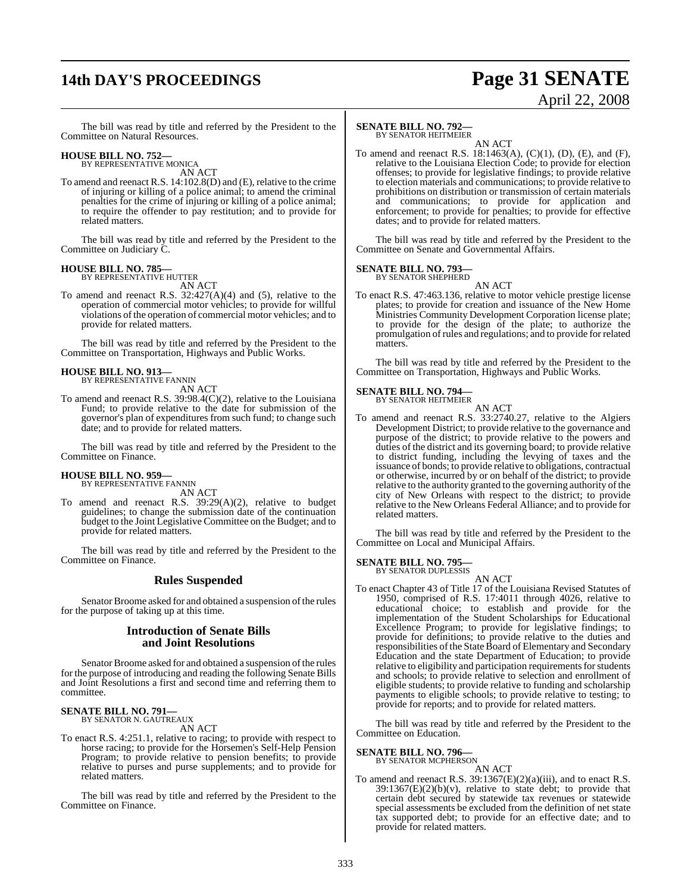The bill was read by title and referred by the President to the Committee on Natural Resources.

**HOUSE BILL NO. 752—**
BY REPRESENTATIVE MONICA

AN ACT

To amend and reenact R.S. 14:102.8(D) and (E), relative to the crime of injuring or killing of a police animal; to amend the criminal penalties for the crime of injuring or killing of a police animal; to require the offender to pay restitution; and to provide for related matters.

The bill was read by title and referred by the President to the Committee on Judiciary C.

**HOUSE BILL NO. 785—**
BY REPRESENTATIVE HUTTER

AN ACT

To amend and reenact R.S. 32:427(A)(4) and (5), relative to the operation of commercial motor vehicles; to provide for willful violations of the operation of commercial motor vehicles; and to provide for related matters.

The bill was read by title and referred by the President to the Committee on Transportation, Highways and Public Works.

**HOUSE BILL NO. 913—**
BY REPRESENTATIVE FANNIN

AN ACT

To amend and reenact R.S. 39:98.4(C)(2), relative to the Louisiana Fund; to provide relative to the date for submission of the governor's plan of expenditures from such fund; to change such date; and to provide for related matters.

The bill was read by title and referred by the President to the Committee on Finance.

**HOUSE BILL NO. 959—**
BY REPRESENTATIVE FANNIN

AN ACT

To amend and reenact R.S. 39:29(A)(2), relative to budget guidelines; to change the submission date of the continuation budget to the Joint Legislative Committee on the Budget; and to provide for related matters.

The bill was read by title and referred by the President to the Committee on Finance.

## Rules Suspended

Senator Broome asked for and obtained a suspension of the rules for the purpose of taking up at this time.

## Introduction of Senate Bills and Joint Resolutions

Senator Broome asked for and obtained a suspension of the rules for the purpose of introducing and reading the following Senate Bills and Joint Resolutions a first and second time and referring them to committee.

**SENATE BILL NO. 791—**
BY SENATOR N. GAUTREAUX

AN ACT

To enact R.S. 4:251.1, relative to racing; to provide with respect to horse racing; to provide for the Horsemen's Self-Help Pension Program; to provide relative to pension benefits; to provide relative to purses and purse supplements; and to provide for related matters.

The bill was read by title and referred by the President to the Committee on Finance.

**SENATE BILL NO. 792—**
BY SENATOR HEITMEIER

AN ACT

To amend and reenact R.S. 18:1463(A), (C)(1), (D), (E), and (F), relative to the Louisiana Election Code; to provide for election offenses; to provide for legislative findings; to provide relative to election materials and communications; to provide relative to prohibitions on distribution or transmission of certain materials and communications; to provide for application and enforcement; to provide for penalties; to provide for effective dates; and to provide for related matters.

The bill was read by title and referred by the President to the Committee on Senate and Governmental Affairs.

**SENATE BILL NO. 793—**
BY SENATOR SHEPHERD

AN ACT

To enact R.S. 47:463.136, relative to motor vehicle prestige license plates; to provide for creation and issuance of the New Home Ministries Community Development Corporation license plate; to provide for the design of the plate; to authorize the promulgation of rules and regulations; and to provide for related matters.

The bill was read by title and referred by the President to the Committee on Transportation, Highways and Public Works.

**SENATE BILL NO. 794—**
BY SENATOR HEITMEIER

AN ACT

To amend and reenact R.S. 33:2740.27, relative to the Algiers Development District; to provide relative to the governance and purpose of the district; to provide relative to the powers and duties of the district and its governing board; to provide relative to district funding, including the levying of taxes and the issuance of bonds; to provide relative to obligations, contractual or otherwise, incurred by or on behalf of the district; to provide relative to the authority granted to the governing authority of the city of New Orleans with respect to the district; to provide relative to the New Orleans Federal Alliance; and to provide for related matters.

The bill was read by title and referred by the President to the Committee on Local and Municipal Affairs.

**SENATE BILL NO. 795—**
BY SENATOR DUPLESSIS

AN ACT

To enact Chapter 43 of Title 17 of the Louisiana Revised Statutes of 1950, comprised of R.S. 17:4011 through 4026, relative to educational choice; to establish and provide for the implementation of the Student Scholarships for Educational Excellence Program; to provide for legislative findings; to provide for definitions; to provide relative to the duties and responsibilities of the State Board of Elementary and Secondary Education and the state Department of Education; to provide relative to eligibility and participation requirements for students and schools; to provide relative to selection and enrollment of eligible students; to provide relative to funding and scholarship payments to eligible schools; to provide relative to testing; to provide for reports; and to provide for related matters.

The bill was read by title and referred by the President to the Committee on Education.

**SENATE BILL NO. 796—**
BY SENATOR MCPHERSON

AN ACT

To amend and reenact R.S. 39:1367(E)(2)(a)(iii), and to enact R.S. 39:1367(E)(2)(b)(v), relative to state debt; to provide that certain debt secured by statewide tax revenues or statewide special assessments be excluded from the definition of net state tax supported debt; to provide for an effective date; and to provide for related matters.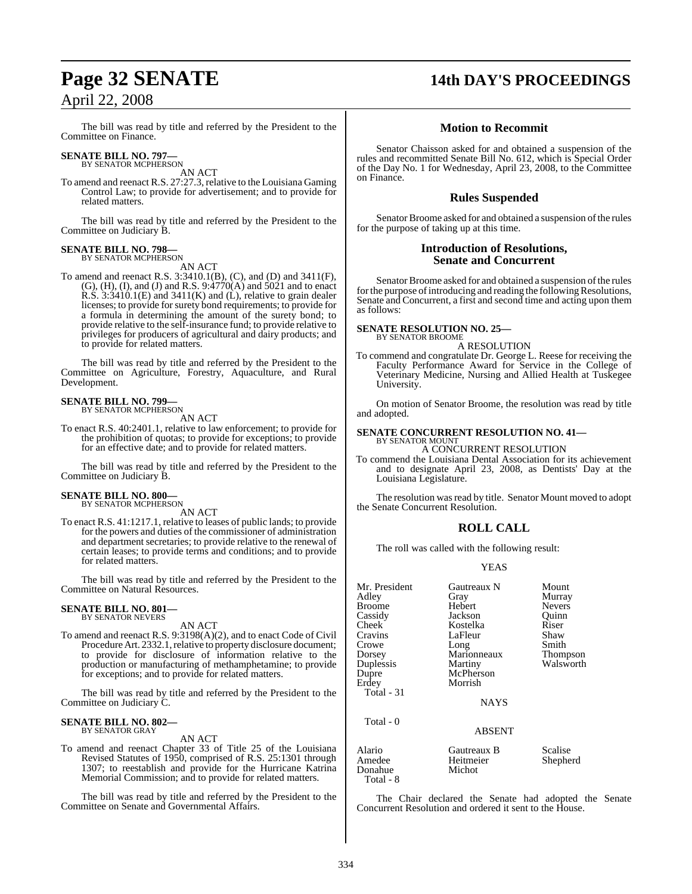The bill was read by title and referred by the President to the Committee on Finance.

**SENATE BILL NO. 797—**
BY SENATOR MCPHERSON

AN ACT

To amend and reenact R.S. 27:27.3, relative to the Louisiana Gaming Control Law; to provide for advertisement; and to provide for related matters.

The bill was read by title and referred by the President to the Committee on Judiciary B.

**SENATE BILL NO. 798—**
BY SENATOR MCPHERSON

AN ACT

To amend and reenact R.S. 3:3410.1(B), (C), and (D) and 3411(F), (G), (H), (I), and (J) and R.S. 9:4770(A) and 5021 and to enact R.S. 3:3410.1(E) and 3411(K) and (L), relative to grain dealer licenses; to provide for surety bond requirements; to provide for a formula in determining the amount of the surety bond; to provide relative to the self-insurance fund; to provide relative to privileges for producers of agricultural and dairy products; and to provide for related matters.

The bill was read by title and referred by the President to the Committee on Agriculture, Forestry, Aquaculture, and Rural Development.

**SENATE BILL NO. 799—**
BY SENATOR MCPHERSON

AN ACT

To enact R.S. 40:2401.1, relative to law enforcement; to provide for the prohibition of quotas; to provide for exceptions; to provide for an effective date; and to provide for related matters.

The bill was read by title and referred by the President to the Committee on Judiciary B.

**SENATE BILL NO. 800—**
BY SENATOR MCPHERSON

AN ACT

To enact R.S. 41:1217.1, relative to leases of public lands; to provide for the powers and duties of the commissioner of administration and department secretaries; to provide relative to the renewal of certain leases; to provide terms and conditions; and to provide for related matters.

The bill was read by title and referred by the President to the Committee on Natural Resources.

**SENATE BILL NO. 801—**
BY SENATOR NEVERS

AN ACT

To amend and reenact R.S. 9:3198(A)(2), and to enact Code of Civil Procedure Art. 2332.1, relative to property disclosure document; to provide for disclosure of information relative to the production or manufacturing of methamphetamine; to provide for exceptions; and to provide for related matters.

The bill was read by title and referred by the President to the Committee on Judiciary C.

**SENATE BILL NO. 802—**
BY SENATOR GRAY

AN ACT

To amend and reenact Chapter 33 of Title 25 of the Louisiana Revised Statutes of 1950, comprised of R.S. 25:1301 through 1307; to reestablish and provide for the Hurricane Katrina Memorial Commission; and to provide for related matters.

The bill was read by title and referred by the President to the Committee on Senate and Governmental Affairs.

## Motion to Recommit

Senator Chaisson asked for and obtained a suspension of the rules and recommitted Senate Bill No. 612, which is Special Order of the Day No. 1 for Wednesday, April 23, 2008, to the Committee on Finance.

## Rules Suspended

Senator Broome asked for and obtained a suspension of the rules for the purpose of taking up at this time.

## Introduction of Resolutions, Senate and Concurrent

Senator Broome asked for and obtained a suspension of the rules for the purpose of introducing and reading the following Resolutions, Senate and Concurrent, a first and second time and acting upon them as follows:

**SENATE RESOLUTION NO. 25—**
BY SENATOR BROOME

A RESOLUTION

To commend and congratulate Dr. George L. Reese for receiving the Faculty Performance Award for Service in the College of Veterinary Medicine, Nursing and Allied Health at Tuskegee University.

On motion of Senator Broome, the resolution was read by title and adopted.

**SENATE CONCURRENT RESOLUTION NO. 41—**
BY SENATOR MOUNT

A CONCURRENT RESOLUTION

To commend the Louisiana Dental Association for its achievement and to designate April 23, 2008, as Dentists' Day at the Louisiana Legislature.

The resolution was read by title. Senator Mount moved to adopt the Senate Concurrent Resolution.

## ROLL CALL

The roll was called with the following result:

YEAS

| | | |
|---|---|---|
| Mr. President | Gautreaux N | Mount |
| Adley | Gray | Murray |
| Broome | Hebert | Nevers |
| Cassidy | Jackson | Quinn |
| Cheek | Kostelka | Riser |
| Cravins | LaFleur | Shaw |
| Crowe | Long | Smith |
| Dorsey | Marionneaux | Thompson |
| Duplessis | Martiny | Walsworth |
| Dupre | McPherson | |
| Erdey | Morrish | |

Total - 31

NAYS

Total - 0

ABSENT

| | | |
|---|---|---|
| Alario | Gautreaux B | Scalise |
| Amedee | Heitmeier | Shepherd |
| Donahue | Michot | |

Total - 8

The Chair declared the Senate had adopted the Senate Concurrent Resolution and ordered it sent to the House.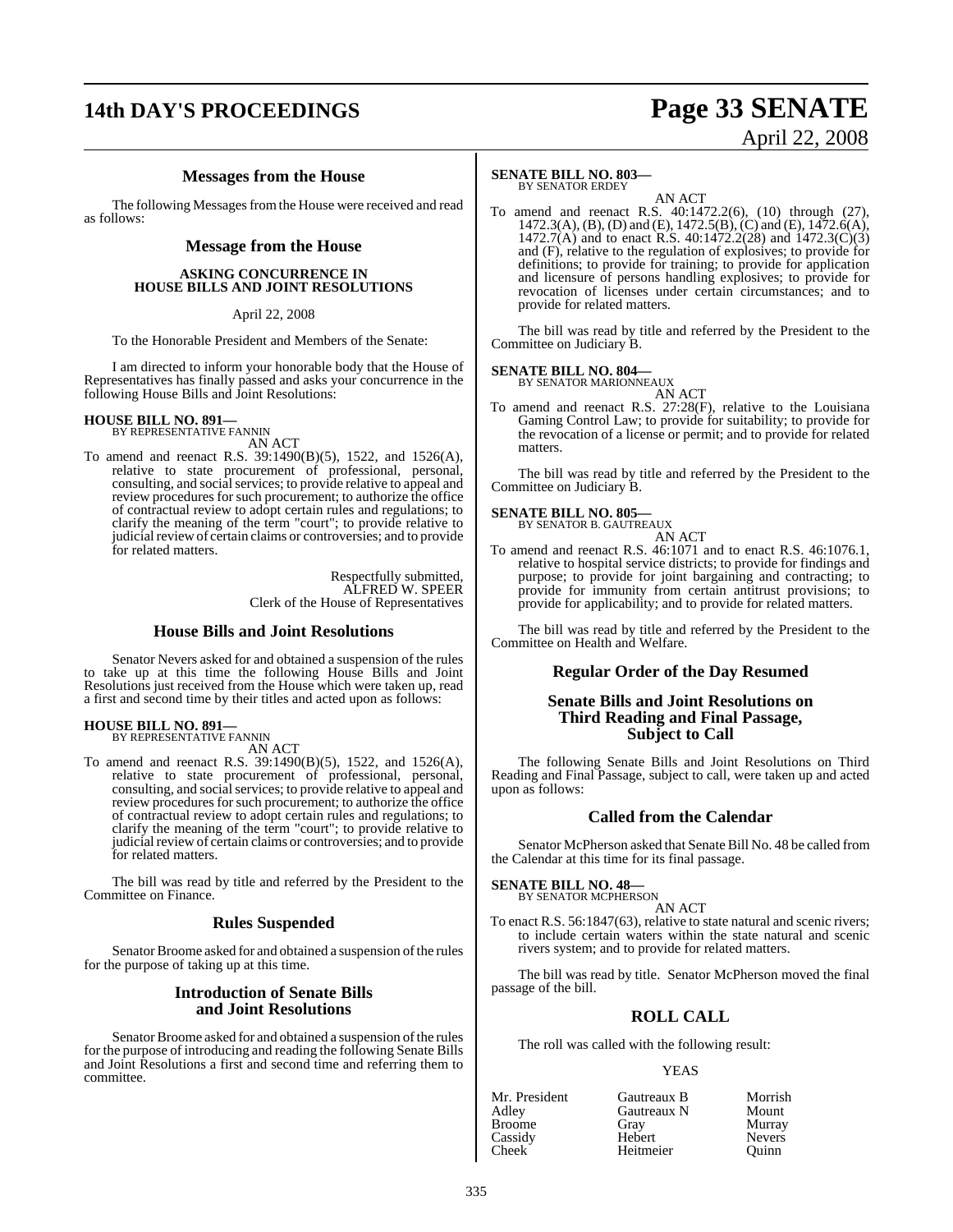## Messages from the House

The following Messages from the House were received and read as follows:

## Message from the House

### ASKING CONCURRENCE IN HOUSE BILLS AND JOINT RESOLUTIONS

April 22, 2008

To the Honorable President and Members of the Senate:

I am directed to inform your honorable body that the House of Representatives has finally passed and asks your concurrence in the following House Bills and Joint Resolutions:

**HOUSE BILL NO. 891—**
BY REPRESENTATIVE FANNIN

AN ACT

To amend and reenact R.S. 39:1490(B)(5), 1522, and 1526(A), relative to state procurement of professional, personal, consulting, and social services; to provide relative to appeal and review procedures for such procurement; to authorize the office of contractual review to adopt certain rules and regulations; to clarify the meaning of the term "court"; to provide relative to judicial review of certain claims or controversies; and to provide for related matters.

Respectfully submitted,
ALFRED W. SPEER
Clerk of the House of Representatives

## House Bills and Joint Resolutions

Senator Nevers asked for and obtained a suspension of the rules to take up at this time the following House Bills and Joint Resolutions just received from the House which were taken up, read a first and second time by their titles and acted upon as follows:

**HOUSE BILL NO. 891—**
BY REPRESENTATIVE FANNIN

AN ACT

To amend and reenact R.S. 39:1490(B)(5), 1522, and 1526(A), relative to state procurement of professional, personal, consulting, and social services; to provide relative to appeal and review procedures for such procurement; to authorize the office of contractual review to adopt certain rules and regulations; to clarify the meaning of the term "court"; to provide relative to judicial review of certain claims or controversies; and to provide for related matters.

The bill was read by title and referred by the President to the Committee on Finance.

## Rules Suspended

Senator Broome asked for and obtained a suspension of the rules for the purpose of taking up at this time.

## Introduction of Senate Bills and Joint Resolutions

Senator Broome asked for and obtained a suspension of the rules for the purpose of introducing and reading the following Senate Bills and Joint Resolutions a first and second time and referring them to committee.

**SENATE BILL NO. 803—**
BY SENATOR ERDEY

AN ACT

To amend and reenact R.S. 40:1472.2(6), (10) through (27), 1472.3(A), (B), (D) and (E), 1472.5(B), (C) and (E), 1472.6(A), 1472.7(A) and to enact R.S. 40:1472.2(28) and 1472.3(C)(3) and (F), relative to the regulation of explosives; to provide for definitions; to provide for training; to provide for application and licensure of persons handling explosives; to provide for revocation of licenses under certain circumstances; and to provide for related matters.

The bill was read by title and referred by the President to the Committee on Judiciary B.

**SENATE BILL NO. 804—**
BY SENATOR MARIONNEAUX

AN ACT

To amend and reenact R.S. 27:28(F), relative to the Louisiana Gaming Control Law; to provide for suitability; to provide for the revocation of a license or permit; and to provide for related matters.

The bill was read by title and referred by the President to the Committee on Judiciary B.

**SENATE BILL NO. 805—**
BY SENATOR B. GAUTREAUX

AN ACT

To amend and reenact R.S. 46:1071 and to enact R.S. 46:1076.1, relative to hospital service districts; to provide for findings and purpose; to provide for joint bargaining and contracting; to provide for immunity from certain antitrust provisions; to provide for applicability; and to provide for related matters.

The bill was read by title and referred by the President to the Committee on Health and Welfare.

## Regular Order of the Day Resumed

## Senate Bills and Joint Resolutions on Third Reading and Final Passage, Subject to Call

The following Senate Bills and Joint Resolutions on Third Reading and Final Passage, subject to call, were taken up and acted upon as follows:

## Called from the Calendar

Senator McPherson asked that Senate Bill No. 48 be called from the Calendar at this time for its final passage.

**SENATE BILL NO. 48—**
BY SENATOR MCPHERSON

AN ACT

To enact R.S. 56:1847(63), relative to state natural and scenic rivers; to include certain waters within the state natural and scenic rivers system; and to provide for related matters.

The bill was read by title. Senator McPherson moved the final passage of the bill.

## ROLL CALL

The roll was called with the following result:

YEAS

| | | |
|---|---|---|
| Mr. President | Gautreaux B | Morrish |
| Adley | Gautreaux N | Mount |
| Broome | Gray | Murray |
| Cassidy | Hebert | Nevers |
| Cheek | Heitmeier | Quinn |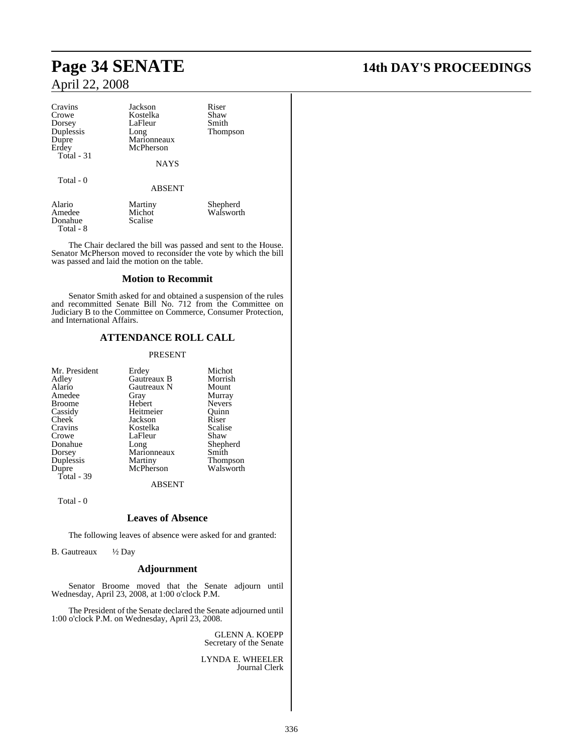| | | |
|---|---|---|
| Cravins | Jackson | Riser |
| Crowe | Kostelka | Shaw |
| Dorsey | LaFleur | Smith |
| Duplessis | Long | Thompson |
| Dupre | Marionneaux | |
| Erdey | McPherson | |
| Total - 31 | | |

NAYS

Total - 0

ABSENT

| | | |
|---|---|---|
| Alario | Martiny | Shepherd |
| Amedee | Michot | Walsworth |
| Donahue | Scalise | |
| Total - 8 | | |

The Chair declared the bill was passed and sent to the House. Senator McPherson moved to reconsider the vote by which the bill was passed and laid the motion on the table.

### Motion to Recommit

Senator Smith asked for and obtained a suspension of the rules and recommitted Senate Bill No. 712 from the Committee on Judiciary B to the Committee on Commerce, Consumer Protection, and International Affairs.

## ATTENDANCE ROLL CALL

PRESENT

| | | |
|---|---|---|
| Mr. President | Erdey | Michot |
| Adley | Gautreaux B | Morrish |
| Alario | Gautreaux N | Mount |
| Amedee | Gray | Murray |
| Broome | Hebert | Nevers |
| Cassidy | Heitmeier | Quinn |
| Cheek | Jackson | Riser |
| Cravins | Kostelka | Scalise |
| Crowe | LaFleur | Shaw |
| Donahue | Long | Shepherd |
| Dorsey | Marionneaux | Smith |
| Duplessis | Martiny | Thompson |
| Dupre | McPherson | Walsworth |
| Total - 39 | | |

ABSENT

Total - 0

### Leaves of Absence

The following leaves of absence were asked for and granted:

B. Gautreaux ½ Day

### Adjournment

Senator Broome moved that the Senate adjourn until Wednesday, April 23, 2008, at 1:00 o'clock P.M.

The President of the Senate declared the Senate adjourned until 1:00 o'clock P.M. on Wednesday, April 23, 2008.

GLENN A. KOEPP
Secretary of the Senate

LYNDA E. WHEELER
Journal Clerk